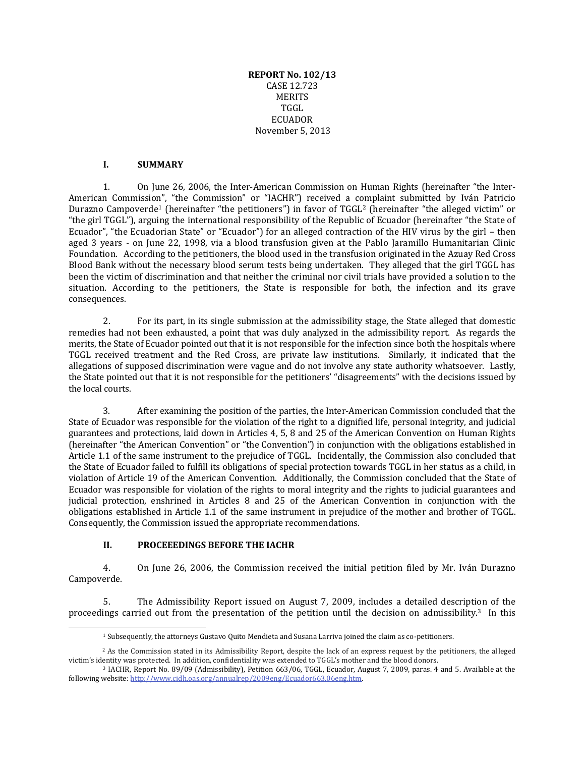**REPORT No. 102/13**
CASE 12.723
MERITS
TGGL
ECUADOR
November 5, 2013

## I. SUMMARY

1. On June 26, 2006, the Inter-American Commission on Human Rights (hereinafter "the Inter-American Commission", "the Commission" or "IACHR") received a complaint submitted by Iván Patricio Durazno Campoverde[1] (hereinafter "the petitioners") in favor of TGGL[2] (hereinafter "the alleged victim" or "the girl TGGL"), arguing the international responsibility of the Republic of Ecuador (hereinafter "the State of Ecuador", "the Ecuadorian State" or "Ecuador") for an alleged contraction of the HIV virus by the girl – then aged 3 years - on June 22, 1998, via a blood transfusion given at the Pablo Jaramillo Humanitarian Clinic Foundation. According to the petitioners, the blood used in the transfusion originated in the Azuay Red Cross Blood Bank without the necessary blood serum tests being undertaken. They alleged that the girl TGGL has been the victim of discrimination and that neither the criminal nor civil trials have provided a solution to the situation. According to the petitioners, the State is responsible for both, the infection and its grave consequences.

2. For its part, in its single submission at the admissibility stage, the State alleged that domestic remedies had not been exhausted, a point that was duly analyzed in the admissibility report. As regards the merits, the State of Ecuador pointed out that it is not responsible for the infection since both the hospitals where TGGL received treatment and the Red Cross, are private law institutions. Similarly, it indicated that the allegations of supposed discrimination were vague and do not involve any state authority whatsoever. Lastly, the State pointed out that it is not responsible for the petitioners' "disagreements" with the decisions issued by the local courts.

3. After examining the position of the parties, the Inter-American Commission concluded that the State of Ecuador was responsible for the violation of the right to a dignified life, personal integrity, and judicial guarantees and protections, laid down in Articles 4, 5, 8 and 25 of the American Convention on Human Rights (hereinafter "the American Convention" or "the Convention") in conjunction with the obligations established in Article 1.1 of the same instrument to the prejudice of TGGL. Incidentally, the Commission also concluded that the State of Ecuador failed to fulfill its obligations of special protection towards TGGL in her status as a child, in violation of Article 19 of the American Convention. Additionally, the Commission concluded that the State of Ecuador was responsible for violation of the rights to moral integrity and the rights to judicial guarantees and judicial protection, enshrined in Articles 8 and 25 of the American Convention in conjunction with the obligations established in Article 1.1 of the same instrument in prejudice of the mother and brother of TGGL. Consequently, the Commission issued the appropriate recommendations.

## II. PROCEEEDINGS BEFORE THE IACHR

4. On June 26, 2006, the Commission received the initial petition filed by Mr. Iván Durazno Campoverde.

5. The Admissibility Report issued on August 7, 2009, includes a detailed description of the proceedings carried out from the presentation of the petition until the decision on admissibility.[3] In this

---

[1] Subsequently, the attorneys Gustavo Quito Mendieta and Susana Larriva joined the claim as co-petitioners.

[2] As the Commission stated in its Admissibility Report, despite the lack of an express request by the petitioners, the alleged victim's identity was protected. In addition, confidentiality was extended to TGGL's mother and the blood donors.

[3] IACHR, Report No. 89/09 (Admissibility), Petition 663/06, TGGL, Ecuador, August 7, 2009, paras. 4 and 5. Available at the following website: http://www.cidh.oas.org/annualrep/2009eng/Ecuador663.06eng.htm.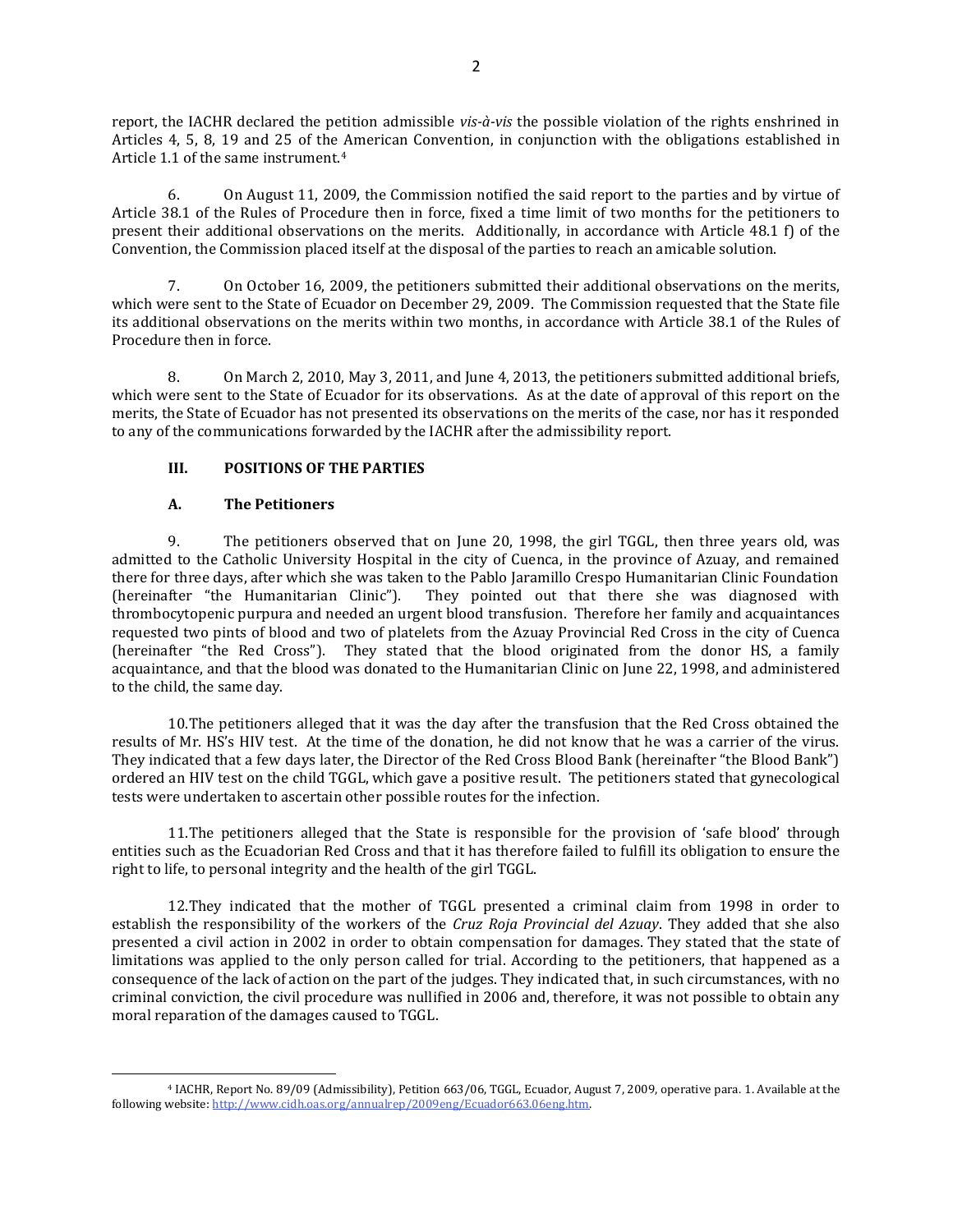report, the IACHR declared the petition admissible *vis-à-vis* the possible violation of the rights enshrined in Articles 4, 5, 8, 19 and 25 of the American Convention, in conjunction with the obligations established in Article 1.1 of the same instrument.[4]

6. On August 11, 2009, the Commission notified the said report to the parties and by virtue of Article 38.1 of the Rules of Procedure then in force, fixed a time limit of two months for the petitioners to present their additional observations on the merits. Additionally, in accordance with Article 48.1 f) of the Convention, the Commission placed itself at the disposal of the parties to reach an amicable solution.

7. On October 16, 2009, the petitioners submitted their additional observations on the merits, which were sent to the State of Ecuador on December 29, 2009. The Commission requested that the State file its additional observations on the merits within two months, in accordance with Article 38.1 of the Rules of Procedure then in force.

8. On March 2, 2010, May 3, 2011, and June 4, 2013, the petitioners submitted additional briefs, which were sent to the State of Ecuador for its observations. As at the date of approval of this report on the merits, the State of Ecuador has not presented its observations on the merits of the case, nor has it responded to any of the communications forwarded by the IACHR after the admissibility report.

## III. POSITIONS OF THE PARTIES

### A. The Petitioners

9. The petitioners observed that on June 20, 1998, the girl TGGL, then three years old, was admitted to the Catholic University Hospital in the city of Cuenca, in the province of Azuay, and remained there for three days, after which she was taken to the Pablo Jaramillo Crespo Humanitarian Clinic Foundation (hereinafter "the Humanitarian Clinic"). They pointed out that there she was diagnosed with thrombocytopenic purpura and needed an urgent blood transfusion. Therefore her family and acquaintances requested two pints of blood and two of platelets from the Azuay Provincial Red Cross in the city of Cuenca (hereinafter "the Red Cross"). They stated that the blood originated from the donor HS, a family acquaintance, and that the blood was donated to the Humanitarian Clinic on June 22, 1998, and administered to the child, the same day.

10. The petitioners alleged that it was the day after the transfusion that the Red Cross obtained the results of Mr. HS's HIV test. At the time of the donation, he did not know that he was a carrier of the virus. They indicated that a few days later, the Director of the Red Cross Blood Bank (hereinafter "the Blood Bank") ordered an HIV test on the child TGGL, which gave a positive result. The petitioners stated that gynecological tests were undertaken to ascertain other possible routes for the infection.

11. The petitioners alleged that the State is responsible for the provision of 'safe blood' through entities such as the Ecuadorian Red Cross and that it has therefore failed to fulfill its obligation to ensure the right to life, to personal integrity and the health of the girl TGGL.

12. They indicated that the mother of TGGL presented a criminal claim from 1998 in order to establish the responsibility of the workers of the *Cruz Roja Provincial del Azuay*. They added that she also presented a civil action in 2002 in order to obtain compensation for damages. They stated that the state of limitations was applied to the only person called for trial. According to the petitioners, that happened as a consequence of the lack of action on the part of the judges. They indicated that, in such circumstances, with no criminal conviction, the civil procedure was nullified in 2006 and, therefore, it was not possible to obtain any moral reparation of the damages caused to TGGL.

[4] IACHR, Report No. 89/09 (Admissibility), Petition 663/06, TGGL, Ecuador, August 7, 2009, operative para. 1. Available at the following website: http://www.cidh.oas.org/annualrep/2009eng/Ecuador663.06eng.htm.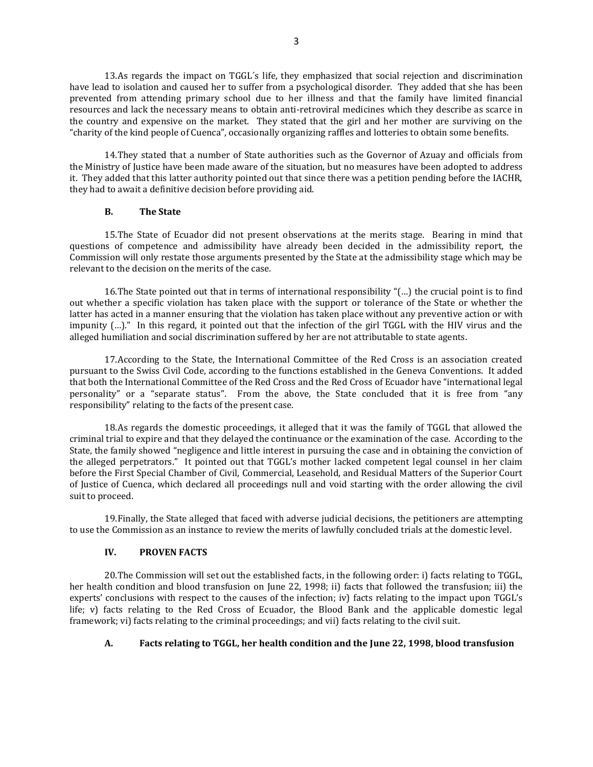13.As regards the impact on TGGL´s life, they emphasized that social rejection and discrimination have lead to isolation and caused her to suffer from a psychological disorder. They added that she has been prevented from attending primary school due to her illness and that the family have limited financial resources and lack the necessary means to obtain anti-retroviral medicines which they describe as scarce in the country and expensive on the market. They stated that the girl and her mother are surviving on the "charity of the kind people of Cuenca", occasionally organizing raffles and lotteries to obtain some benefits.

14.They stated that a number of State authorities such as the Governor of Azuay and officials from the Ministry of Justice have been made aware of the situation, but no measures have been adopted to address it. They added that this latter authority pointed out that since there was a petition pending before the IACHR, they had to await a definitive decision before providing aid.

### B. The State

15.The State of Ecuador did not present observations at the merits stage. Bearing in mind that questions of competence and admissibility have already been decided in the admissibility report, the Commission will only restate those arguments presented by the State at the admissibility stage which may be relevant to the decision on the merits of the case.

16.The State pointed out that in terms of international responsibility "(…) the crucial point is to find out whether a specific violation has taken place with the support or tolerance of the State or whether the latter has acted in a manner ensuring that the violation has taken place without any preventive action or with impunity (…)." In this regard, it pointed out that the infection of the girl TGGL with the HIV virus and the alleged humiliation and social discrimination suffered by her are not attributable to state agents.

17.According to the State, the International Committee of the Red Cross is an association created pursuant to the Swiss Civil Code, according to the functions established in the Geneva Conventions. It added that both the International Committee of the Red Cross and the Red Cross of Ecuador have "international legal personality" or a "separate status". From the above, the State concluded that it is free from "any responsibility" relating to the facts of the present case.

18.As regards the domestic proceedings, it alleged that it was the family of TGGL that allowed the criminal trial to expire and that they delayed the continuance or the examination of the case. According to the State, the family showed "negligence and little interest in pursuing the case and in obtaining the conviction of the alleged perpetrators." It pointed out that TGGL's mother lacked competent legal counsel in her claim before the First Special Chamber of Civil, Commercial, Leasehold, and Residual Matters of the Superior Court of Justice of Cuenca, which declared all proceedings null and void starting with the order allowing the civil suit to proceed.

19.Finally, the State alleged that faced with adverse judicial decisions, the petitioners are attempting to use the Commission as an instance to review the merits of lawfully concluded trials at the domestic level.

## IV. PROVEN FACTS

20.The Commission will set out the established facts, in the following order: i) facts relating to TGGL, her health condition and blood transfusion on June 22, 1998; ii) facts that followed the transfusion; iii) the experts' conclusions with respect to the causes of the infection; iv) facts relating to the impact upon TGGL's life; v) facts relating to the Red Cross of Ecuador, the Blood Bank and the applicable domestic legal framework; vi) facts relating to the criminal proceedings; and vii) facts relating to the civil suit.

### A. Facts relating to TGGL, her health condition and the June 22, 1998, blood transfusion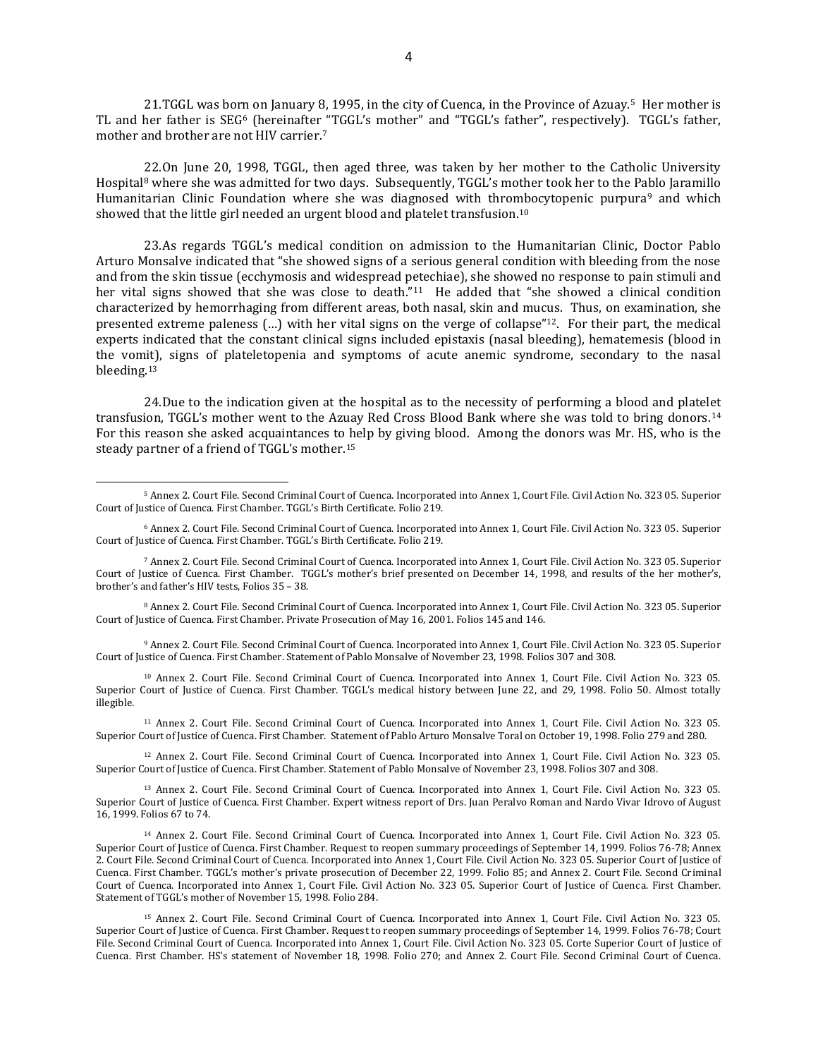21.TGGL was born on January 8, 1995, in the city of Cuenca, in the Province of Azuay.[5] Her mother is TL and her father is SEG[6] (hereinafter "TGGL's mother" and "TGGL's father", respectively). TGGL's father, mother and brother are not HIV carrier.[7]

22.On June 20, 1998, TGGL, then aged three, was taken by her mother to the Catholic University Hospital[8] where she was admitted for two days. Subsequently, TGGL's mother took her to the Pablo Jaramillo Humanitarian Clinic Foundation where she was diagnosed with thrombocytopenic purpura[9] and which showed that the little girl needed an urgent blood and platelet transfusion.[10]

23.As regards TGGL's medical condition on admission to the Humanitarian Clinic, Doctor Pablo Arturo Monsalve indicated that "she showed signs of a serious general condition with bleeding from the nose and from the skin tissue (ecchymosis and widespread petechiae), she showed no response to pain stimuli and her vital signs showed that she was close to death."[11] He added that "she showed a clinical condition characterized by hemorrhaging from different areas, both nasal, skin and mucus. Thus, on examination, she presented extreme paleness (…) with her vital signs on the verge of collapse"[12]. For their part, the medical experts indicated that the constant clinical signs included epistaxis (nasal bleeding), hematemesis (blood in the vomit), signs of plateletopenia and symptoms of acute anemic syndrome, secondary to the nasal bleeding.[13]

24.Due to the indication given at the hospital as to the necessity of performing a blood and platelet transfusion, TGGL's mother went to the Azuay Red Cross Blood Bank where she was told to bring donors.[14] For this reason she asked acquaintances to help by giving blood. Among the donors was Mr. HS, who is the steady partner of a friend of TGGL's mother.[15]

---

[5] Annex 2. Court File. Second Criminal Court of Cuenca. Incorporated into Annex 1, Court File. Civil Action No. 323 05. Superior Court of Justice of Cuenca. First Chamber. TGGL's Birth Certificate. Folio 219.

[6] Annex 2. Court File. Second Criminal Court of Cuenca. Incorporated into Annex 1, Court File. Civil Action No. 323 05. Superior Court of Justice of Cuenca. First Chamber. TGGL's Birth Certificate. Folio 219.

[7] Annex 2. Court File. Second Criminal Court of Cuenca. Incorporated into Annex 1, Court File. Civil Action No. 323 05. Superior Court of Justice of Cuenca. First Chamber. TGGL's mother's brief presented on December 14, 1998, and results of the her mother's, brother's and father's HIV tests, Folios 35 – 38.

[8] Annex 2. Court File. Second Criminal Court of Cuenca. Incorporated into Annex 1, Court File. Civil Action No. 323 05. Superior Court of Justice of Cuenca. First Chamber. Private Prosecution of May 16, 2001. Folios 145 and 146.

[9] Annex 2. Court File. Second Criminal Court of Cuenca. Incorporated into Annex 1, Court File. Civil Action No. 323 05. Superior Court of Justice of Cuenca. First Chamber. Statement of Pablo Monsalve of November 23, 1998. Folios 307 and 308.

[10] Annex 2. Court File. Second Criminal Court of Cuenca. Incorporated into Annex 1, Court File. Civil Action No. 323 05. Superior Court of Justice of Cuenca. First Chamber. TGGL's medical history between June 22, and 29, 1998. Folio 50. Almost totally illegible.

[11] Annex 2. Court File. Second Criminal Court of Cuenca. Incorporated into Annex 1, Court File. Civil Action No. 323 05. Superior Court of Justice of Cuenca. First Chamber. Statement of Pablo Arturo Monsalve Toral on October 19, 1998. Folio 279 and 280.

[12] Annex 2. Court File. Second Criminal Court of Cuenca. Incorporated into Annex 1, Court File. Civil Action No. 323 05. Superior Court of Justice of Cuenca. First Chamber. Statement of Pablo Monsalve of November 23, 1998. Folios 307 and 308.

[13] Annex 2. Court File. Second Criminal Court of Cuenca. Incorporated into Annex 1, Court File. Civil Action No. 323 05. Superior Court of Justice of Cuenca. First Chamber. Expert witness report of Drs. Juan Peralvo Roman and Nardo Vivar Idrovo of August 16, 1999. Folios 67 to 74.

[14] Annex 2. Court File. Second Criminal Court of Cuenca. Incorporated into Annex 1, Court File. Civil Action No. 323 05. Superior Court of Justice of Cuenca. First Chamber. Request to reopen summary proceedings of September 14, 1999. Folios 76-78; Annex 2. Court File. Second Criminal Court of Cuenca. Incorporated into Annex 1, Court File. Civil Action No. 323 05. Superior Court of Justice of Cuenca. First Chamber. TGGL's mother's private prosecution of December 22, 1999. Folio 85; and Annex 2. Court File. Second Criminal Court of Cuenca. Incorporated into Annex 1, Court File. Civil Action No. 323 05. Superior Court of Justice of Cuenca. First Chamber. Statement of TGGL's mother of November 15, 1998. Folio 284.

[15] Annex 2. Court File. Second Criminal Court of Cuenca. Incorporated into Annex 1, Court File. Civil Action No. 323 05. Superior Court of Justice of Cuenca. First Chamber. Request to reopen summary proceedings of September 14, 1999. Folios 76-78; Court File. Second Criminal Court of Cuenca. Incorporated into Annex 1, Court File. Civil Action No. 323 05. Corte Superior Court of Justice of Cuenca. First Chamber. HS's statement of November 18, 1998. Folio 270; and Annex 2. Court File. Second Criminal Court of Cuenca.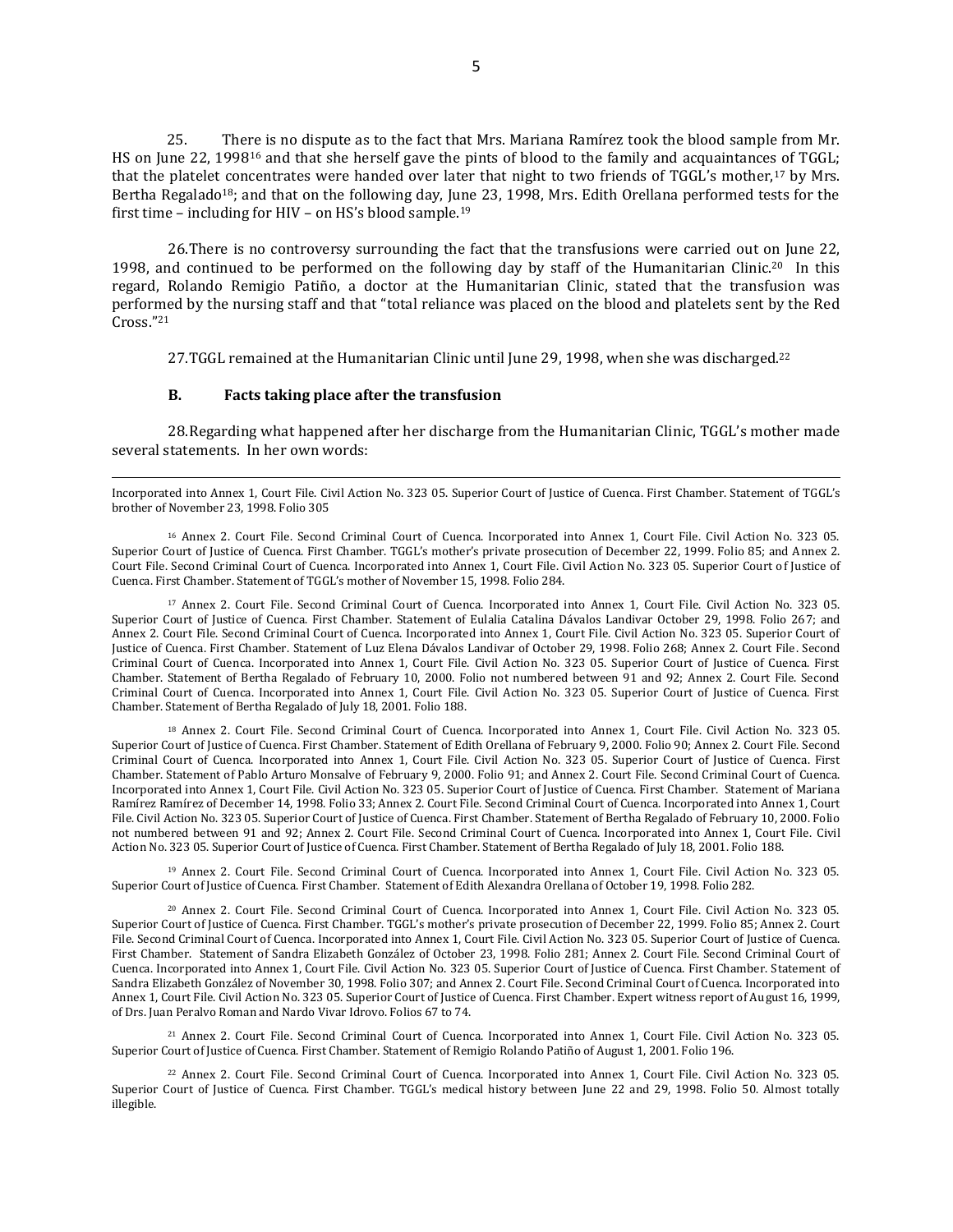25. There is no dispute as to the fact that Mrs. Mariana Ramírez took the blood sample from Mr. HS on June 22, 1998[16] and that she herself gave the pints of blood to the family and acquaintances of TGGL; that the platelet concentrates were handed over later that night to two friends of TGGL's mother,[17] by Mrs. Bertha Regalado[18]; and that on the following day, June 23, 1998, Mrs. Edith Orellana performed tests for the first time – including for HIV – on HS's blood sample.[19]

26. There is no controversy surrounding the fact that the transfusions were carried out on June 22, 1998, and continued to be performed on the following day by staff of the Humanitarian Clinic.[20] In this regard, Rolando Remigio Patiño, a doctor at the Humanitarian Clinic, stated that the transfusion was performed by the nursing staff and that "total reliance was placed on the blood and platelets sent by the Red Cross."[21]

27. TGGL remained at the Humanitarian Clinic until June 29, 1998, when she was discharged.[22]

### B. Facts taking place after the transfusion

28. Regarding what happened after her discharge from the Humanitarian Clinic, TGGL's mother made several statements. In her own words:

---

Incorporated into Annex 1, Court File. Civil Action No. 323 05. Superior Court of Justice of Cuenca. First Chamber. Statement of TGGL's brother of November 23, 1998. Folio 305

[16] Annex 2. Court File. Second Criminal Court of Cuenca. Incorporated into Annex 1, Court File. Civil Action No. 323 05. Superior Court of Justice of Cuenca. First Chamber. TGGL's mother's private prosecution of December 22, 1999. Folio 85; and Annex 2. Court File. Second Criminal Court of Cuenca. Incorporated into Annex 1, Court File. Civil Action No. 323 05. Superior Court of Justice of Cuenca. First Chamber. Statement of TGGL's mother of November 15, 1998. Folio 284.

[17] Annex 2. Court File. Second Criminal Court of Cuenca. Incorporated into Annex 1, Court File. Civil Action No. 323 05. Superior Court of Justice of Cuenca. First Chamber. Statement of Eulalia Catalina Dávalos Landivar October 29, 1998. Folio 267; and Annex 2. Court File. Second Criminal Court of Cuenca. Incorporated into Annex 1, Court File. Civil Action No. 323 05. Superior Court of Justice of Cuenca. First Chamber. Statement of Luz Elena Dávalos Landivar of October 29, 1998. Folio 268; Annex 2. Court File. Second Criminal Court of Cuenca. Incorporated into Annex 1, Court File. Civil Action No. 323 05. Superior Court of Justice of Cuenca. First Chamber. Statement of Bertha Regalado of February 10, 2000. Folio not numbered between 91 and 92; Annex 2. Court File. Second Criminal Court of Cuenca. Incorporated into Annex 1, Court File. Civil Action No. 323 05. Superior Court of Justice of Cuenca. First Chamber. Statement of Bertha Regalado of July 18, 2001. Folio 188.

[18] Annex 2. Court File. Second Criminal Court of Cuenca. Incorporated into Annex 1, Court File. Civil Action No. 323 05. Superior Court of Justice of Cuenca. First Chamber. Statement of Edith Orellana of February 9, 2000. Folio 90; Annex 2. Court File. Second Criminal Court of Cuenca. Incorporated into Annex 1, Court File. Civil Action No. 323 05. Superior Court of Justice of Cuenca. First Chamber. Statement of Pablo Arturo Monsalve of February 9, 2000. Folio 91; and Annex 2. Court File. Second Criminal Court of Cuenca. Incorporated into Annex 1, Court File. Civil Action No. 323 05. Superior Court of Justice of Cuenca. First Chamber. Statement of Mariana Ramírez Ramírez of December 14, 1998. Folio 33; Annex 2. Court File. Second Criminal Court of Cuenca. Incorporated into Annex 1, Court File. Civil Action No. 323 05. Superior Court of Justice of Cuenca. First Chamber. Statement of Bertha Regalado of February 10, 2000. Folio not numbered between 91 and 92; Annex 2. Court File. Second Criminal Court of Cuenca. Incorporated into Annex 1, Court File. Civil Action No. 323 05. Superior Court of Justice of Cuenca. First Chamber. Statement of Bertha Regalado of July 18, 2001. Folio 188.

[19] Annex 2. Court File. Second Criminal Court of Cuenca. Incorporated into Annex 1, Court File. Civil Action No. 323 05. Superior Court of Justice of Cuenca. First Chamber. Statement of Edith Alexandra Orellana of October 19, 1998. Folio 282.

[20] Annex 2. Court File. Second Criminal Court of Cuenca. Incorporated into Annex 1, Court File. Civil Action No. 323 05. Superior Court of Justice of Cuenca. First Chamber. TGGL's mother's private prosecution of December 22, 1999. Folio 85; Annex 2. Court File. Second Criminal Court of Cuenca. Incorporated into Annex 1, Court File. Civil Action No. 323 05. Superior Court of Justice of Cuenca. First Chamber. Statement of Sandra Elizabeth González of October 23, 1998. Folio 281; Annex 2. Court File. Second Criminal Court of Cuenca. Incorporated into Annex 1, Court File. Civil Action No. 323 05. Superior Court of Justice of Cuenca. First Chamber. Statement of Sandra Elizabeth González of November 30, 1998. Folio 307; and Annex 2. Court File. Second Criminal Court of Cuenca. Incorporated into Annex 1, Court File. Civil Action No. 323 05. Superior Court of Justice of Cuenca. First Chamber. Expert witness report of August 16, 1999, of Drs. Juan Peralvo Roman and Nardo Vivar Idrovo. Folios 67 to 74.

[21] Annex 2. Court File. Second Criminal Court of Cuenca. Incorporated into Annex 1, Court File. Civil Action No. 323 05. Superior Court of Justice of Cuenca. First Chamber. Statement of Remigio Rolando Patiño of August 1, 2001. Folio 196.

[22] Annex 2. Court File. Second Criminal Court of Cuenca. Incorporated into Annex 1, Court File. Civil Action No. 323 05. Superior Court of Justice of Cuenca. First Chamber. TGGL's medical history between June 22 and 29, 1998. Folio 50. Almost totally illegible.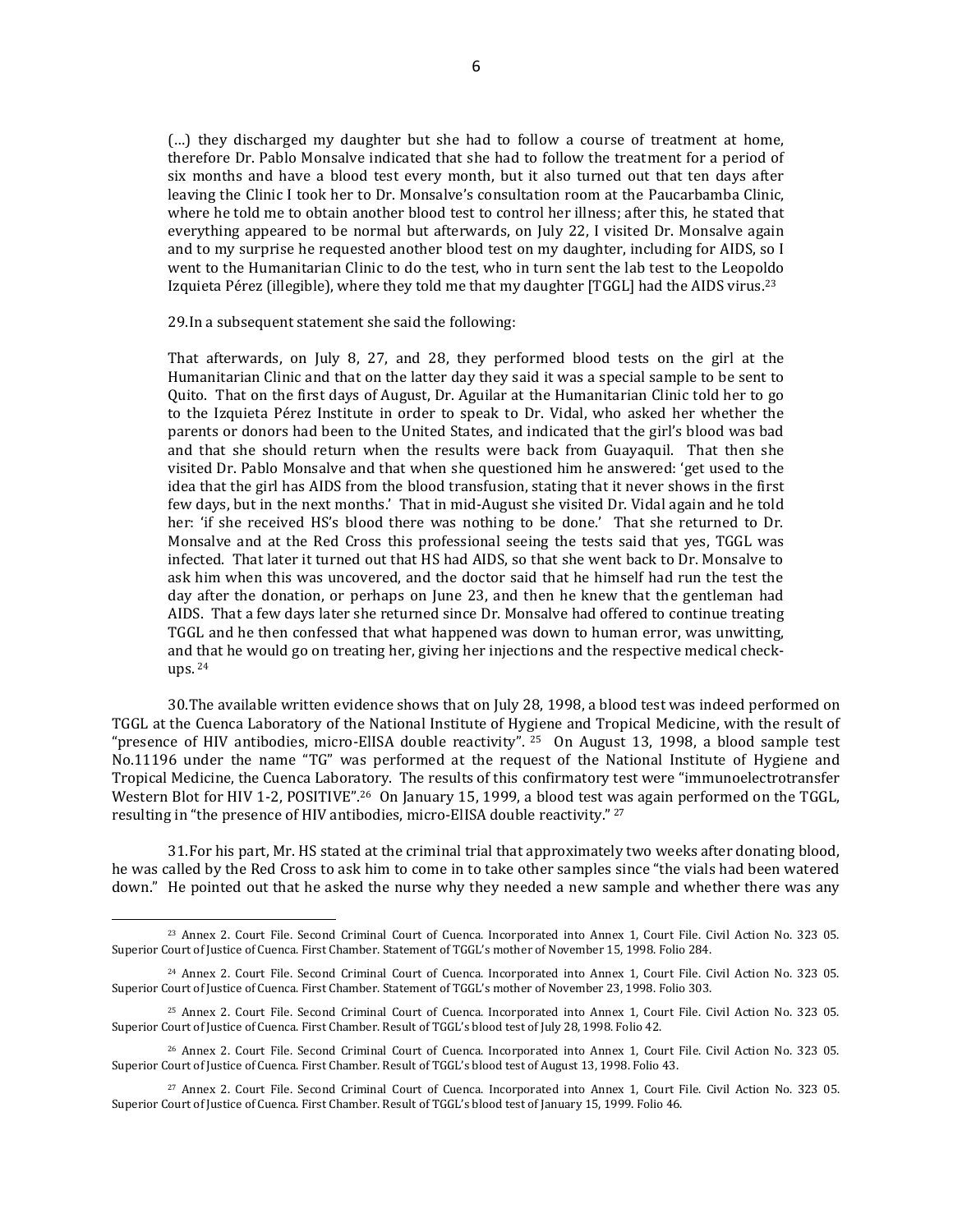> (…) they discharged my daughter but she had to follow a course of treatment at home, therefore Dr. Pablo Monsalve indicated that she had to follow the treatment for a period of six months and have a blood test every month, but it also turned out that ten days after leaving the Clinic I took her to Dr. Monsalve's consultation room at the Paucarbamba Clinic, where he told me to obtain another blood test to control her illness; after this, he stated that everything appeared to be normal but afterwards, on July 22, I visited Dr. Monsalve again and to my surprise he requested another blood test on my daughter, including for AIDS, so I went to the Humanitarian Clinic to do the test, who in turn sent the lab test to the Leopoldo Izquieta Pérez (illegible), where they told me that my daughter [TGGL] had the AIDS virus.[23]

29. In a subsequent statement she said the following:

> That afterwards, on July 8, 27, and 28, they performed blood tests on the girl at the Humanitarian Clinic and that on the latter day they said it was a special sample to be sent to Quito. That on the first days of August, Dr. Aguilar at the Humanitarian Clinic told her to go to the Izquieta Pérez Institute in order to speak to Dr. Vidal, who asked her whether the parents or donors had been to the United States, and indicated that the girl's blood was bad and that she should return when the results were back from Guayaquil. That then she visited Dr. Pablo Monsalve and that when she questioned him he answered: 'get used to the idea that the girl has AIDS from the blood transfusion, stating that it never shows in the first few days, but in the next months.' That in mid-August she visited Dr. Vidal again and he told her: 'if she received HS's blood there was nothing to be done.' That she returned to Dr. Monsalve and at the Red Cross this professional seeing the tests said that yes, TGGL was infected. That later it turned out that HS had AIDS, so that she went back to Dr. Monsalve to ask him when this was uncovered, and the doctor said that he himself had run the test the day after the donation, or perhaps on June 23, and then he knew that the gentleman had AIDS. That a few days later she returned since Dr. Monsalve had offered to continue treating TGGL and he then confessed that what happened was down to human error, was unwitting, and that he would go on treating her, giving her injections and the respective medical check-ups.[24]

30. The available written evidence shows that on July 28, 1998, a blood test was indeed performed on TGGL at the Cuenca Laboratory of the National Institute of Hygiene and Tropical Medicine, with the result of "presence of HIV antibodies, micro-ElISA double reactivity".[25] On August 13, 1998, a blood sample test No.11196 under the name "TG" was performed at the request of the National Institute of Hygiene and Tropical Medicine, the Cuenca Laboratory. The results of this confirmatory test were "immunoelectrotransfer Western Blot for HIV 1-2, POSITIVE".[26] On January 15, 1999, a blood test was again performed on the TGGL, resulting in "the presence of HIV antibodies, micro-ElISA double reactivity."[27]

31. For his part, Mr. HS stated at the criminal trial that approximately two weeks after donating blood, he was called by the Red Cross to ask him to come in to take other samples since "the vials had been watered down." He pointed out that he asked the nurse why they needed a new sample and whether there was any

---

[23] Annex 2. Court File. Second Criminal Court of Cuenca. Incorporated into Annex 1, Court File. Civil Action No. 323 05. Superior Court of Justice of Cuenca. First Chamber. Statement of TGGL's mother of November 15, 1998. Folio 284.

[24] Annex 2. Court File. Second Criminal Court of Cuenca. Incorporated into Annex 1, Court File. Civil Action No. 323 05. Superior Court of Justice of Cuenca. First Chamber. Statement of TGGL's mother of November 23, 1998. Folio 303.

[25] Annex 2. Court File. Second Criminal Court of Cuenca. Incorporated into Annex 1, Court File. Civil Action No. 323 05. Superior Court of Justice of Cuenca. First Chamber. Result of TGGL's blood test of July 28, 1998. Folio 42.

[26] Annex 2. Court File. Second Criminal Court of Cuenca. Incorporated into Annex 1, Court File. Civil Action No. 323 05. Superior Court of Justice of Cuenca. First Chamber. Result of TGGL's blood test of August 13, 1998. Folio 43.

[27] Annex 2. Court File. Second Criminal Court of Cuenca. Incorporated into Annex 1, Court File. Civil Action No. 323 05. Superior Court of Justice of Cuenca. First Chamber. Result of TGGL's blood test of January 15, 1999. Folio 46.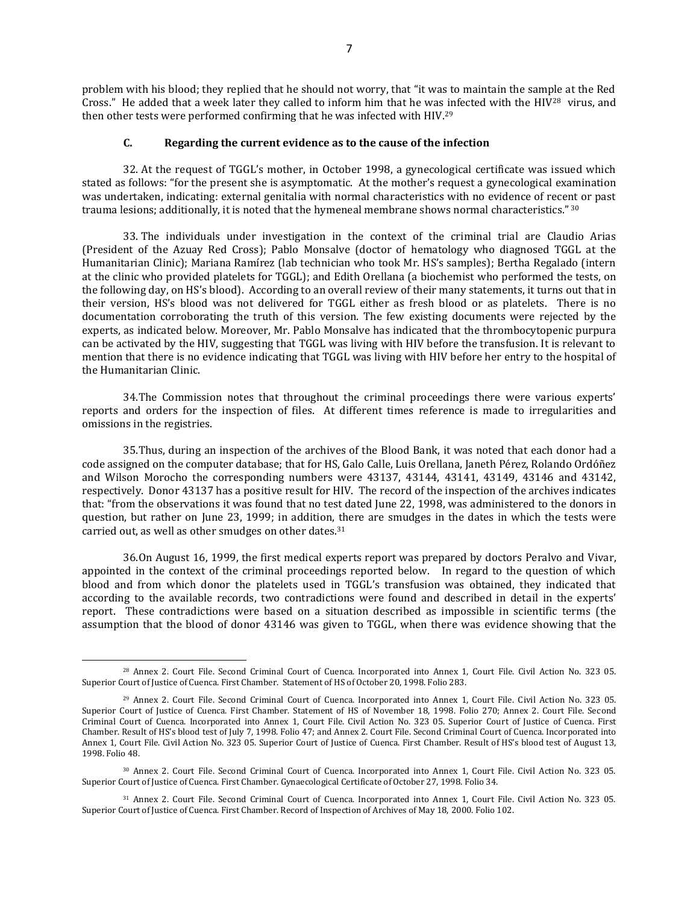problem with his blood; they replied that he should not worry, that "it was to maintain the sample at the Red Cross." He added that a week later they called to inform him that he was infected with the HIV[28] virus, and then other tests were performed confirming that he was infected with HIV.[29]

### C. Regarding the current evidence as to the cause of the infection

32. At the request of TGGL's mother, in October 1998, a gynecological certificate was issued which stated as follows: "for the present she is asymptomatic. At the mother's request a gynecological examination was undertaken, indicating: external genitalia with normal characteristics with no evidence of recent or past trauma lesions; additionally, it is noted that the hymeneal membrane shows normal characteristics." [30]

33. The individuals under investigation in the context of the criminal trial are Claudio Arias (President of the Azuay Red Cross); Pablo Monsalve (doctor of hematology who diagnosed TGGL at the Humanitarian Clinic); Mariana Ramírez (lab technician who took Mr. HS's samples); Bertha Regalado (intern at the clinic who provided platelets for TGGL); and Edith Orellana (a biochemist who performed the tests, on the following day, on HS's blood). According to an overall review of their many statements, it turns out that in their version, HS's blood was not delivered for TGGL either as fresh blood or as platelets. There is no documentation corroborating the truth of this version. The few existing documents were rejected by the experts, as indicated below. Moreover, Mr. Pablo Monsalve has indicated that the thrombocytopenic purpura can be activated by the HIV, suggesting that TGGL was living with HIV before the transfusion. It is relevant to mention that there is no evidence indicating that TGGL was living with HIV before her entry to the hospital of the Humanitarian Clinic.

34. The Commission notes that throughout the criminal proceedings there were various experts' reports and orders for the inspection of files. At different times reference is made to irregularities and omissions in the registries.

35. Thus, during an inspection of the archives of the Blood Bank, it was noted that each donor had a code assigned on the computer database; that for HS, Galo Calle, Luis Orellana, Janeth Pérez, Rolando Ordóñez and Wilson Morocho the corresponding numbers were 43137, 43144, 43141, 43149, 43146 and 43142, respectively. Donor 43137 has a positive result for HIV. The record of the inspection of the archives indicates that: "from the observations it was found that no test dated June 22, 1998, was administered to the donors in question, but rather on June 23, 1999; in addition, there are smudges in the dates in which the tests were carried out, as well as other smudges on other dates.[31]

36. On August 16, 1999, the first medical experts report was prepared by doctors Peralvo and Vivar, appointed in the context of the criminal proceedings reported below. In regard to the question of which blood and from which donor the platelets used in TGGL's transfusion was obtained, they indicated that according to the available records, two contradictions were found and described in detail in the experts' report. These contradictions were based on a situation described as impossible in scientific terms (the assumption that the blood of donor 43146 was given to TGGL, when there was evidence showing that the

---

[28] Annex 2. Court File. Second Criminal Court of Cuenca. Incorporated into Annex 1, Court File. Civil Action No. 323 05. Superior Court of Justice of Cuenca. First Chamber. Statement of HS of October 20, 1998. Folio 283.

[29] Annex 2. Court File. Second Criminal Court of Cuenca. Incorporated into Annex 1, Court File. Civil Action No. 323 05. Superior Court of Justice of Cuenca. First Chamber. Statement of HS of November 18, 1998. Folio 270; Annex 2. Court File. Second Criminal Court of Cuenca. Incorporated into Annex 1, Court File. Civil Action No. 323 05. Superior Court of Justice of Cuenca. First Chamber. Result of HS's blood test of July 7, 1998. Folio 47; and Annex 2. Court File. Second Criminal Court of Cuenca. Incorporated into Annex 1, Court File. Civil Action No. 323 05. Superior Court of Justice of Cuenca. First Chamber. Result of HS's blood test of August 13, 1998. Folio 48.

[30] Annex 2. Court File. Second Criminal Court of Cuenca. Incorporated into Annex 1, Court File. Civil Action No. 323 05. Superior Court of Justice of Cuenca. First Chamber. Gynaecological Certificate of October 27, 1998. Folio 34.

[31] Annex 2. Court File. Second Criminal Court of Cuenca. Incorporated into Annex 1, Court File. Civil Action No. 323 05. Superior Court of Justice of Cuenca. First Chamber. Record of Inspection of Archives of May 18, 2000. Folio 102.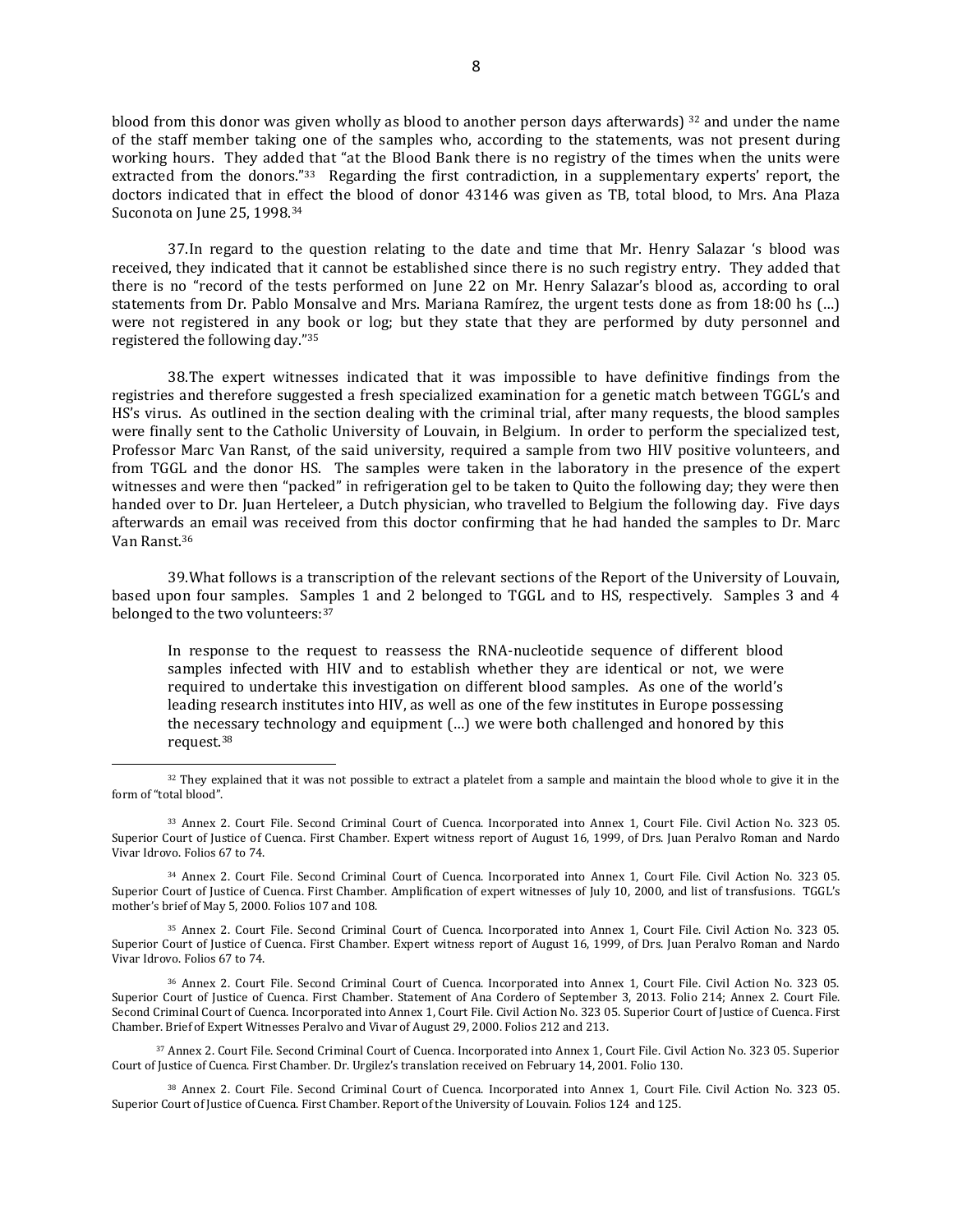blood from this donor was given wholly as blood to another person days afterwards) [32] and under the name of the staff member taking one of the samples who, according to the statements, was not present during working hours. They added that "at the Blood Bank there is no registry of the times when the units were extracted from the donors."[33] Regarding the first contradiction, in a supplementary experts' report, the doctors indicated that in effect the blood of donor 43146 was given as TB, total blood, to Mrs. Ana Plaza Suconota on June 25, 1998.[34]

37. In regard to the question relating to the date and time that Mr. Henry Salazar 's blood was received, they indicated that it cannot be established since there is no such registry entry. They added that there is no "record of the tests performed on June 22 on Mr. Henry Salazar's blood as, according to oral statements from Dr. Pablo Monsalve and Mrs. Mariana Ramírez, the urgent tests done as from 18:00 hs (…) were not registered in any book or log; but they state that they are performed by duty personnel and registered the following day."[35]

38. The expert witnesses indicated that it was impossible to have definitive findings from the registries and therefore suggested a fresh specialized examination for a genetic match between TGGL's and HS's virus. As outlined in the section dealing with the criminal trial, after many requests, the blood samples were finally sent to the Catholic University of Louvain, in Belgium. In order to perform the specialized test, Professor Marc Van Ranst, of the said university, required a sample from two HIV positive volunteers, and from TGGL and the donor HS. The samples were taken in the laboratory in the presence of the expert witnesses and were then "packed" in refrigeration gel to be taken to Quito the following day; they were then handed over to Dr. Juan Herteleer, a Dutch physician, who travelled to Belgium the following day. Five days afterwards an email was received from this doctor confirming that he had handed the samples to Dr. Marc Van Ranst.[36]

39. What follows is a transcription of the relevant sections of the Report of the University of Louvain, based upon four samples. Samples 1 and 2 belonged to TGGL and to HS, respectively. Samples 3 and 4 belonged to the two volunteers:[37]

> In response to the request to reassess the RNA-nucleotide sequence of different blood samples infected with HIV and to establish whether they are identical or not, we were required to undertake this investigation on different blood samples. As one of the world's leading research institutes into HIV, as well as one of the few institutes in Europe possessing the necessary technology and equipment (…) we were both challenged and honored by this request.[38]

---

[32] They explained that it was not possible to extract a platelet from a sample and maintain the blood whole to give it in the form of "total blood".

[33] Annex 2. Court File. Second Criminal Court of Cuenca. Incorporated into Annex 1, Court File. Civil Action No. 323 05. Superior Court of Justice of Cuenca. First Chamber. Expert witness report of August 16, 1999, of Drs. Juan Peralvo Roman and Nardo Vivar Idrovo. Folios 67 to 74.

[34] Annex 2. Court File. Second Criminal Court of Cuenca. Incorporated into Annex 1, Court File. Civil Action No. 323 05. Superior Court of Justice of Cuenca. First Chamber. Amplification of expert witnesses of July 10, 2000, and list of transfusions. TGGL's mother's brief of May 5, 2000. Folios 107 and 108.

[35] Annex 2. Court File. Second Criminal Court of Cuenca. Incorporated into Annex 1, Court File. Civil Action No. 323 05. Superior Court of Justice of Cuenca. First Chamber. Expert witness report of August 16, 1999, of Drs. Juan Peralvo Roman and Nardo Vivar Idrovo. Folios 67 to 74.

[36] Annex 2. Court File. Second Criminal Court of Cuenca. Incorporated into Annex 1, Court File. Civil Action No. 323 05. Superior Court of Justice of Cuenca. First Chamber. Statement of Ana Cordero of September 3, 2013. Folio 214; Annex 2. Court File. Second Criminal Court of Cuenca. Incorporated into Annex 1, Court File. Civil Action No. 323 05. Superior Court of Justice of Cuenca. First Chamber. Brief of Expert Witnesses Peralvo and Vivar of August 29, 2000. Folios 212 and 213.

[37] Annex 2. Court File. Second Criminal Court of Cuenca. Incorporated into Annex 1, Court File. Civil Action No. 323 05. Superior Court of Justice of Cuenca. First Chamber. Dr. Urgilez's translation received on February 14, 2001. Folio 130.

[38] Annex 2. Court File. Second Criminal Court of Cuenca. Incorporated into Annex 1, Court File. Civil Action No. 323 05. Superior Court of Justice of Cuenca. First Chamber. Report of the University of Louvain. Folios 124 and 125.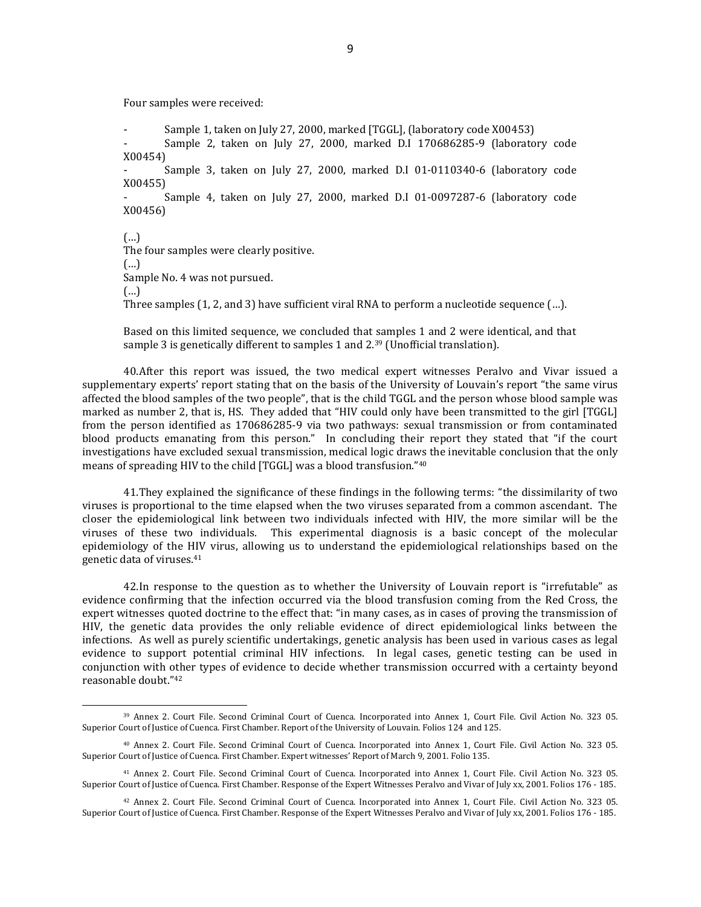Four samples were received:

- Sample 1, taken on July 27, 2000, marked [TGGL], (laboratory code X00453)
- Sample 2, taken on July 27, 2000, marked D.I 170686285-9 (laboratory code X00454)
- Sample 3, taken on July 27, 2000, marked D.I 01-0110340-6 (laboratory code X00455)
- Sample 4, taken on July 27, 2000, marked D.I 01-0097287-6 (laboratory code X00456)

(…)
The four samples were clearly positive.
(…)
Sample No. 4 was not pursued.
(…)
Three samples (1, 2, and 3) have sufficient viral RNA to perform a nucleotide sequence (…).

Based on this limited sequence, we concluded that samples 1 and 2 were identical, and that sample 3 is genetically different to samples 1 and 2.[39] (Unofficial translation).

40. After this report was issued, the two medical expert witnesses Peralvo and Vivar issued a supplementary experts' report stating that on the basis of the University of Louvain's report "the same virus affected the blood samples of the two people", that is the child TGGL and the person whose blood sample was marked as number 2, that is, HS. They added that "HIV could only have been transmitted to the girl [TGGL] from the person identified as 170686285-9 via two pathways: sexual transmission or from contaminated blood products emanating from this person." In concluding their report they stated that "if the court investigations have excluded sexual transmission, medical logic draws the inevitable conclusion that the only means of spreading HIV to the child [TGGL] was a blood transfusion."[40]

41. They explained the significance of these findings in the following terms: "the dissimilarity of two viruses is proportional to the time elapsed when the two viruses separated from a common ascendant. The closer the epidemiological link between two individuals infected with HIV, the more similar will be the viruses of these two individuals. This experimental diagnosis is a basic concept of the molecular epidemiology of the HIV virus, allowing us to understand the epidemiological relationships based on the genetic data of viruses.[41]

42. In response to the question as to whether the University of Louvain report is "irrefutable" as evidence confirming that the infection occurred via the blood transfusion coming from the Red Cross, the expert witnesses quoted doctrine to the effect that: "in many cases, as in cases of proving the transmission of HIV, the genetic data provides the only reliable evidence of direct epidemiological links between the infections. As well as purely scientific undertakings, genetic analysis has been used in various cases as legal evidence to support potential criminal HIV infections. In legal cases, genetic testing can be used in conjunction with other types of evidence to decide whether transmission occurred with a certainty beyond reasonable doubt."[42]

---

[39] Annex 2. Court File. Second Criminal Court of Cuenca. Incorporated into Annex 1, Court File. Civil Action No. 323 05. Superior Court of Justice of Cuenca. First Chamber. Report of the University of Louvain. Folios 124 and 125.

[40] Annex 2. Court File. Second Criminal Court of Cuenca. Incorporated into Annex 1, Court File. Civil Action No. 323 05. Superior Court of Justice of Cuenca. First Chamber. Expert witnesses' Report of March 9, 2001. Folio 135.

[41] Annex 2. Court File. Second Criminal Court of Cuenca. Incorporated into Annex 1, Court File. Civil Action No. 323 05. Superior Court of Justice of Cuenca. First Chamber. Response of the Expert Witnesses Peralvo and Vivar of July xx, 2001. Folios 176 - 185.

[42] Annex 2. Court File. Second Criminal Court of Cuenca. Incorporated into Annex 1, Court File. Civil Action No. 323 05. Superior Court of Justice of Cuenca. First Chamber. Response of the Expert Witnesses Peralvo and Vivar of July xx, 2001. Folios 176 - 185.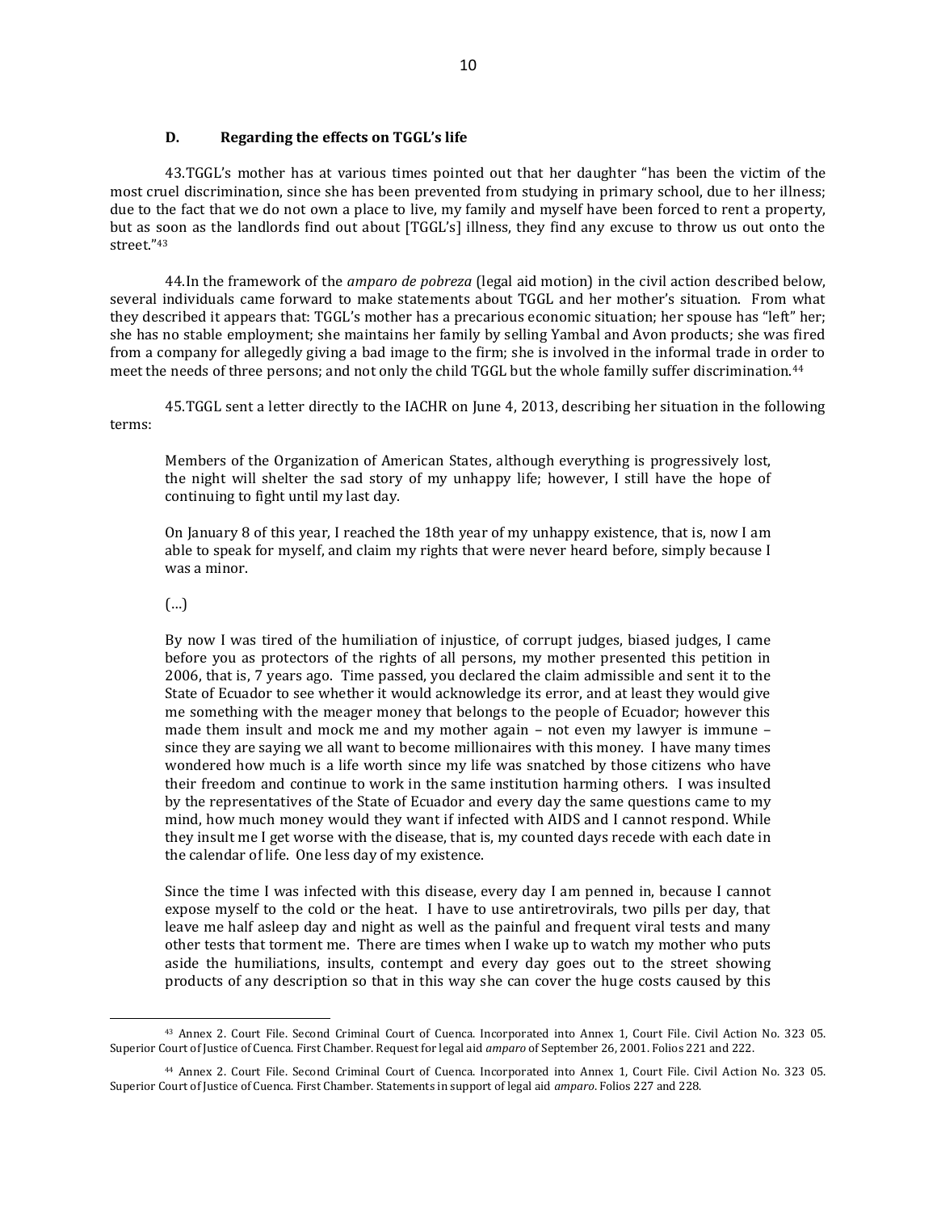### D. Regarding the effects on TGGL's life

43. TGGL's mother has at various times pointed out that her daughter "has been the victim of the most cruel discrimination, since she has been prevented from studying in primary school, due to her illness; due to the fact that we do not own a place to live, my family and myself have been forced to rent a property, but as soon as the landlords find out about [TGGL's] illness, they find any excuse to throw us out onto the street."[43]

44. In the framework of the *amparo de pobreza* (legal aid motion) in the civil action described below, several individuals came forward to make statements about TGGL and her mother's situation. From what they described it appears that: TGGL's mother has a precarious economic situation; her spouse has "left" her; she has no stable employment; she maintains her family by selling Yambal and Avon products; she was fired from a company for allegedly giving a bad image to the firm; she is involved in the informal trade in order to meet the needs of three persons; and not only the child TGGL but the whole familly suffer discrimination.[44]

45. TGGL sent a letter directly to the IACHR on June 4, 2013, describing her situation in the following terms:

> Members of the Organization of American States, although everything is progressively lost, the night will shelter the sad story of my unhappy life; however, I still have the hope of continuing to fight until my last day.
>
> On January 8 of this year, I reached the 18th year of my unhappy existence, that is, now I am able to speak for myself, and claim my rights that were never heard before, simply because I was a minor.
>
> (…)
>
> By now I was tired of the humiliation of injustice, of corrupt judges, biased judges, I came before you as protectors of the rights of all persons, my mother presented this petition in 2006, that is, 7 years ago. Time passed, you declared the claim admissible and sent it to the State of Ecuador to see whether it would acknowledge its error, and at least they would give me something with the meager money that belongs to the people of Ecuador; however this made them insult and mock me and my mother again – not even my lawyer is immune – since they are saying we all want to become millionaires with this money. I have many times wondered how much is a life worth since my life was snatched by those citizens who have their freedom and continue to work in the same institution harming others. I was insulted by the representatives of the State of Ecuador and every day the same questions came to my mind, how much money would they want if infected with AIDS and I cannot respond. While they insult me I get worse with the disease, that is, my counted days recede with each date in the calendar of life. One less day of my existence.
>
> Since the time I was infected with this disease, every day I am penned in, because I cannot expose myself to the cold or the heat. I have to use antiretrovirals, two pills per day, that leave me half asleep day and night as well as the painful and frequent viral tests and many other tests that torment me. There are times when I wake up to watch my mother who puts aside the humiliations, insults, contempt and every day goes out to the street showing products of any description so that in this way she can cover the huge costs caused by this

[43] Annex 2. Court File. Second Criminal Court of Cuenca. Incorporated into Annex 1, Court File. Civil Action No. 323 05. Superior Court of Justice of Cuenca. First Chamber. Request for legal aid *amparo* of September 26, 2001. Folios 221 and 222.

[44] Annex 2. Court File. Second Criminal Court of Cuenca. Incorporated into Annex 1, Court File. Civil Action No. 323 05. Superior Court of Justice of Cuenca. First Chamber. Statements in support of legal aid *amparo*. Folios 227 and 228.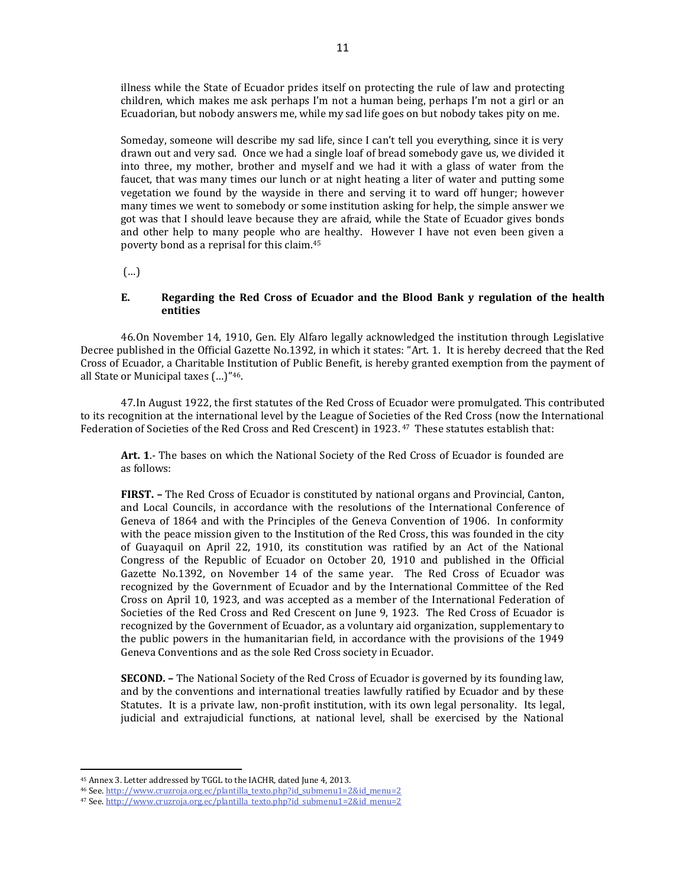illness while the State of Ecuador prides itself on protecting the rule of law and protecting children, which makes me ask perhaps I'm not a human being, perhaps I'm not a girl or an Ecuadorian, but nobody answers me, while my sad life goes on but nobody takes pity on me.

Someday, someone will describe my sad life, since I can't tell you everything, since it is very drawn out and very sad. Once we had a single loaf of bread somebody gave us, we divided it into three, my mother, brother and myself and we had it with a glass of water from the faucet, that was many times our lunch or at night heating a liter of water and putting some vegetation we found by the wayside in there and serving it to ward off hunger; however many times we went to somebody or some institution asking for help, the simple answer we got was that I should leave because they are afraid, while the State of Ecuador gives bonds and other help to many people who are healthy. However I have not even been given a poverty bond as a reprisal for this claim.[45]

(…)

### E. Regarding the Red Cross of Ecuador and the Blood Bank y regulation of the health entities

46. On November 14, 1910, Gen. Ely Alfaro legally acknowledged the institution through Legislative Decree published in the Official Gazette No.1392, in which it states: "Art. 1. It is hereby decreed that the Red Cross of Ecuador, a Charitable Institution of Public Benefit, is hereby granted exemption from the payment of all State or Municipal taxes (…)"[46].

47. In August 1922, the first statutes of the Red Cross of Ecuador were promulgated. This contributed to its recognition at the international level by the League of Societies of the Red Cross (now the International Federation of Societies of the Red Cross and Red Crescent) in 1923.[47] These statutes establish that:

**Art. 1**.- The bases on which the National Society of the Red Cross of Ecuador is founded are as follows:

**FIRST. –** The Red Cross of Ecuador is constituted by national organs and Provincial, Canton, and Local Councils, in accordance with the resolutions of the International Conference of Geneva of 1864 and with the Principles of the Geneva Convention of 1906. In conformity with the peace mission given to the Institution of the Red Cross, this was founded in the city of Guayaquil on April 22, 1910, its constitution was ratified by an Act of the National Congress of the Republic of Ecuador on October 20, 1910 and published in the Official Gazette No.1392, on November 14 of the same year. The Red Cross of Ecuador was recognized by the Government of Ecuador and by the International Committee of the Red Cross on April 10, 1923, and was accepted as a member of the International Federation of Societies of the Red Cross and Red Crescent on June 9, 1923. The Red Cross of Ecuador is recognized by the Government of Ecuador, as a voluntary aid organization, supplementary to the public powers in the humanitarian field, in accordance with the provisions of the 1949 Geneva Conventions and as the sole Red Cross society in Ecuador.

**SECOND. –** The National Society of the Red Cross of Ecuador is governed by its founding law, and by the conventions and international treaties lawfully ratified by Ecuador and by these Statutes. It is a private law, non-profit institution, with its own legal personality. Its legal, judicial and extrajudicial functions, at national level, shall be exercised by the National

---

[45] Annex 3. Letter addressed by TGGL to the IACHR, dated June 4, 2013.

[46] See. http://www.cruzroja.org.ec/plantilla_texto.php?id_submenu1=2&id_menu=2

[47] See. http://www.cruzroja.org.ec/plantilla_texto.php?id_submenu1=2&id_menu=2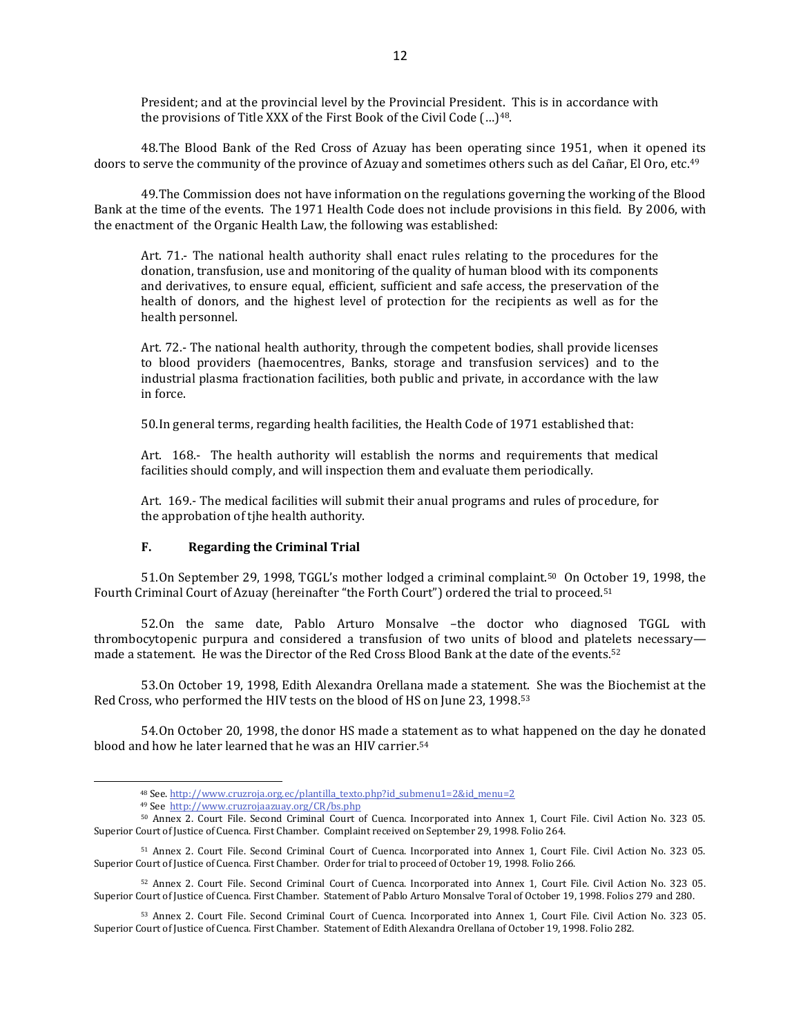President; and at the provincial level by the Provincial President. This is in accordance with the provisions of Title XXX of the First Book of the Civil Code (…)[48].

48. The Blood Bank of the Red Cross of Azuay has been operating since 1951, when it opened its doors to serve the community of the province of Azuay and sometimes others such as del Cañar, El Oro, etc.[49]

49. The Commission does not have information on the regulations governing the working of the Blood Bank at the time of the events. The 1971 Health Code does not include provisions in this field. By 2006, with the enactment of the Organic Health Law, the following was established:

> Art. 71.- The national health authority shall enact rules relating to the procedures for the donation, transfusion, use and monitoring of the quality of human blood with its components and derivatives, to ensure equal, efficient, sufficient and safe access, the preservation of the health of donors, and the highest level of protection for the recipients as well as for the health personnel.
>
> Art. 72.- The national health authority, through the competent bodies, shall provide licenses to blood providers (haemocentres, Banks, storage and transfusion services) and to the industrial plasma fractionation facilities, both public and private, in accordance with the law in force.

50. In general terms, regarding health facilities, the Health Code of 1971 established that:

> Art. 168.- The health authority will establish the norms and requirements that medical facilities should comply, and will inspection them and evaluate them periodically.
>
> Art. 169.- The medical facilities will submit their anual programs and rules of procedure, for the approbation of tjhe health authority.

### F. Regarding the Criminal Trial

51. On September 29, 1998, TGGL's mother lodged a criminal complaint.[50] On October 19, 1998, the Fourth Criminal Court of Azuay (hereinafter "the Forth Court") ordered the trial to proceed.[51]

52. On the same date, Pablo Arturo Monsalve –the doctor who diagnosed TGGL with thrombocytopenic purpura and considered a transfusion of two units of blood and platelets necessary— made a statement. He was the Director of the Red Cross Blood Bank at the date of the events.[52]

53. On October 19, 1998, Edith Alexandra Orellana made a statement. She was the Biochemist at the Red Cross, who performed the HIV tests on the blood of HS on June 23, 1998.[53]

54. On October 20, 1998, the donor HS made a statement as to what happened on the day he donated blood and how he later learned that he was an HIV carrier.[54]

---

[48] See. http://www.cruzroja.org.ec/plantilla_texto.php?id_submenu1=2&id_menu=2

[49] See http://www.cruzrojaazuay.org/CR/bs.php

[50] Annex 2. Court File. Second Criminal Court of Cuenca. Incorporated into Annex 1, Court File. Civil Action No. 323 05. Superior Court of Justice of Cuenca. First Chamber. Complaint received on September 29, 1998. Folio 264.

[51] Annex 2. Court File. Second Criminal Court of Cuenca. Incorporated into Annex 1, Court File. Civil Action No. 323 05. Superior Court of Justice of Cuenca. First Chamber. Order for trial to proceed of October 19, 1998. Folio 266.

[52] Annex 2. Court File. Second Criminal Court of Cuenca. Incorporated into Annex 1, Court File. Civil Action No. 323 05. Superior Court of Justice of Cuenca. First Chamber. Statement of Pablo Arturo Monsalve Toral of October 19, 1998. Folios 279 and 280.

[53] Annex 2. Court File. Second Criminal Court of Cuenca. Incorporated into Annex 1, Court File. Civil Action No. 323 05. Superior Court of Justice of Cuenca. First Chamber. Statement of Edith Alexandra Orellana of October 19, 1998. Folio 282.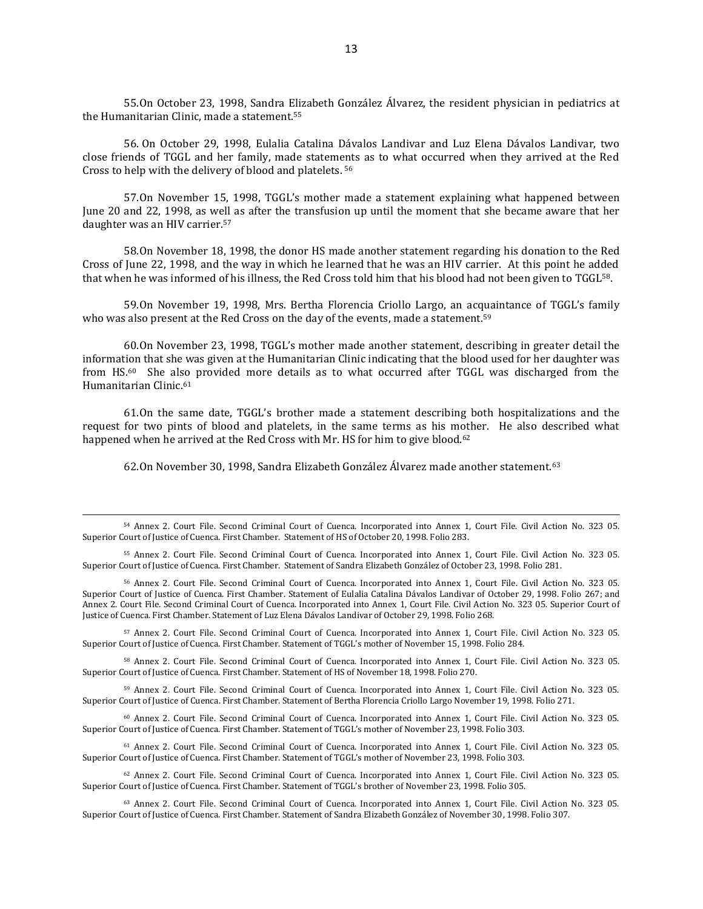55.On October 23, 1998, Sandra Elizabeth González Álvarez, the resident physician in pediatrics at the Humanitarian Clinic, made a statement.[55]

56. On October 29, 1998, Eulalia Catalina Dávalos Landivar and Luz Elena Dávalos Landivar, two close friends of TGGL and her family, made statements as to what occurred when they arrived at the Red Cross to help with the delivery of blood and platelets. [56]

57.On November 15, 1998, TGGL's mother made a statement explaining what happened between June 20 and 22, 1998, as well as after the transfusion up until the moment that she became aware that her daughter was an HIV carrier.[57]

58.On November 18, 1998, the donor HS made another statement regarding his donation to the Red Cross of June 22, 1998, and the way in which he learned that he was an HIV carrier. At this point he added that when he was informed of his illness, the Red Cross told him that his blood had not been given to TGGL[58].

59.On November 19, 1998, Mrs. Bertha Florencia Criollo Largo, an acquaintance of TGGL's family who was also present at the Red Cross on the day of the events, made a statement.[59]

60.On November 23, 1998, TGGL's mother made another statement, describing in greater detail the information that she was given at the Humanitarian Clinic indicating that the blood used for her daughter was from HS.[60] She also provided more details as to what occurred after TGGL was discharged from the Humanitarian Clinic.[61]

61.On the same date, TGGL's brother made a statement describing both hospitalizations and the request for two pints of blood and platelets, in the same terms as his mother. He also described what happened when he arrived at the Red Cross with Mr. HS for him to give blood.[62]

62.On November 30, 1998, Sandra Elizabeth González Álvarez made another statement.[63]

---

[54] Annex 2. Court File. Second Criminal Court of Cuenca. Incorporated into Annex 1, Court File. Civil Action No. 323 05. Superior Court of Justice of Cuenca. First Chamber. Statement of HS of October 20, 1998. Folio 283.

[55] Annex 2. Court File. Second Criminal Court of Cuenca. Incorporated into Annex 1, Court File. Civil Action No. 323 05. Superior Court of Justice of Cuenca. First Chamber. Statement of Sandra Elizabeth González of October 23, 1998. Folio 281.

[56] Annex 2. Court File. Second Criminal Court of Cuenca. Incorporated into Annex 1, Court File. Civil Action No. 323 05. Superior Court of Justice of Cuenca. First Chamber. Statement of Eulalia Catalina Dávalos Landivar of October 29, 1998. Folio 267; and Annex 2. Court File. Second Criminal Court of Cuenca. Incorporated into Annex 1, Court File. Civil Action No. 323 05. Superior Court of Justice of Cuenca. First Chamber. Statement of Luz Elena Dávalos Landivar of October 29, 1998. Folio 268.

[57] Annex 2. Court File. Second Criminal Court of Cuenca. Incorporated into Annex 1, Court File. Civil Action No. 323 05. Superior Court of Justice of Cuenca. First Chamber. Statement of TGGL's mother of November 15, 1998. Folio 284.

[58] Annex 2. Court File. Second Criminal Court of Cuenca. Incorporated into Annex 1, Court File. Civil Action No. 323 05. Superior Court of Justice of Cuenca. First Chamber. Statement of HS of November 18, 1998. Folio 270.

[59] Annex 2. Court File. Second Criminal Court of Cuenca. Incorporated into Annex 1, Court File. Civil Action No. 323 05. Superior Court of Justice of Cuenca. First Chamber. Statement of Bertha Florencia Criollo Largo November 19, 1998. Folio 271.

[60] Annex 2. Court File. Second Criminal Court of Cuenca. Incorporated into Annex 1, Court File. Civil Action No. 323 05. Superior Court of Justice of Cuenca. First Chamber. Statement of TGGL's mother of November 23, 1998. Folio 303.

[61] Annex 2. Court File. Second Criminal Court of Cuenca. Incorporated into Annex 1, Court File. Civil Action No. 323 05. Superior Court of Justice of Cuenca. First Chamber. Statement of TGGL's mother of November 23, 1998. Folio 303.

[62] Annex 2. Court File. Second Criminal Court of Cuenca. Incorporated into Annex 1, Court File. Civil Action No. 323 05. Superior Court of Justice of Cuenca. First Chamber. Statement of TGGL's brother of November 23, 1998. Folio 305.

[63] Annex 2. Court File. Second Criminal Court of Cuenca. Incorporated into Annex 1, Court File. Civil Action No. 323 05. Superior Court of Justice of Cuenca. First Chamber. Statement of Sandra Elizabeth González of November 30, 1998. Folio 307.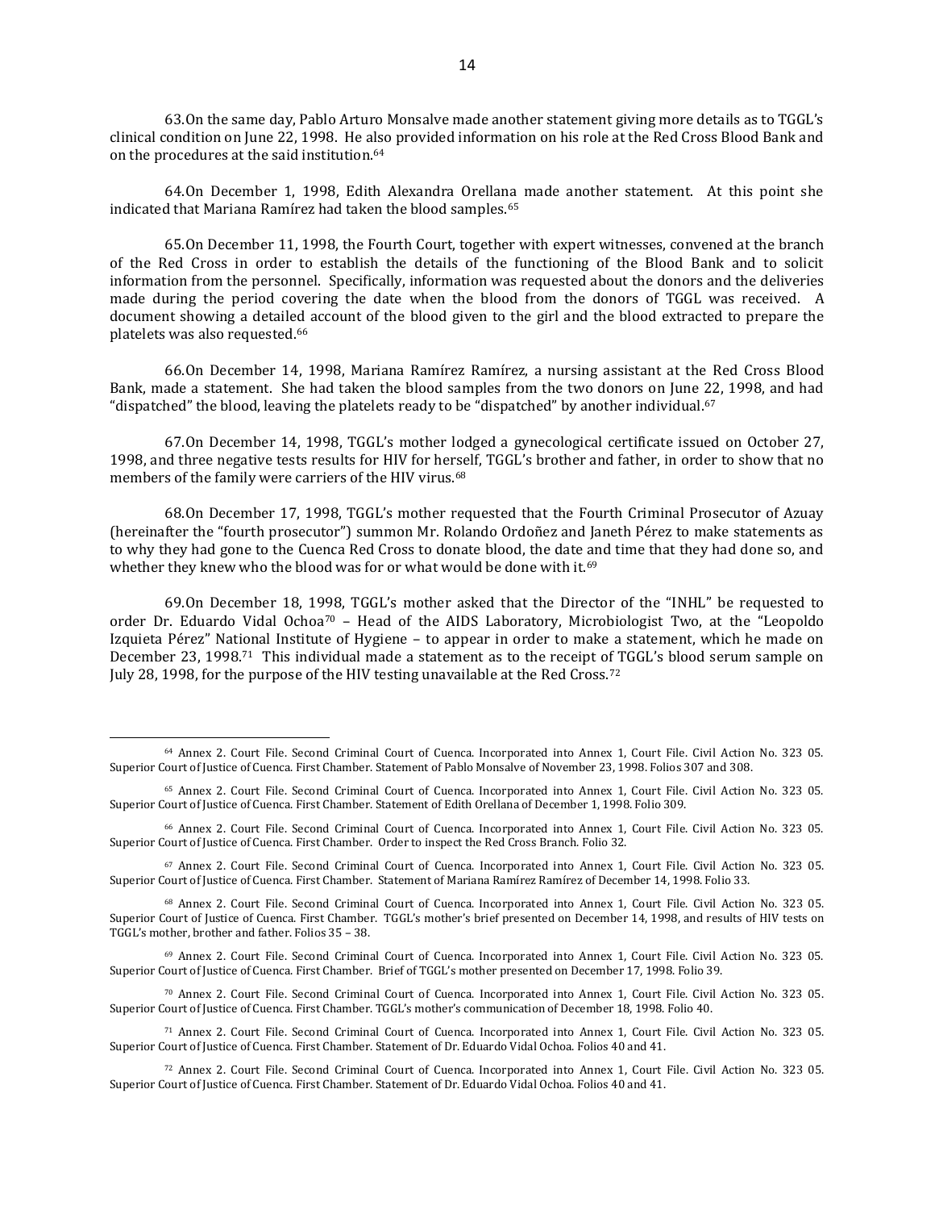63. On the same day, Pablo Arturo Monsalve made another statement giving more details as to TGGL's clinical condition on June 22, 1998. He also provided information on his role at the Red Cross Blood Bank and on the procedures at the said institution.[64]

64. On December 1, 1998, Edith Alexandra Orellana made another statement. At this point she indicated that Mariana Ramírez had taken the blood samples.[65]

65. On December 11, 1998, the Fourth Court, together with expert witnesses, convened at the branch of the Red Cross in order to establish the details of the functioning of the Blood Bank and to solicit information from the personnel. Specifically, information was requested about the donors and the deliveries made during the period covering the date when the blood from the donors of TGGL was received. A document showing a detailed account of the blood given to the girl and the blood extracted to prepare the platelets was also requested.[66]

66. On December 14, 1998, Mariana Ramírez Ramírez, a nursing assistant at the Red Cross Blood Bank, made a statement. She had taken the blood samples from the two donors on June 22, 1998, and had "dispatched" the blood, leaving the platelets ready to be "dispatched" by another individual.[67]

67. On December 14, 1998, TGGL's mother lodged a gynecological certificate issued on October 27, 1998, and three negative tests results for HIV for herself, TGGL's brother and father, in order to show that no members of the family were carriers of the HIV virus.[68]

68. On December 17, 1998, TGGL's mother requested that the Fourth Criminal Prosecutor of Azuay (hereinafter the "fourth prosecutor") summon Mr. Rolando Ordoñez and Janeth Pérez to make statements as to why they had gone to the Cuenca Red Cross to donate blood, the date and time that they had done so, and whether they knew who the blood was for or what would be done with it.[69]

69. On December 18, 1998, TGGL's mother asked that the Director of the "INHL" be requested to order Dr. Eduardo Vidal Ochoa[70] – Head of the AIDS Laboratory, Microbiologist Two, at the "Leopoldo Izquieta Pérez" National Institute of Hygiene – to appear in order to make a statement, which he made on December 23, 1998.[71] This individual made a statement as to the receipt of TGGL's blood serum sample on July 28, 1998, for the purpose of the HIV testing unavailable at the Red Cross.[72]

---

[64] Annex 2. Court File. Second Criminal Court of Cuenca. Incorporated into Annex 1, Court File. Civil Action No. 323 05. Superior Court of Justice of Cuenca. First Chamber. Statement of Pablo Monsalve of November 23, 1998. Folios 307 and 308.

[65] Annex 2. Court File. Second Criminal Court of Cuenca. Incorporated into Annex 1, Court File. Civil Action No. 323 05. Superior Court of Justice of Cuenca. First Chamber. Statement of Edith Orellana of December 1, 1998. Folio 309.

[66] Annex 2. Court File. Second Criminal Court of Cuenca. Incorporated into Annex 1, Court File. Civil Action No. 323 05. Superior Court of Justice of Cuenca. First Chamber. Order to inspect the Red Cross Branch. Folio 32.

[67] Annex 2. Court File. Second Criminal Court of Cuenca. Incorporated into Annex 1, Court File. Civil Action No. 323 05. Superior Court of Justice of Cuenca. First Chamber. Statement of Mariana Ramírez Ramírez of December 14, 1998. Folio 33.

[68] Annex 2. Court File. Second Criminal Court of Cuenca. Incorporated into Annex 1, Court File. Civil Action No. 323 05. Superior Court of Justice of Cuenca. First Chamber. TGGL's mother's brief presented on December 14, 1998, and results of HIV tests on TGGL's mother, brother and father. Folios 35 – 38.

[69] Annex 2. Court File. Second Criminal Court of Cuenca. Incorporated into Annex 1, Court File. Civil Action No. 323 05. Superior Court of Justice of Cuenca. First Chamber. Brief of TGGL's mother presented on December 17, 1998. Folio 39.

[70] Annex 2. Court File. Second Criminal Court of Cuenca. Incorporated into Annex 1, Court File. Civil Action No. 323 05. Superior Court of Justice of Cuenca. First Chamber. TGGL's mother's communication of December 18, 1998. Folio 40.

[71] Annex 2. Court File. Second Criminal Court of Cuenca. Incorporated into Annex 1, Court File. Civil Action No. 323 05. Superior Court of Justice of Cuenca. First Chamber. Statement of Dr. Eduardo Vidal Ochoa. Folios 40 and 41.

[72] Annex 2. Court File. Second Criminal Court of Cuenca. Incorporated into Annex 1, Court File. Civil Action No. 323 05. Superior Court of Justice of Cuenca. First Chamber. Statement of Dr. Eduardo Vidal Ochoa. Folios 40 and 41.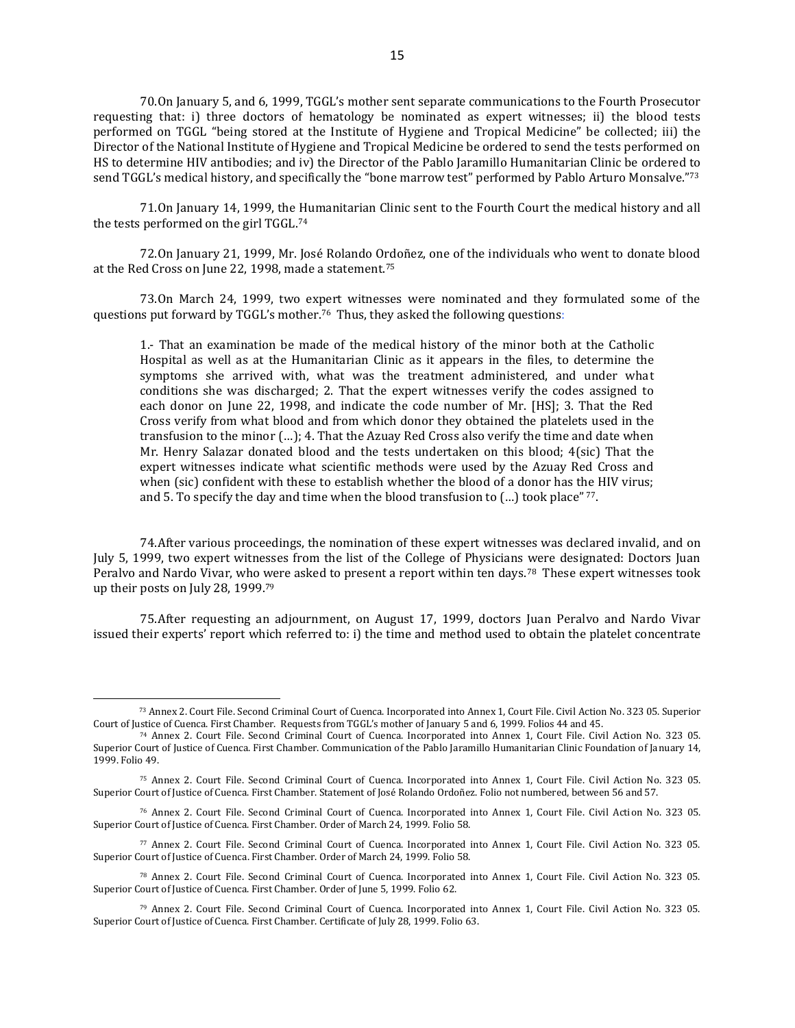70. On January 5, and 6, 1999, TGGL's mother sent separate communications to the Fourth Prosecutor requesting that: i) three doctors of hematology be nominated as expert witnesses; ii) the blood tests performed on TGGL "being stored at the Institute of Hygiene and Tropical Medicine" be collected; iii) the Director of the National Institute of Hygiene and Tropical Medicine be ordered to send the tests performed on HS to determine HIV antibodies; and iv) the Director of the Pablo Jaramillo Humanitarian Clinic be ordered to send TGGL's medical history, and specifically the "bone marrow test" performed by Pablo Arturo Monsalve."[73]

71. On January 14, 1999, the Humanitarian Clinic sent to the Fourth Court the medical history and all the tests performed on the girl TGGL.[74]

72. On January 21, 1999, Mr. José Rolando Ordoñez, one of the individuals who went to donate blood at the Red Cross on June 22, 1998, made a statement.[75]

73. On March 24, 1999, two expert witnesses were nominated and they formulated some of the questions put forward by TGGL's mother.[76] Thus, they asked the following questions:

> 1.- That an examination be made of the medical history of the minor both at the Catholic Hospital as well as at the Humanitarian Clinic as it appears in the files, to determine the symptoms she arrived with, what was the treatment administered, and under what conditions she was discharged; 2. That the expert witnesses verify the codes assigned to each donor on June 22, 1998, and indicate the code number of Mr. [HS]; 3. That the Red Cross verify from what blood and from which donor they obtained the platelets used in the transfusion to the minor (…); 4. That the Azuay Red Cross also verify the time and date when Mr. Henry Salazar donated blood and the tests undertaken on this blood; 4(sic) That the expert witnesses indicate what scientific methods were used by the Azuay Red Cross and when (sic) confident with these to establish whether the blood of a donor has the HIV virus; and 5. To specify the day and time when the blood transfusion to (…) took place" [77].

74. After various proceedings, the nomination of these expert witnesses was declared invalid, and on July 5, 1999, two expert witnesses from the list of the College of Physicians were designated: Doctors Juan Peralvo and Nardo Vivar, who were asked to present a report within ten days.[78] These expert witnesses took up their posts on July 28, 1999.[79]

75. After requesting an adjournment, on August 17, 1999, doctors Juan Peralvo and Nardo Vivar issued their experts' report which referred to: i) the time and method used to obtain the platelet concentrate

---

[73] Annex 2. Court File. Second Criminal Court of Cuenca. Incorporated into Annex 1, Court File. Civil Action No. 323 05. Superior Court of Justice of Cuenca. First Chamber. Requests from TGGL's mother of January 5 and 6, 1999. Folios 44 and 45.

[74] Annex 2. Court File. Second Criminal Court of Cuenca. Incorporated into Annex 1, Court File. Civil Action No. 323 05. Superior Court of Justice of Cuenca. First Chamber. Communication of the Pablo Jaramillo Humanitarian Clinic Foundation of January 14, 1999. Folio 49.

[75] Annex 2. Court File. Second Criminal Court of Cuenca. Incorporated into Annex 1, Court File. Civil Action No. 323 05. Superior Court of Justice of Cuenca. First Chamber. Statement of José Rolando Ordoñez. Folio not numbered, between 56 and 57.

[76] Annex 2. Court File. Second Criminal Court of Cuenca. Incorporated into Annex 1, Court File. Civil Action No. 323 05. Superior Court of Justice of Cuenca. First Chamber. Order of March 24, 1999. Folio 58.

[77] Annex 2. Court File. Second Criminal Court of Cuenca. Incorporated into Annex 1, Court File. Civil Action No. 323 05. Superior Court of Justice of Cuenca. First Chamber. Order of March 24, 1999. Folio 58.

[78] Annex 2. Court File. Second Criminal Court of Cuenca. Incorporated into Annex 1, Court File. Civil Action No. 323 05. Superior Court of Justice of Cuenca. First Chamber. Order of June 5, 1999. Folio 62.

[79] Annex 2. Court File. Second Criminal Court of Cuenca. Incorporated into Annex 1, Court File. Civil Action No. 323 05. Superior Court of Justice of Cuenca. First Chamber. Certificate of July 28, 1999. Folio 63.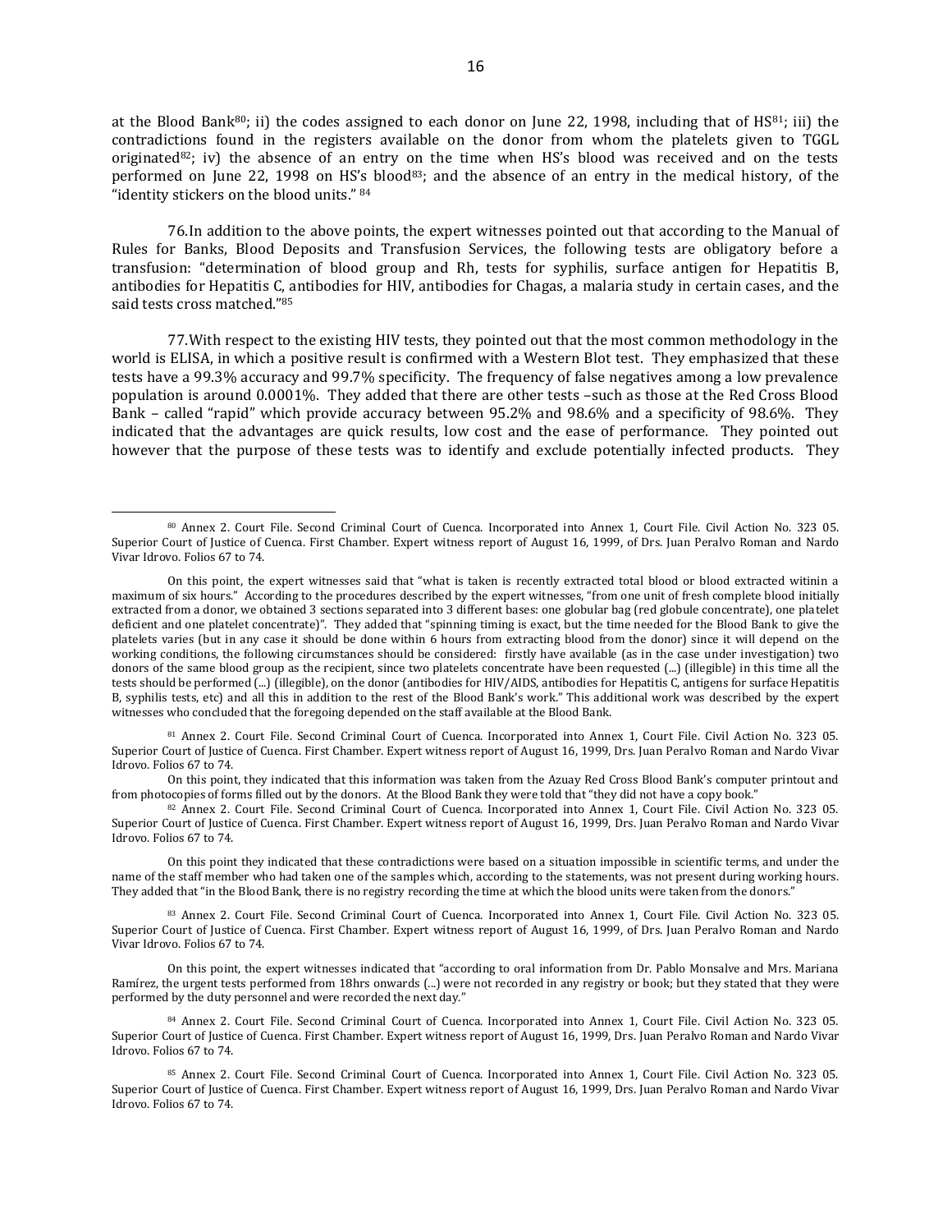at the Blood Bank[80]; ii) the codes assigned to each donor on June 22, 1998, including that of HS[81]; iii) the contradictions found in the registers available on the donor from whom the platelets given to TGGL originated[82]; iv) the absence of an entry on the time when HS's blood was received and on the tests performed on June 22, 1998 on HS's blood[83]; and the absence of an entry in the medical history, of the "identity stickers on the blood units." [84]

76.In addition to the above points, the expert witnesses pointed out that according to the Manual of Rules for Banks, Blood Deposits and Transfusion Services, the following tests are obligatory before a transfusion: "determination of blood group and Rh, tests for syphilis, surface antigen for Hepatitis B, antibodies for Hepatitis C, antibodies for HIV, antibodies for Chagas, a malaria study in certain cases, and the said tests cross matched."[85]

77.With respect to the existing HIV tests, they pointed out that the most common methodology in the world is ELISA, in which a positive result is confirmed with a Western Blot test. They emphasized that these tests have a 99.3% accuracy and 99.7% specificity. The frequency of false negatives among a low prevalence population is around 0.0001%. They added that there are other tests –such as those at the Red Cross Blood Bank – called "rapid" which provide accuracy between 95.2% and 98.6% and a specificity of 98.6%. They indicated that the advantages are quick results, low cost and the ease of performance. They pointed out however that the purpose of these tests was to identify and exclude potentially infected products. They

---

[80] Annex 2. Court File. Second Criminal Court of Cuenca. Incorporated into Annex 1, Court File. Civil Action No. 323 05. Superior Court of Justice of Cuenca. First Chamber. Expert witness report of August 16, 1999, of Drs. Juan Peralvo Roman and Nardo Vivar Idrovo. Folios 67 to 74.

On this point, the expert witnesses said that "what is taken is recently extracted total blood or blood extracted witinin a maximum of six hours." According to the procedures described by the expert witnesses, "from one unit of fresh complete blood initially extracted from a donor, we obtained 3 sections separated into 3 different bases: one globular bag (red globule concentrate), one platelet deficient and one platelet concentrate)". They added that "spinning timing is exact, but the time needed for the Blood Bank to give the platelets varies (but in any case it should be done within 6 hours from extracting blood from the donor) since it will depend on the working conditions, the following circumstances should be considered: firstly have available (as in the case under investigation) two donors of the same blood group as the recipient, since two platelets concentrate have been requested (...) (illegible) in this time all the tests should be performed (...) (illegible), on the donor (antibodies for HIV/AIDS, antibodies for Hepatitis C, antigens for surface Hepatitis B, syphilis tests, etc) and all this in addition to the rest of the Blood Bank's work." This additional work was described by the expert witnesses who concluded that the foregoing depended on the staff available at the Blood Bank.

[81] Annex 2. Court File. Second Criminal Court of Cuenca. Incorporated into Annex 1, Court File. Civil Action No. 323 05. Superior Court of Justice of Cuenca. First Chamber. Expert witness report of August 16, 1999, Drs. Juan Peralvo Roman and Nardo Vivar Idrovo. Folios 67 to 74.

On this point, they indicated that this information was taken from the Azuay Red Cross Blood Bank's computer printout and from photocopies of forms filled out by the donors. At the Blood Bank they were told that "they did not have a copy book."

[82] Annex 2. Court File. Second Criminal Court of Cuenca. Incorporated into Annex 1, Court File. Civil Action No. 323 05. Superior Court of Justice of Cuenca. First Chamber. Expert witness report of August 16, 1999, of Drs. Juan Peralvo Roman and Nardo Vivar Idrovo. Folios 67 to 74.

On this point they indicated that these contradictions were based on a situation impossible in scientific terms, and under the name of the staff member who had taken one of the samples which, according to the statements, was not present during working hours. They added that "in the Blood Bank, there is no registry recording the time at which the blood units were taken from the donors."

[83] Annex 2. Court File. Second Criminal Court of Cuenca. Incorporated into Annex 1, Court File. Civil Action No. 323 05. Superior Court of Justice of Cuenca. First Chamber. Expert witness report of August 16, 1999, of Drs. Juan Peralvo Roman and Nardo Vivar Idrovo. Folios 67 to 74.

On this point, the expert witnesses indicated that "according to oral information from Dr. Pablo Monsalve and Mrs. Mariana Ramírez, the urgent tests performed from 18hrs onwards (...) were not recorded in any registry or book; but they stated that they were performed by the duty personnel and were recorded the next day."

[84] Annex 2. Court File. Second Criminal Court of Cuenca. Incorporated into Annex 1, Court File. Civil Action No. 323 05. Superior Court of Justice of Cuenca. First Chamber. Expert witness report of August 16, 1999, Drs. Juan Peralvo Roman and Nardo Vivar Idrovo. Folios 67 to 74.

[85] Annex 2. Court File. Second Criminal Court of Cuenca. Incorporated into Annex 1, Court File. Civil Action No. 323 05. Superior Court of Justice of Cuenca. First Chamber. Expert witness report of August 16, 1999, Drs. Juan Peralvo Roman and Nardo Vivar Idrovo. Folios 67 to 74.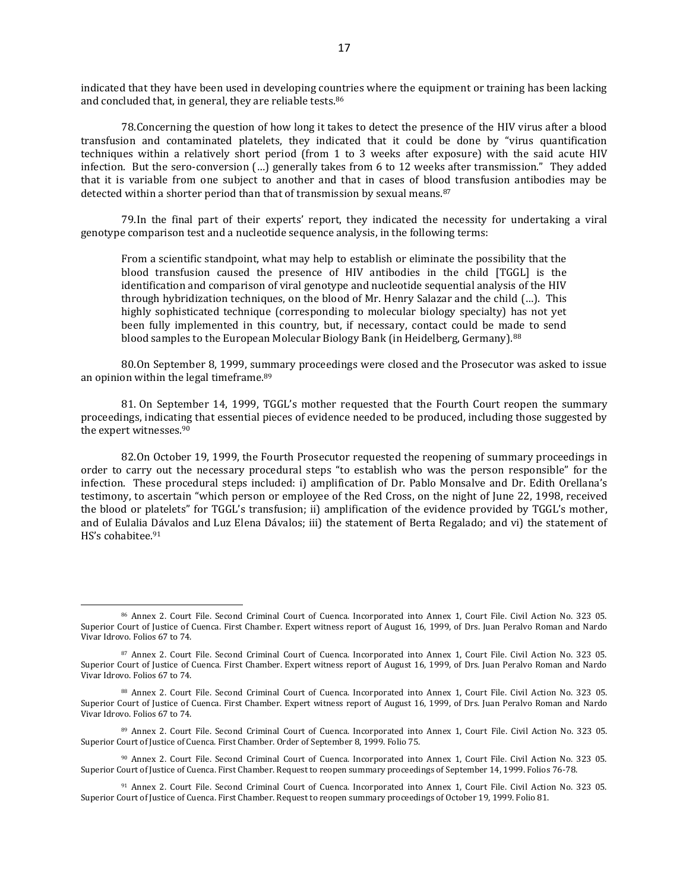indicated that they have been used in developing countries where the equipment or training has been lacking and concluded that, in general, they are reliable tests.[86]

78. Concerning the question of how long it takes to detect the presence of the HIV virus after a blood transfusion and contaminated platelets, they indicated that it could be done by "virus quantification techniques within a relatively short period (from 1 to 3 weeks after exposure) with the said acute HIV infection. But the sero-conversion (…) generally takes from 6 to 12 weeks after transmission." They added that it is variable from one subject to another and that in cases of blood transfusion antibodies may be detected within a shorter period than that of transmission by sexual means.[87]

79. In the final part of their experts' report, they indicated the necessity for undertaking a viral genotype comparison test and a nucleotide sequence analysis, in the following terms:

> From a scientific standpoint, what may help to establish or eliminate the possibility that the blood transfusion caused the presence of HIV antibodies in the child [TGGL] is the identification and comparison of viral genotype and nucleotide sequential analysis of the HIV through hybridization techniques, on the blood of Mr. Henry Salazar and the child (…). This highly sophisticated technique (corresponding to molecular biology specialty) has not yet been fully implemented in this country, but, if necessary, contact could be made to send blood samples to the European Molecular Biology Bank (in Heidelberg, Germany).[88]

80. On September 8, 1999, summary proceedings were closed and the Prosecutor was asked to issue an opinion within the legal timeframe.[89]

81. On September 14, 1999, TGGL's mother requested that the Fourth Court reopen the summary proceedings, indicating that essential pieces of evidence needed to be produced, including those suggested by the expert witnesses.[90]

82. On October 19, 1999, the Fourth Prosecutor requested the reopening of summary proceedings in order to carry out the necessary procedural steps "to establish who was the person responsible" for the infection. These procedural steps included: i) amplification of Dr. Pablo Monsalve and Dr. Edith Orellana's testimony, to ascertain "which person or employee of the Red Cross, on the night of June 22, 1998, received the blood or platelets" for TGGL's transfusion; ii) amplification of the evidence provided by TGGL's mother, and of Eulalia Dávalos and Luz Elena Dávalos; iii) the statement of Berta Regalado; and vi) the statement of HS's cohabitee.[91]

---

[86] Annex 2. Court File. Second Criminal Court of Cuenca. Incorporated into Annex 1, Court File. Civil Action No. 323 05. Superior Court of Justice of Cuenca. First Chamber. Expert witness report of August 16, 1999, of Drs. Juan Peralvo Roman and Nardo Vivar Idrovo. Folios 67 to 74.

[87] Annex 2. Court File. Second Criminal Court of Cuenca. Incorporated into Annex 1, Court File. Civil Action No. 323 05. Superior Court of Justice of Cuenca. First Chamber. Expert witness report of August 16, 1999, of Drs. Juan Peralvo Roman and Nardo Vivar Idrovo. Folios 67 to 74.

[88] Annex 2. Court File. Second Criminal Court of Cuenca. Incorporated into Annex 1, Court File. Civil Action No. 323 05. Superior Court of Justice of Cuenca. First Chamber. Expert witness report of August 16, 1999, of Drs. Juan Peralvo Roman and Nardo Vivar Idrovo. Folios 67 to 74.

[89] Annex 2. Court File. Second Criminal Court of Cuenca. Incorporated into Annex 1, Court File. Civil Action No. 323 05. Superior Court of Justice of Cuenca. First Chamber. Order of September 8, 1999. Folio 75.

[90] Annex 2. Court File. Second Criminal Court of Cuenca. Incorporated into Annex 1, Court File. Civil Action No. 323 05. Superior Court of Justice of Cuenca. First Chamber. Request to reopen summary proceedings of September 14, 1999. Folios 76-78.

[91] Annex 2. Court File. Second Criminal Court of Cuenca. Incorporated into Annex 1, Court File. Civil Action No. 323 05. Superior Court of Justice of Cuenca. First Chamber. Request to reopen summary proceedings of October 19, 1999. Folio 81.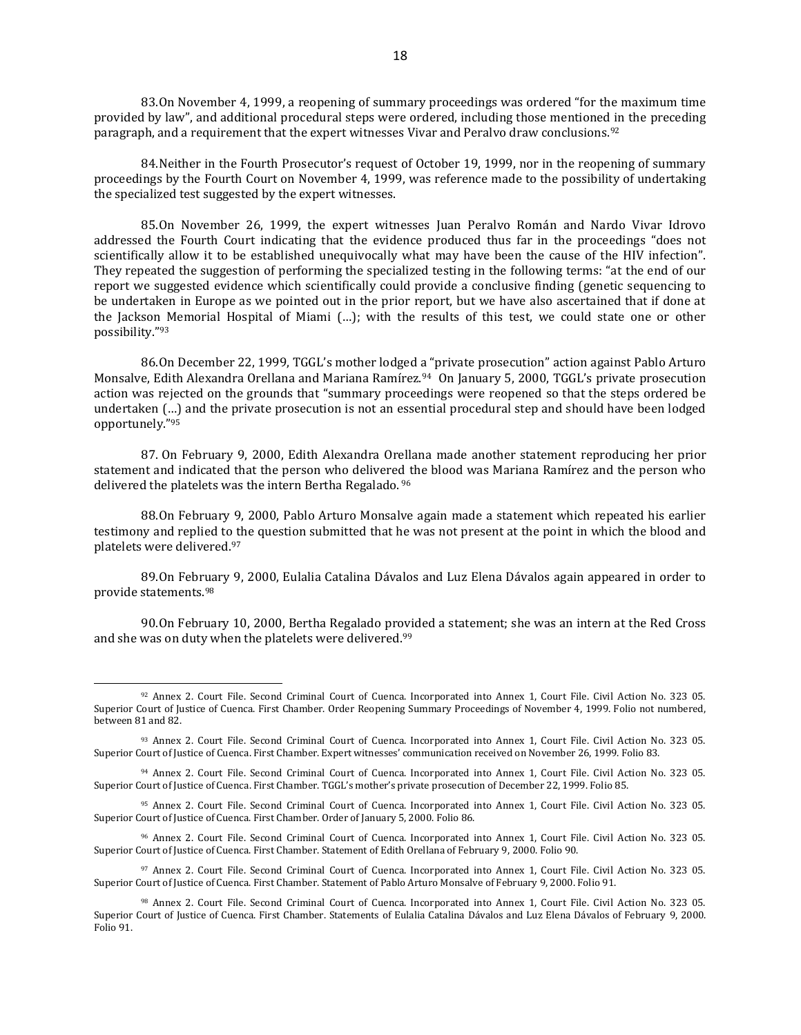83.On November 4, 1999, a reopening of summary proceedings was ordered "for the maximum time provided by law", and additional procedural steps were ordered, including those mentioned in the preceding paragraph, and a requirement that the expert witnesses Vivar and Peralvo draw conclusions.[92]

84.Neither in the Fourth Prosecutor's request of October 19, 1999, nor in the reopening of summary proceedings by the Fourth Court on November 4, 1999, was reference made to the possibility of undertaking the specialized test suggested by the expert witnesses.

85.On November 26, 1999, the expert witnesses Juan Peralvo Román and Nardo Vivar Idrovo addressed the Fourth Court indicating that the evidence produced thus far in the proceedings "does not scientifically allow it to be established unequivocally what may have been the cause of the HIV infection". They repeated the suggestion of performing the specialized testing in the following terms: "at the end of our report we suggested evidence which scientifically could provide a conclusive finding (genetic sequencing to be undertaken in Europe as we pointed out in the prior report, but we have also ascertained that if done at the Jackson Memorial Hospital of Miami (…); with the results of this test, we could state one or other possibility."[93]

86.On December 22, 1999, TGGL's mother lodged a "private prosecution" action against Pablo Arturo Monsalve, Edith Alexandra Orellana and Mariana Ramírez.[94] On January 5, 2000, TGGL's private prosecution action was rejected on the grounds that "summary proceedings were reopened so that the steps ordered be undertaken (…) and the private prosecution is not an essential procedural step and should have been lodged opportunely."[95]

87. On February 9, 2000, Edith Alexandra Orellana made another statement reproducing her prior statement and indicated that the person who delivered the blood was Mariana Ramírez and the person who delivered the platelets was the intern Bertha Regalado.[96]

88.On February 9, 2000, Pablo Arturo Monsalve again made a statement which repeated his earlier testimony and replied to the question submitted that he was not present at the point in which the blood and platelets were delivered.[97]

89.On February 9, 2000, Eulalia Catalina Dávalos and Luz Elena Dávalos again appeared in order to provide statements.[98]

90.On February 10, 2000, Bertha Regalado provided a statement; she was an intern at the Red Cross and she was on duty when the platelets were delivered.[99]

---

[92] Annex 2. Court File. Second Criminal Court of Cuenca. Incorporated into Annex 1, Court File. Civil Action No. 323 05. Superior Court of Justice of Cuenca. First Chamber. Order Reopening Summary Proceedings of November 4, 1999. Folio not numbered, between 81 and 82.

[93] Annex 2. Court File. Second Criminal Court of Cuenca. Incorporated into Annex 1, Court File. Civil Action No. 323 05. Superior Court of Justice of Cuenca. First Chamber. Expert witnesses' communication received on November 26, 1999. Folio 83.

[94] Annex 2. Court File. Second Criminal Court of Cuenca. Incorporated into Annex 1, Court File. Civil Action No. 323 05. Superior Court of Justice of Cuenca. First Chamber. TGGL's mother's private prosecution of December 22, 1999. Folio 85.

[95] Annex 2. Court File. Second Criminal Court of Cuenca. Incorporated into Annex 1, Court File. Civil Action No. 323 05. Superior Court of Justice of Cuenca. First Chamber. Order of January 5, 2000. Folio 86.

[96] Annex 2. Court File. Second Criminal Court of Cuenca. Incorporated into Annex 1, Court File. Civil Action No. 323 05. Superior Court of Justice of Cuenca. First Chamber. Statement of Edith Orellana of February 9, 2000. Folio 90.

[97] Annex 2. Court File. Second Criminal Court of Cuenca. Incorporated into Annex 1, Court File. Civil Action No. 323 05. Superior Court of Justice of Cuenca. First Chamber. Statement of Pablo Arturo Monsalve of February 9, 2000. Folio 91.

[98] Annex 2. Court File. Second Criminal Court of Cuenca. Incorporated into Annex 1, Court File. Civil Action No. 323 05. Superior Court of Justice of Cuenca. First Chamber. Statements of Eulalia Catalina Dávalos and Luz Elena Dávalos of February 9, 2000. Folio 91.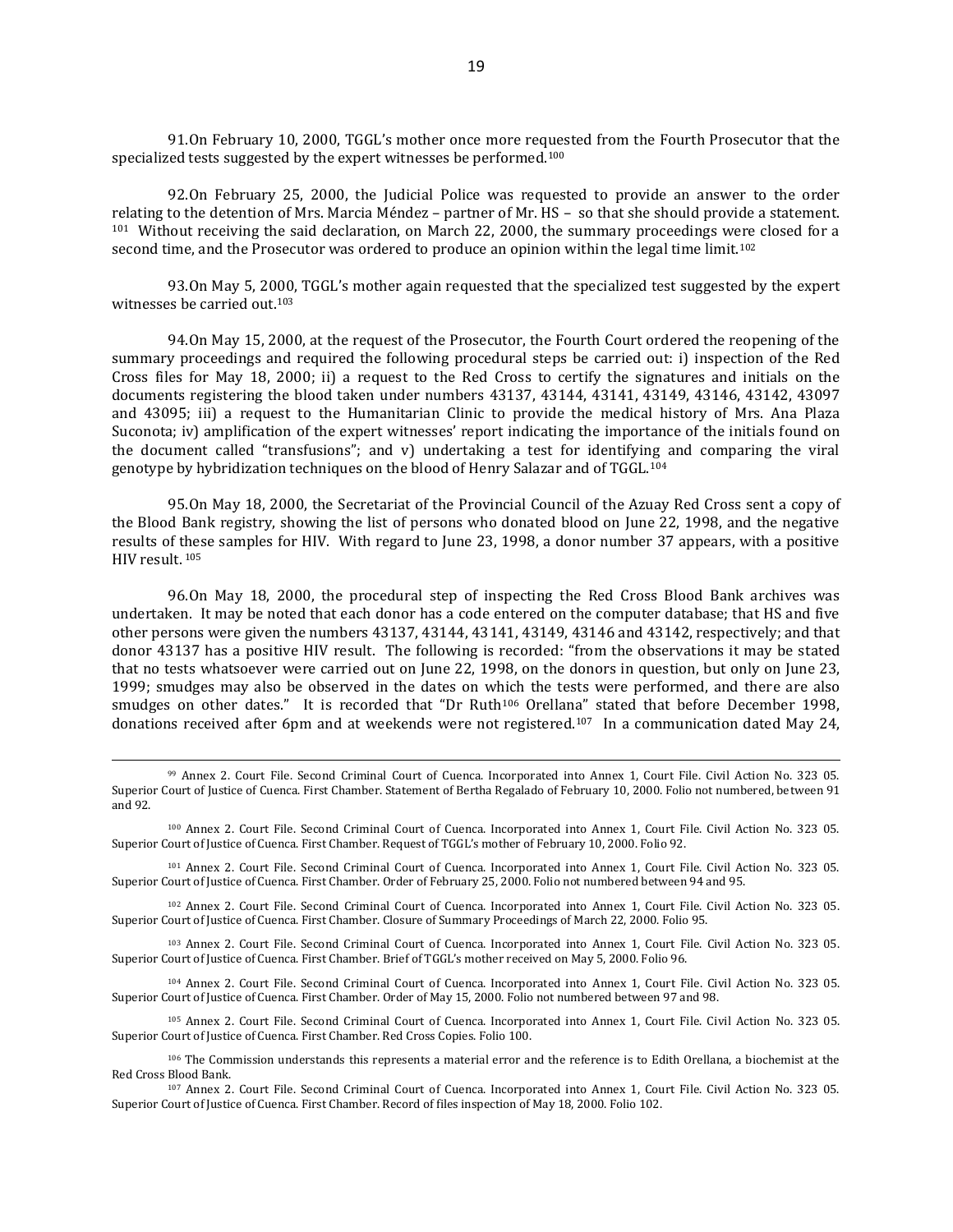91. On February 10, 2000, TGGL's mother once more requested from the Fourth Prosecutor that the specialized tests suggested by the expert witnesses be performed.[100]

92. On February 25, 2000, the Judicial Police was requested to provide an answer to the order relating to the detention of Mrs. Marcia Méndez – partner of Mr. HS – so that she should provide a statement.[101] Without receiving the said declaration, on March 22, 2000, the summary proceedings were closed for a second time, and the Prosecutor was ordered to produce an opinion within the legal time limit.[102]

93. On May 5, 2000, TGGL's mother again requested that the specialized test suggested by the expert witnesses be carried out.[103]

94. On May 15, 2000, at the request of the Prosecutor, the Fourth Court ordered the reopening of the summary proceedings and required the following procedural steps be carried out: i) inspection of the Red Cross files for May 18, 2000; ii) a request to the Red Cross to certify the signatures and initials on the documents registering the blood taken under numbers 43137, 43144, 43141, 43149, 43146, 43142, 43097 and 43095; iii) a request to the Humanitarian Clinic to provide the medical history of Mrs. Ana Plaza Suconota; iv) amplification of the expert witnesses' report indicating the importance of the initials found on the document called "transfusions"; and v) undertaking a test for identifying and comparing the viral genotype by hybridization techniques on the blood of Henry Salazar and of TGGL.[104]

95. On May 18, 2000, the Secretariat of the Provincial Council of the Azuay Red Cross sent a copy of the Blood Bank registry, showing the list of persons who donated blood on June 22, 1998, and the negative results of these samples for HIV. With regard to June 23, 1998, a donor number 37 appears, with a positive HIV result.[105]

96. On May 18, 2000, the procedural step of inspecting the Red Cross Blood Bank archives was undertaken. It may be noted that each donor has a code entered on the computer database; that HS and five other persons were given the numbers 43137, 43144, 43141, 43149, 43146 and 43142, respectively; and that donor 43137 has a positive HIV result. The following is recorded: "from the observations it may be stated that no tests whatsoever were carried out on June 22, 1998, on the donors in question, but only on June 23, 1999; smudges may also be observed in the dates on which the tests were performed, and there are also smudges on other dates." It is recorded that "Dr Ruth[106] Orellana" stated that before December 1998, donations received after 6pm and at weekends were not registered.[107] In a communication dated May 24,

---

[99] Annex 2. Court File. Second Criminal Court of Cuenca. Incorporated into Annex 1, Court File. Civil Action No. 323 05. Superior Court of Justice of Cuenca. First Chamber. Statement of Bertha Regalado of February 10, 2000. Folio not numbered, between 91 and 92.

[100] Annex 2. Court File. Second Criminal Court of Cuenca. Incorporated into Annex 1, Court File. Civil Action No. 323 05. Superior Court of Justice of Cuenca. First Chamber. Request of TGGL's mother of February 10, 2000. Folio 92.

[101] Annex 2. Court File. Second Criminal Court of Cuenca. Incorporated into Annex 1, Court File. Civil Action No. 323 05. Superior Court of Justice of Cuenca. First Chamber. Order of February 25, 2000. Folio not numbered between 94 and 95.

[102] Annex 2. Court File. Second Criminal Court of Cuenca. Incorporated into Annex 1, Court File. Civil Action No. 323 05. Superior Court of Justice of Cuenca. First Chamber. Closure of Summary Proceedings of March 22, 2000. Folio 95.

[103] Annex 2. Court File. Second Criminal Court of Cuenca. Incorporated into Annex 1, Court File. Civil Action No. 323 05. Superior Court of Justice of Cuenca. First Chamber. Brief of TGGL's mother received on May 5, 2000. Folio 96.

[104] Annex 2. Court File. Second Criminal Court of Cuenca. Incorporated into Annex 1, Court File. Civil Action No. 323 05. Superior Court of Justice of Cuenca. First Chamber. Order of May 15, 2000. Folio not numbered between 97 and 98.

[105] Annex 2. Court File. Second Criminal Court of Cuenca. Incorporated into Annex 1, Court File. Civil Action No. 323 05. Superior Court of Justice of Cuenca. First Chamber. Red Cross Copies. Folio 100.

[106] The Commission understands this represents a material error and the reference is to Edith Orellana, a biochemist at the Red Cross Blood Bank.

[107] Annex 2. Court File. Second Criminal Court of Cuenca. Incorporated into Annex 1, Court File. Civil Action No. 323 05. Superior Court of Justice of Cuenca. First Chamber. Record of files inspection of May 18, 2000. Folio 102.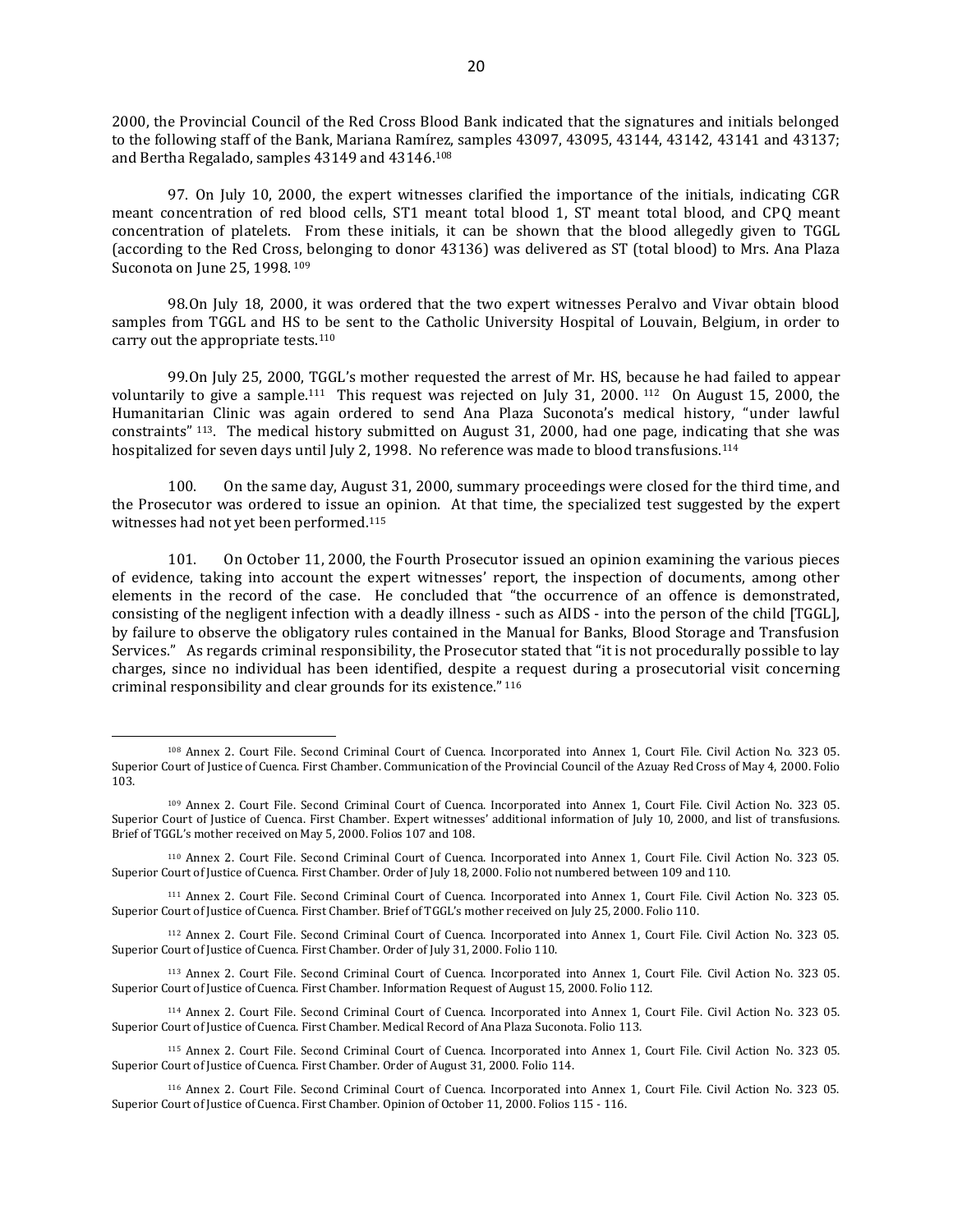2000, the Provincial Council of the Red Cross Blood Bank indicated that the signatures and initials belonged to the following staff of the Bank, Mariana Ramírez, samples 43097, 43095, 43144, 43142, 43141 and 43137; and Bertha Regalado, samples 43149 and 43146.[108]

97. On July 10, 2000, the expert witnesses clarified the importance of the initials, indicating CGR meant concentration of red blood cells, ST1 meant total blood 1, ST meant total blood, and CPQ meant concentration of platelets. From these initials, it can be shown that the blood allegedly given to TGGL (according to the Red Cross, belonging to donor 43136) was delivered as ST (total blood) to Mrs. Ana Plaza Suconota on June 25, 1998. [109]

98. On July 18, 2000, it was ordered that the two expert witnesses Peralvo and Vivar obtain blood samples from TGGL and HS to be sent to the Catholic University Hospital of Louvain, Belgium, in order to carry out the appropriate tests.[110]

99. On July 25, 2000, TGGL's mother requested the arrest of Mr. HS, because he had failed to appear voluntarily to give a sample.[111] This request was rejected on July 31, 2000. [112] On August 15, 2000, the Humanitarian Clinic was again ordered to send Ana Plaza Suconota's medical history, "under lawful constraints" [113]. The medical history submitted on August 31, 2000, had one page, indicating that she was hospitalized for seven days until July 2, 1998. No reference was made to blood transfusions.[114]

100. On the same day, August 31, 2000, summary proceedings were closed for the third time, and the Prosecutor was ordered to issue an opinion. At that time, the specialized test suggested by the expert witnesses had not yet been performed.[115]

101. On October 11, 2000, the Fourth Prosecutor issued an opinion examining the various pieces of evidence, taking into account the expert witnesses' report, the inspection of documents, among other elements in the record of the case. He concluded that "the occurrence of an offence is demonstrated, consisting of the negligent infection with a deadly illness - such as AIDS - into the person of the child [TGGL], by failure to observe the obligatory rules contained in the Manual for Banks, Blood Storage and Transfusion Services." As regards criminal responsibility, the Prosecutor stated that "it is not procedurally possible to lay charges, since no individual has been identified, despite a request during a prosecutorial visit concerning criminal responsibility and clear grounds for its existence." [116]

---

[108] Annex 2. Court File. Second Criminal Court of Cuenca. Incorporated into Annex 1, Court File. Civil Action No. 323 05. Superior Court of Justice of Cuenca. First Chamber. Communication of the Provincial Council of the Azuay Red Cross of May 4, 2000. Folio 103.

[109] Annex 2. Court File. Second Criminal Court of Cuenca. Incorporated into Annex 1, Court File. Civil Action No. 323 05. Superior Court of Justice of Cuenca. First Chamber. Expert witnesses' additional information of July 10, 2000, and list of transfusions. Brief of TGGL's mother received on May 5, 2000. Folios 107 and 108.

[110] Annex 2. Court File. Second Criminal Court of Cuenca. Incorporated into Annex 1, Court File. Civil Action No. 323 05. Superior Court of Justice of Cuenca. First Chamber. Order of July 18, 2000. Folio not numbered between 109 and 110.

[111] Annex 2. Court File. Second Criminal Court of Cuenca. Incorporated into Annex 1, Court File. Civil Action No. 323 05. Superior Court of Justice of Cuenca. First Chamber. Brief of TGGL's mother received on July 25, 2000. Folio 110.

[112] Annex 2. Court File. Second Criminal Court of Cuenca. Incorporated into Annex 1, Court File. Civil Action No. 323 05. Superior Court of Justice of Cuenca. First Chamber. Order of July 31, 2000. Folio 110.

[113] Annex 2. Court File. Second Criminal Court of Cuenca. Incorporated into Annex 1, Court File. Civil Action No. 323 05. Superior Court of Justice of Cuenca. First Chamber. Information Request of August 15, 2000. Folio 112.

[114] Annex 2. Court File. Second Criminal Court of Cuenca. Incorporated into Annex 1, Court File. Civil Action No. 323 05. Superior Court of Justice of Cuenca. First Chamber. Medical Record of Ana Plaza Suconota. Folio 113.

[115] Annex 2. Court File. Second Criminal Court of Cuenca. Incorporated into Annex 1, Court File. Civil Action No. 323 05. Superior Court of Justice of Cuenca. First Chamber. Order of August 31, 2000. Folio 114.

[116] Annex 2. Court File. Second Criminal Court of Cuenca. Incorporated into Annex 1, Court File. Civil Action No. 323 05. Superior Court of Justice of Cuenca. First Chamber. Opinion of October 11, 2000. Folios 115 - 116.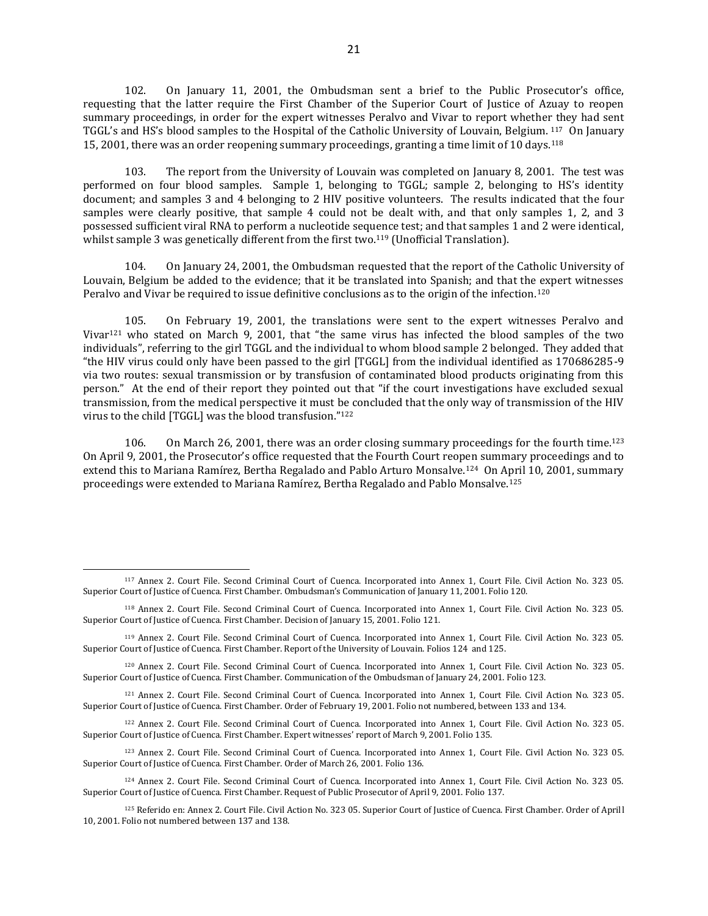102. On January 11, 2001, the Ombudsman sent a brief to the Public Prosecutor's office, requesting that the latter require the First Chamber of the Superior Court of Justice of Azuay to reopen summary proceedings, in order for the expert witnesses Peralvo and Vivar to report whether they had sent TGGL's and HS's blood samples to the Hospital of the Catholic University of Louvain, Belgium. [117] On January 15, 2001, there was an order reopening summary proceedings, granting a time limit of 10 days.[118]

103. The report from the University of Louvain was completed on January 8, 2001. The test was performed on four blood samples. Sample 1, belonging to TGGL; sample 2, belonging to HS's identity document; and samples 3 and 4 belonging to 2 HIV positive volunteers. The results indicated that the four samples were clearly positive, that sample 4 could not be dealt with, and that only samples 1, 2, and 3 possessed sufficient viral RNA to perform a nucleotide sequence test; and that samples 1 and 2 were identical, whilst sample 3 was genetically different from the first two.[119] (Unofficial Translation).

104. On January 24, 2001, the Ombudsman requested that the report of the Catholic University of Louvain, Belgium be added to the evidence; that it be translated into Spanish; and that the expert witnesses Peralvo and Vivar be required to issue definitive conclusions as to the origin of the infection.[120]

105. On February 19, 2001, the translations were sent to the expert witnesses Peralvo and Vivar[121] who stated on March 9, 2001, that "the same virus has infected the blood samples of the two individuals", referring to the girl TGGL and the individual to whom blood sample 2 belonged. They added that "the HIV virus could only have been passed to the girl [TGGL] from the individual identified as 170686285-9 via two routes: sexual transmission or by transfusion of contaminated blood products originating from this person." At the end of their report they pointed out that "if the court investigations have excluded sexual transmission, from the medical perspective it must be concluded that the only way of transmission of the HIV virus to the child [TGGL] was the blood transfusion."[122]

106. On March 26, 2001, there was an order closing summary proceedings for the fourth time.[123] On April 9, 2001, the Prosecutor's office requested that the Fourth Court reopen summary proceedings and to extend this to Mariana Ramírez, Bertha Regalado and Pablo Arturo Monsalve.[124] On April 10, 2001, summary proceedings were extended to Mariana Ramírez, Bertha Regalado and Pablo Monsalve.[125]

---

[117] Annex 2. Court File. Second Criminal Court of Cuenca. Incorporated into Annex 1, Court File. Civil Action No. 323 05. Superior Court of Justice of Cuenca. First Chamber. Ombudsman's Communication of January 11, 2001. Folio 120.

[118] Annex 2. Court File. Second Criminal Court of Cuenca. Incorporated into Annex 1, Court File. Civil Action No. 323 05. Superior Court of Justice of Cuenca. First Chamber. Decision of January 15, 2001. Folio 121.

[119] Annex 2. Court File. Second Criminal Court of Cuenca. Incorporated into Annex 1, Court File. Civil Action No. 323 05. Superior Court of Justice of Cuenca. First Chamber. Report of the University of Louvain. Folios 124 and 125.

[120] Annex 2. Court File. Second Criminal Court of Cuenca. Incorporated into Annex 1, Court File. Civil Action No. 323 05. Superior Court of Justice of Cuenca. First Chamber. Communication of the Ombudsman of January 24, 2001. Folio 123.

[121] Annex 2. Court File. Second Criminal Court of Cuenca. Incorporated into Annex 1, Court File. Civil Action No. 323 05. Superior Court of Justice of Cuenca. First Chamber. Order of February 19, 2001. Folio not numbered, between 133 and 134.

[122] Annex 2. Court File. Second Criminal Court of Cuenca. Incorporated into Annex 1, Court File. Civil Action No. 323 05. Superior Court of Justice of Cuenca. First Chamber. Expert witnesses' report of March 9, 2001. Folio 135.

[123] Annex 2. Court File. Second Criminal Court of Cuenca. Incorporated into Annex 1, Court File. Civil Action No. 323 05. Superior Court of Justice of Cuenca. First Chamber. Order of March 26, 2001. Folio 136.

[124] Annex 2. Court File. Second Criminal Court of Cuenca. Incorporated into Annex 1, Court File. Civil Action No. 323 05. Superior Court of Justice of Cuenca. First Chamber. Request of Public Prosecutor of April 9, 2001. Folio 137.

[125] Referido en: Annex 2. Court File. Civil Action No. 323 05. Superior Court of Justice of Cuenca. First Chamber. Order of April 10, 2001. Folio not numbered between 137 and 138.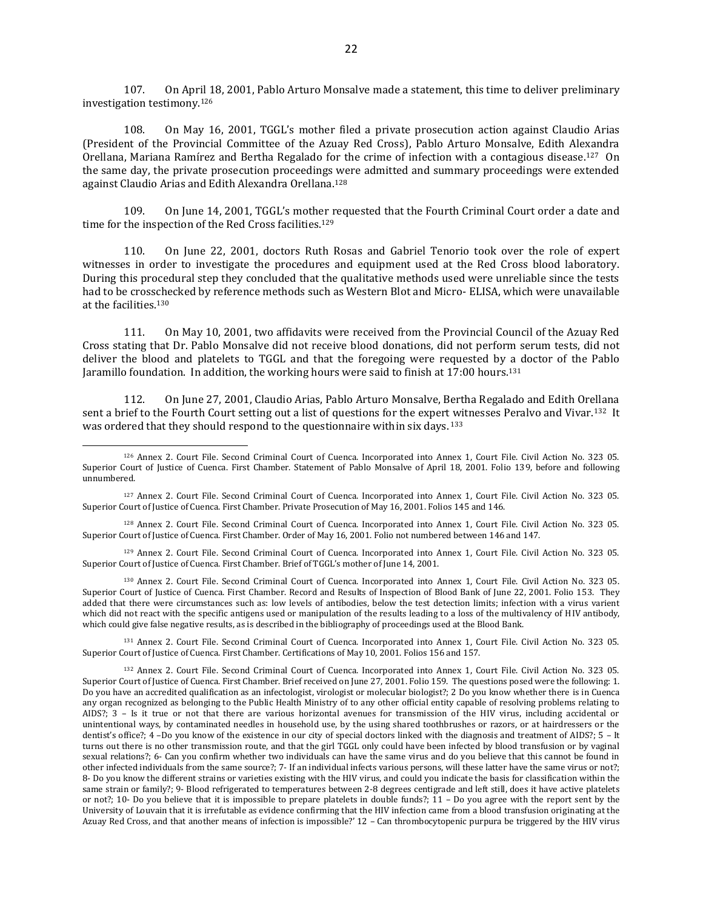107. On April 18, 2001, Pablo Arturo Monsalve made a statement, this time to deliver preliminary investigation testimony.[126]

108. On May 16, 2001, TGGL's mother filed a private prosecution action against Claudio Arias (President of the Provincial Committee of the Azuay Red Cross), Pablo Arturo Monsalve, Edith Alexandra Orellana, Mariana Ramírez and Bertha Regalado for the crime of infection with a contagious disease.[127] On the same day, the private prosecution proceedings were admitted and summary proceedings were extended against Claudio Arias and Edith Alexandra Orellana.[128]

109. On June 14, 2001, TGGL's mother requested that the Fourth Criminal Court order a date and time for the inspection of the Red Cross facilities.[129]

110. On June 22, 2001, doctors Ruth Rosas and Gabriel Tenorio took over the role of expert witnesses in order to investigate the procedures and equipment used at the Red Cross blood laboratory. During this procedural step they concluded that the qualitative methods used were unreliable since the tests had to be crosschecked by reference methods such as Western Blot and Micro- ELISA, which were unavailable at the facilities.[130]

111. On May 10, 2001, two affidavits were received from the Provincial Council of the Azuay Red Cross stating that Dr. Pablo Monsalve did not receive blood donations, did not perform serum tests, did not deliver the blood and platelets to TGGL and that the foregoing were requested by a doctor of the Pablo Jaramillo foundation. In addition, the working hours were said to finish at 17:00 hours.[131]

112. On June 27, 2001, Claudio Arias, Pablo Arturo Monsalve, Bertha Regalado and Edith Orellana sent a brief to the Fourth Court setting out a list of questions for the expert witnesses Peralvo and Vivar.[132] It was ordered that they should respond to the questionnaire within six days.[133]

---

[126] Annex 2. Court File. Second Criminal Court of Cuenca. Incorporated into Annex 1, Court File. Civil Action No. 323 05. Superior Court of Justice of Cuenca. First Chamber. Statement of Pablo Monsalve of April 18, 2001. Folio 139, before and following unnumbered.

[127] Annex 2. Court File. Second Criminal Court of Cuenca. Incorporated into Annex 1, Court File. Civil Action No. 323 05. Superior Court of Justice of Cuenca. First Chamber. Private Prosecution of May 16, 2001. Folios 145 and 146.

[128] Annex 2. Court File. Second Criminal Court of Cuenca. Incorporated into Annex 1, Court File. Civil Action No. 323 05. Superior Court of Justice of Cuenca. First Chamber. Order of May 16, 2001. Folio not numbered between 146 and 147.

[129] Annex 2. Court File. Second Criminal Court of Cuenca. Incorporated into Annex 1, Court File. Civil Action No. 323 05. Superior Court of Justice of Cuenca. First Chamber. Brief of TGGL's mother of June 14, 2001.

[130] Annex 2. Court File. Second Criminal Court of Cuenca. Incorporated into Annex 1, Court File. Civil Action No. 323 05. Superior Court of Justice of Cuenca. First Chamber. Record and Results of Inspection of Blood Bank of June 22, 2001. Folio 153. They added that there were circumstances such as: low levels of antibodies, below the test detection limits; infection with a virus varient which did not react with the specific antigens used or manipulation of the results leading to a loss of the multivalency of HIV antibody, which could give false negative results, as is described in the bibliography of proceedings used at the Blood Bank.

[131] Annex 2. Court File. Second Criminal Court of Cuenca. Incorporated into Annex 1, Court File. Civil Action No. 323 05. Superior Court of Justice of Cuenca. First Chamber. Certifications of May 10, 2001. Folios 156 and 157.

[132] Annex 2. Court File. Second Criminal Court of Cuenca. Incorporated into Annex 1, Court File. Civil Action No. 323 05. Superior Court of Justice of Cuenca. First Chamber. Brief received on June 27, 2001. Folio 159. The questions posed were the following: 1. Do you have an accredited qualification as an infectologist, virologist or molecular biologist?; 2 Do you know whether there is in Cuenca any organ recognized as belonging to the Public Health Ministry of to any other official entity capable of resolving problems relating to AIDS?; 3 – Is it true or not that there are various horizontal avenues for transmission of the HIV virus, including accidental or unintentional ways, by contaminated needles in household use, by the using shared toothbrushes or razors, or at hairdressers or the dentist's office?; 4 –Do you know of the existence in our city of special doctors linked with the diagnosis and treatment of AIDS?; 5 – It turns out there is no other transmission route, and that the girl TGGL only could have been infected by blood transfusion or by vaginal sexual relations?; 6- Can you confirm whether two individuals can have the same virus and do you believe that this cannot be found in other infected individuals from the same source?; 7- If an individual infects various persons, will these latter have the same virus or not?; 8- Do you know the different strains or varieties existing with the HIV virus, and could you indicate the basis for classification within the same strain or family?; 9- Blood refrigerated to temperatures between 2-8 degrees centigrade and left still, does it have active platelets or not?; 10- Do you believe that it is impossible to prepare platelets in double funds?; 11 – Do you agree with the report sent by the University of Louvain that it is irrefutable as evidence confirming that the HIV infection came from a blood transfusion originating at the Azuay Red Cross, and that another means of infection is impossible?' 12 – Can thrombocytopenic purpura be triggered by the HIV virus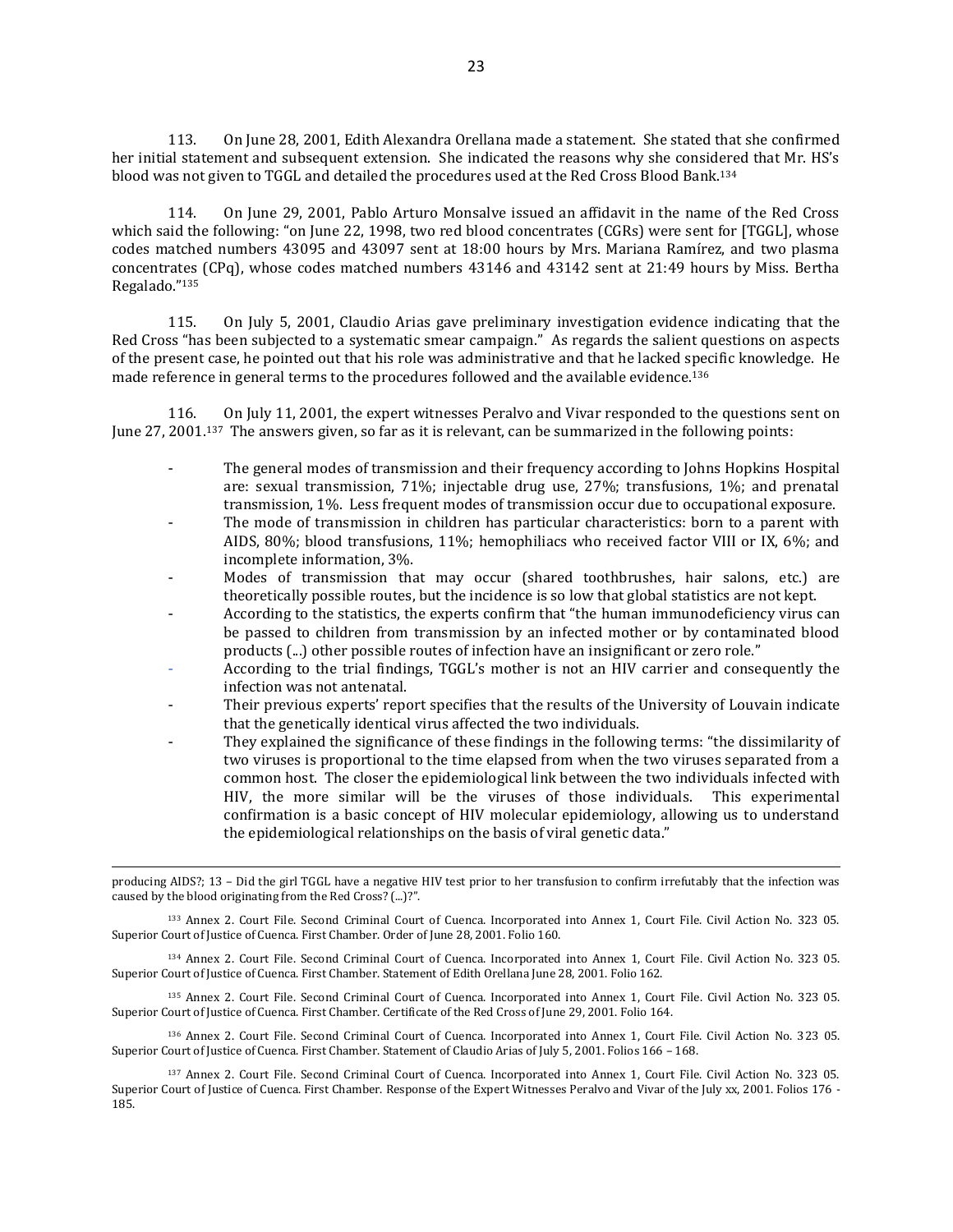113. On June 28, 2001, Edith Alexandra Orellana made a statement. She stated that she confirmed her initial statement and subsequent extension. She indicated the reasons why she considered that Mr. HS's blood was not given to TGGL and detailed the procedures used at the Red Cross Blood Bank.[134]

114. On June 29, 2001, Pablo Arturo Monsalve issued an affidavit in the name of the Red Cross which said the following: "on June 22, 1998, two red blood concentrates (CGRs) were sent for [TGGL], whose codes matched numbers 43095 and 43097 sent at 18:00 hours by Mrs. Mariana Ramírez, and two plasma concentrates (CPq), whose codes matched numbers 43146 and 43142 sent at 21:49 hours by Miss. Bertha Regalado."[135]

115. On July 5, 2001, Claudio Arias gave preliminary investigation evidence indicating that the Red Cross "has been subjected to a systematic smear campaign." As regards the salient questions on aspects of the present case, he pointed out that his role was administrative and that he lacked specific knowledge. He made reference in general terms to the procedures followed and the available evidence.[136]

116. On July 11, 2001, the expert witnesses Peralvo and Vivar responded to the questions sent on June 27, 2001.[137] The answers given, so far as it is relevant, can be summarized in the following points:

- The general modes of transmission and their frequency according to Johns Hopkins Hospital are: sexual transmission, 71%; injectable drug use, 27%; transfusions, 1%; and prenatal transmission, 1%. Less frequent modes of transmission occur due to occupational exposure.
- The mode of transmission in children has particular characteristics: born to a parent with AIDS, 80%; blood transfusions, 11%; hemophiliacs who received factor VIII or IX, 6%; and incomplete information, 3%.
- Modes of transmission that may occur (shared toothbrushes, hair salons, etc.) are theoretically possible routes, but the incidence is so low that global statistics are not kept.
- According to the statistics, the experts confirm that "the human immunodeficiency virus can be passed to children from transmission by an infected mother or by contaminated blood products (...) other possible routes of infection have an insignificant or zero role."
- According to the trial findings, TGGL's mother is not an HIV carrier and consequently the infection was not antenatal.
- Their previous experts' report specifies that the results of the University of Louvain indicate that the genetically identical virus affected the two individuals.
- They explained the significance of these findings in the following terms: "the dissimilarity of two viruses is proportional to the time elapsed from when the two viruses separated from a common host. The closer the epidemiological link between the two individuals infected with HIV, the more similar will be the viruses of those individuals. This experimental confirmation is a basic concept of HIV molecular epidemiology, allowing us to understand the epidemiological relationships on the basis of viral genetic data."

---

producing AIDS?; 13 – Did the girl TGGL have a negative HIV test prior to her transfusion to confirm irrefutably that the infection was caused by the blood originating from the Red Cross? (...)?".

[133] Annex 2. Court File. Second Criminal Court of Cuenca. Incorporated into Annex 1, Court File. Civil Action No. 323 05. Superior Court of Justice of Cuenca. First Chamber. Order of June 28, 2001. Folio 160.

[134] Annex 2. Court File. Second Criminal Court of Cuenca. Incorporated into Annex 1, Court File. Civil Action No. 323 05. Superior Court of Justice of Cuenca. First Chamber. Statement of Edith Orellana June 28, 2001. Folio 162.

[135] Annex 2. Court File. Second Criminal Court of Cuenca. Incorporated into Annex 1, Court File. Civil Action No. 323 05. Superior Court of Justice of Cuenca. First Chamber. Certificate of the Red Cross of June 29, 2001. Folio 164.

[136] Annex 2. Court File. Second Criminal Court of Cuenca. Incorporated into Annex 1, Court File. Civil Action No. 323 05. Superior Court of Justice of Cuenca. First Chamber. Statement of Claudio Arias of July 5, 2001. Folios 166 – 168.

[137] Annex 2. Court File. Second Criminal Court of Cuenca. Incorporated into Annex 1, Court File. Civil Action No. 323 05. Superior Court of Justice of Cuenca. First Chamber. Response of the Expert Witnesses Peralvo and Vivar of the July xx, 2001. Folios 176 - 185.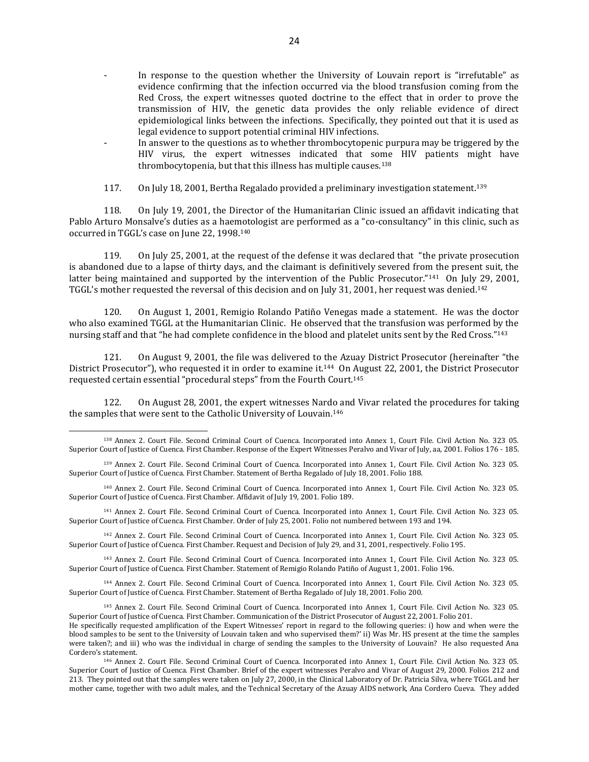- In response to the question whether the University of Louvain report is "irrefutable" as evidence confirming that the infection occurred via the blood transfusion coming from the Red Cross, the expert witnesses quoted doctrine to the effect that in order to prove the transmission of HIV, the genetic data provides the only reliable evidence of direct epidemiological links between the infections. Specifically, they pointed out that it is used as legal evidence to support potential criminal HIV infections.
- In answer to the questions as to whether thrombocytopenic purpura may be triggered by the HIV virus, the expert witnesses indicated that some HIV patients might have thrombocytopenia, but that this illness has multiple causes.[138]

117. On July 18, 2001, Bertha Regalado provided a preliminary investigation statement.[139]

118. On July 19, 2001, the Director of the Humanitarian Clinic issued an affidavit indicating that Pablo Arturo Monsalve's duties as a haemotologist are performed as a "co-consultancy" in this clinic, such as occurred in TGGL's case on June 22, 1998.[140]

119. On July 25, 2001, at the request of the defense it was declared that "the private prosecution is abandoned due to a lapse of thirty days, and the claimant is definitively severed from the present suit, the latter being maintained and supported by the intervention of the Public Prosecutor."[141] On July 29, 2001, TGGL's mother requested the reversal of this decision and on July 31, 2001, her request was denied.[142]

120. On August 1, 2001, Remigio Rolando Patiño Venegas made a statement. He was the doctor who also examined TGGL at the Humanitarian Clinic. He observed that the transfusion was performed by the nursing staff and that "he had complete confidence in the blood and platelet units sent by the Red Cross."[143]

121. On August 9, 2001, the file was delivered to the Azuay District Prosecutor (hereinafter "the District Prosecutor"), who requested it in order to examine it.[144] On August 22, 2001, the District Prosecutor requested certain essential "procedural steps" from the Fourth Court.[145]

122. On August 28, 2001, the expert witnesses Nardo and Vivar related the procedures for taking the samples that were sent to the Catholic University of Louvain.[146]

---

[138] Annex 2. Court File. Second Criminal Court of Cuenca. Incorporated into Annex 1, Court File. Civil Action No. 323 05. Superior Court of Justice of Cuenca. First Chamber. Response of the Expert Witnesses Peralvo and Vivar of July, aa, 2001. Folios 176 - 185.

[139] Annex 2. Court File. Second Criminal Court of Cuenca. Incorporated into Annex 1, Court File. Civil Action No. 323 05. Superior Court of Justice of Cuenca. First Chamber. Statement of Bertha Regalado of July 18, 2001. Folio 188.

[140] Annex 2. Court File. Second Criminal Court of Cuenca. Incorporated into Annex 1, Court File. Civil Action No. 323 05. Superior Court of Justice of Cuenca. First Chamber. Affidavit of July 19, 2001. Folio 189.

[141] Annex 2. Court File. Second Criminal Court of Cuenca. Incorporated into Annex 1, Court File. Civil Action No. 323 05. Superior Court of Justice of Cuenca. First Chamber. Order of July 25, 2001. Folio not numbered between 193 and 194.

[142] Annex 2. Court File. Second Criminal Court of Cuenca. Incorporated into Annex 1, Court File. Civil Action No. 323 05. Superior Court of Justice of Cuenca. First Chamber. Request and Decision of July 29, and 31, 2001, respectively. Folio 195.

[143] Annex 2. Court File. Second Criminal Court of Cuenca. Incorporated into Annex 1, Court File. Civil Action No. 323 05. Superior Court of Justice of Cuenca. First Chamber. Statement of Remigio Rolando Patiño of August 1, 2001. Folio 196.

[144] Annex 2. Court File. Second Criminal Court of Cuenca. Incorporated into Annex 1, Court File. Civil Action No. 323 05. Superior Court of Justice of Cuenca. First Chamber. Statement of Bertha Regalado of July 18, 2001. Folio 200.

[145] Annex 2. Court File. Second Criminal Court of Cuenca. Incorporated into Annex 1, Court File. Civil Action No. 323 05. Superior Court of Justice of Cuenca. First Chamber. Communication of the District Prosecutor of August 22, 2001. Folio 201.
He specifically requested amplification of the Expert Witnesses' report in regard to the following queries: i) how and when were the blood samples to be sent to the University of Louvain taken and who supervised them?' ii) Was Mr. HS present at the time the samples were taken?; and iii) who was the individual in charge of sending the samples to the University of Louvain? He also requested Ana Cordero's statement.

[146] Annex 2. Court File. Second Criminal Court of Cuenca. Incorporated into Annex 1, Court File. Civil Action Nos. 323 05. Superior Court of Justice of Cuenca. First Chamber. Brief of the expert witnesses Peralvo and Vivar of August 29, 2000. Folios 212 and 213. They pointed out that the samples were taken on July 27, 2000, in the Clinical Laboratory of Dr. Patricia Silva, where TGGL and her mother came, together with two adult males, and the Technical Secretary of the Azuay AIDS network, Ana Cordero Cueva. They added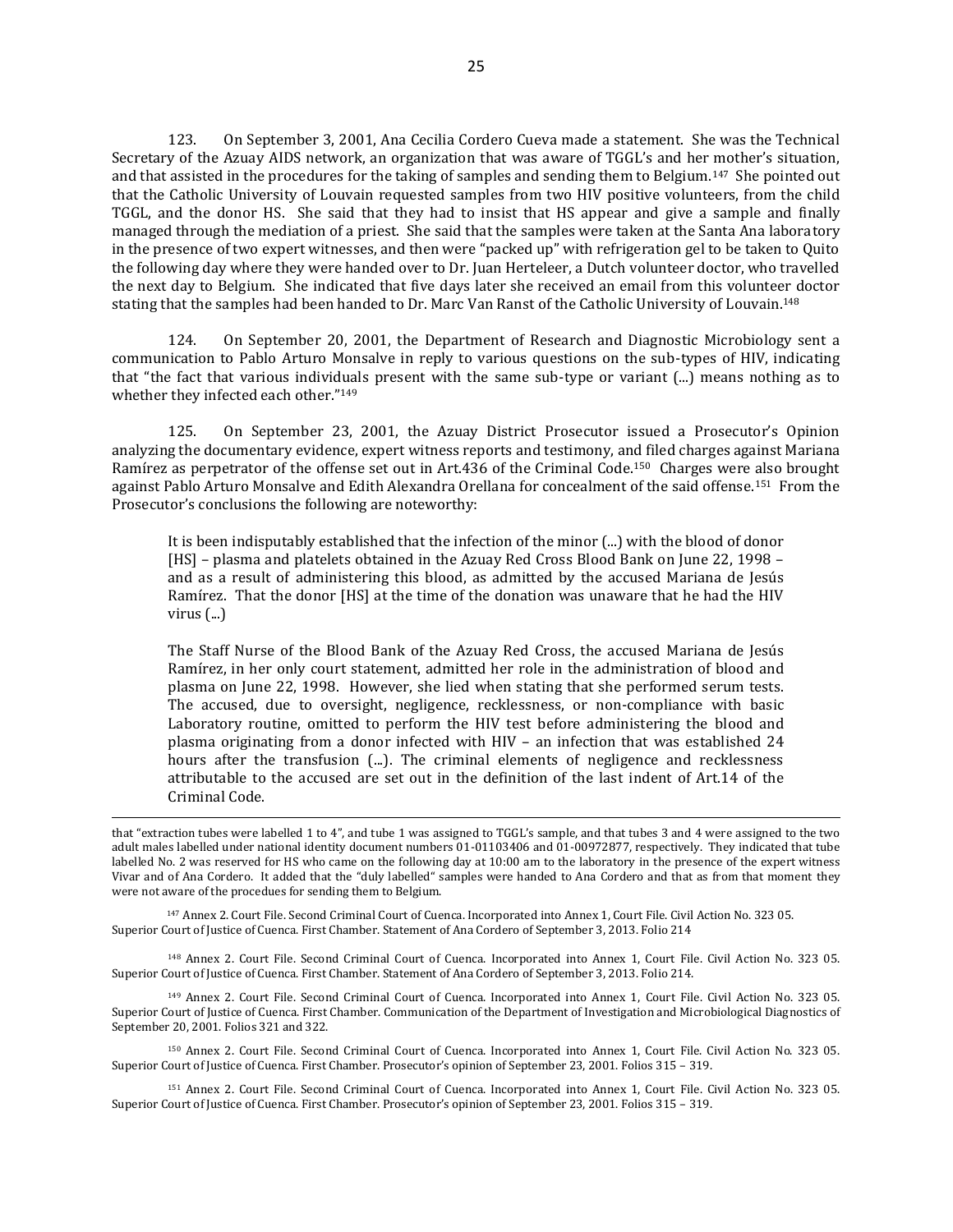123. On September 3, 2001, Ana Cecilia Cordero Cueva made a statement. She was the Technical Secretary of the Azuay AIDS network, an organization that was aware of TGGL's and her mother's situation, and that assisted in the procedures for the taking of samples and sending them to Belgium.[147] She pointed out that the Catholic University of Louvain requested samples from two HIV positive volunteers, from the child TGGL, and the donor HS. She said that they had to insist that HS appear and give a sample and finally managed through the mediation of a priest. She said that the samples were taken at the Santa Ana laboratory in the presence of two expert witnesses, and then were "packed up" with refrigeration gel to be taken to Quito the following day where they were handed over to Dr. Juan Herteleer, a Dutch volunteer doctor, who travelled the next day to Belgium. She indicated that five days later she received an email from this volunteer doctor stating that the samples had been handed to Dr. Marc Van Ranst of the Catholic University of Louvain.[148]

124. On September 20, 2001, the Department of Research and Diagnostic Microbiology sent a communication to Pablo Arturo Monsalve in reply to various questions on the sub-types of HIV, indicating that "the fact that various individuals present with the same sub-type or variant (...) means nothing as to whether they infected each other."[149]

125. On September 23, 2001, the Azuay District Prosecutor issued a Prosecutor's Opinion analyzing the documentary evidence, expert witness reports and testimony, and filed charges against Mariana Ramírez as perpetrator of the offense set out in Art.436 of the Criminal Code.[150] Charges were also brought against Pablo Arturo Monsalve and Edith Alexandra Orellana for concealment of the said offense.[151] From the Prosecutor's conclusions the following are noteworthy:

> It is been indisputably established that the infection of the minor (...) with the blood of donor [HS] – plasma and platelets obtained in the Azuay Red Cross Blood Bank on June 22, 1998 – and as a result of administering this blood, as admitted by the accused Mariana de Jesús Ramírez. That the donor [HS] at the time of the donation was unaware that he had the HIV virus (...)
>
> The Staff Nurse of the Blood Bank of the Azuay Red Cross, the accused Mariana de Jesús Ramírez, in her only court statement, admitted her role in the administration of blood and plasma on June 22, 1998. However, she lied when stating that she performed serum tests. The accused, due to oversight, negligence, recklessness, or non-compliance with basic Laboratory routine, omitted to perform the HIV test before administering the blood and plasma originating from a donor infected with HIV – an infection that was established 24 hours after the transfusion (...). The criminal elements of negligence and recklessness attributable to the accused are set out in the definition of the last indent of Art.14 of the Criminal Code.

---

that "extraction tubes were labelled 1 to 4", and tube 1 was assigned to TGGL's sample, and that tubes 3 and 4 were assigned to the two adult males labelled under national identity document numbers 01-01103406 and 01-00972877, respectively. They indicated that tube labelled No. 2 was reserved for HS who came on the following day at 10:00 am to the laboratory in the presence of the expert witness Vivar and of Ana Cordero. It added that the "duly labelled" samples were handed to Ana Cordero and that as from that moment they were not aware of the procedues for sending them to Belgium.

[147] Annex 2. Court File. Second Criminal Court of Cuenca. Incorporated into Annex 1, Court File. Civil Action No. 323 05. Superior Court of Justice of Cuenca. First Chamber. Statement of Ana Cordero of September 3, 2013. Folio 214

[148] Annex 2. Court File. Second Criminal Court of Cuenca. Incorporated into Annex 1, Court File. Civil Action No. 323 05. Superior Court of Justice of Cuenca. First Chamber. Statement of Ana Cordero of September 3, 2013. Folio 214.

[149] Annex 2. Court File. Second Criminal Court of Cuenca. Incorporated into Annex 1, Court File. Civil Action No. 323 05. Superior Court of Justice of Cuenca. First Chamber. Communication of the Department of Investigation and Microbiological Diagnostics of September 20, 2001. Folios 321 and 322.

[150] Annex 2. Court File. Second Criminal Court of Cuenca. Incorporated into Annex 1, Court File. Civil Action No. 323 05. Superior Court of Justice of Cuenca. First Chamber. Prosecutor's opinion of September 23, 2001. Folios 315 – 319.

[151] Annex 2. Court File. Second Criminal Court of Cuenca. Incorporated into Annex 1, Court File. Civil Action No. 323 05. Superior Court of Justice of Cuenca. First Chamber. Prosecutor's opinion of September 23, 2001. Folios 315 – 319.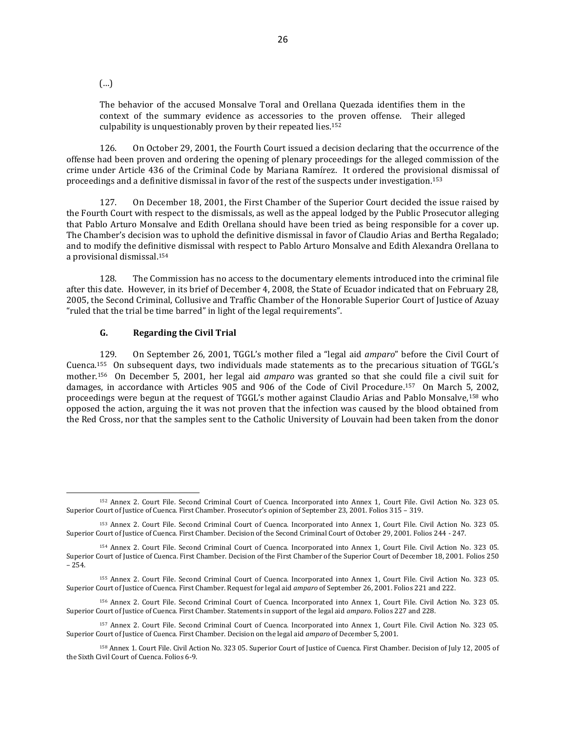(…)

> The behavior of the accused Monsalve Toral and Orellana Quezada identifies them in the context of the summary evidence as accessories to the proven offense. Their alleged culpability is unquestionably proven by their repeated lies.[152]

126. On October 29, 2001, the Fourth Court issued a decision declaring that the occurrence of the offense had been proven and ordering the opening of plenary proceedings for the alleged commission of the crime under Article 436 of the Criminal Code by Mariana Ramírez. It ordered the provisional dismissal of proceedings and a definitive dismissal in favor of the rest of the suspects under investigation.[153]

127. On December 18, 2001, the First Chamber of the Superior Court decided the issue raised by the Fourth Court with respect to the dismissals, as well as the appeal lodged by the Public Prosecutor alleging that Pablo Arturo Monsalve and Edith Orellana should have been tried as being responsible for a cover up. The Chamber's decision was to uphold the definitive dismissal in favor of Claudio Arias and Bertha Regalado; and to modify the definitive dismissal with respect to Pablo Arturo Monsalve and Edith Alexandra Orellana to a provisional dismissal.[154]

128. The Commission has no access to the documentary elements introduced into the criminal file after this date. However, in its brief of December 4, 2008, the State of Ecuador indicated that on February 28, 2005, the Second Criminal, Collusive and Traffic Chamber of the Honorable Superior Court of Justice of Azuay "ruled that the trial be time barred" in light of the legal requirements".

### G. Regarding the Civil Trial

129. On September 26, 2001, TGGL's mother filed a "legal aid *amparo*" before the Civil Court of Cuenca.[155] On subsequent days, two individuals made statements as to the precarious situation of TGGL's mother.[156] On December 5, 2001, her legal aid *amparo* was granted so that she could file a civil suit for damages, in accordance with Articles 905 and 906 of the Code of Civil Procedure.[157] On March 5, 2002, proceedings were begun at the request of TGGL's mother against Claudio Arias and Pablo Monsalve,[158] who opposed the action, arguing the it was not proven that the infection was caused by the blood obtained from the Red Cross, nor that the samples sent to the Catholic University of Louvain had been taken from the donor

---

[152] Annex 2. Court File. Second Criminal Court of Cuenca. Incorporated into Annex 1, Court File. Civil Action No. 323 05. Superior Court of Justice of Cuenca. First Chamber. Prosecutor's opinion of September 23, 2001. Folios 315 – 319.

[153] Annex 2. Court File. Second Criminal Court of Cuenca. Incorporated into Annex 1, Court File. Civil Action No. 323 05. Superior Court of Justice of Cuenca. First Chamber. Decision of the Second Criminal Court of October 29, 2001. Folios 244 - 247.

[154] Annex 2. Court File. Second Criminal Court of Cuenca. Incorporated into Annex 1, Court File. Civil Action No. 323 05. Superior Court of Justice of Cuenca. First Chamber. Decision of the First Chamber of the Superior Court of December 18, 2001. Folios 250 – 254.

[155] Annex 2. Court File. Second Criminal Court of Cuenca. Incorporated into Annex 1, Court File. Civil Action No. 323 05. Superior Court of Justice of Cuenca. First Chamber. Request for legal aid *amparo* of September 26, 2001. Folios 221 and 222.

[156] Annex 2. Court File. Second Criminal Court of Cuenca. Incorporated into Annex 1, Court File. Civil Action No. 323 05. Superior Court of Justice of Cuenca. First Chamber. Statements in support of the legal aid *amparo*. Folios 227 and 228.

[157] Annex 2. Court File. Second Criminal Court of Cuenca. Incorporated into Annex 1, Court File. Civil Action No. 323 05. Superior Court of Justice of Cuenca. First Chamber. Decision on the legal aid *amparo* of December 5, 2001.

[158] Annex 1. Court File. Civil Action No. 323 05. Superior Court of Justice of Cuenca. First Chamber. Decision of July 12, 2005 of the Sixth Civil Court of Cuenca. Folios 6-9.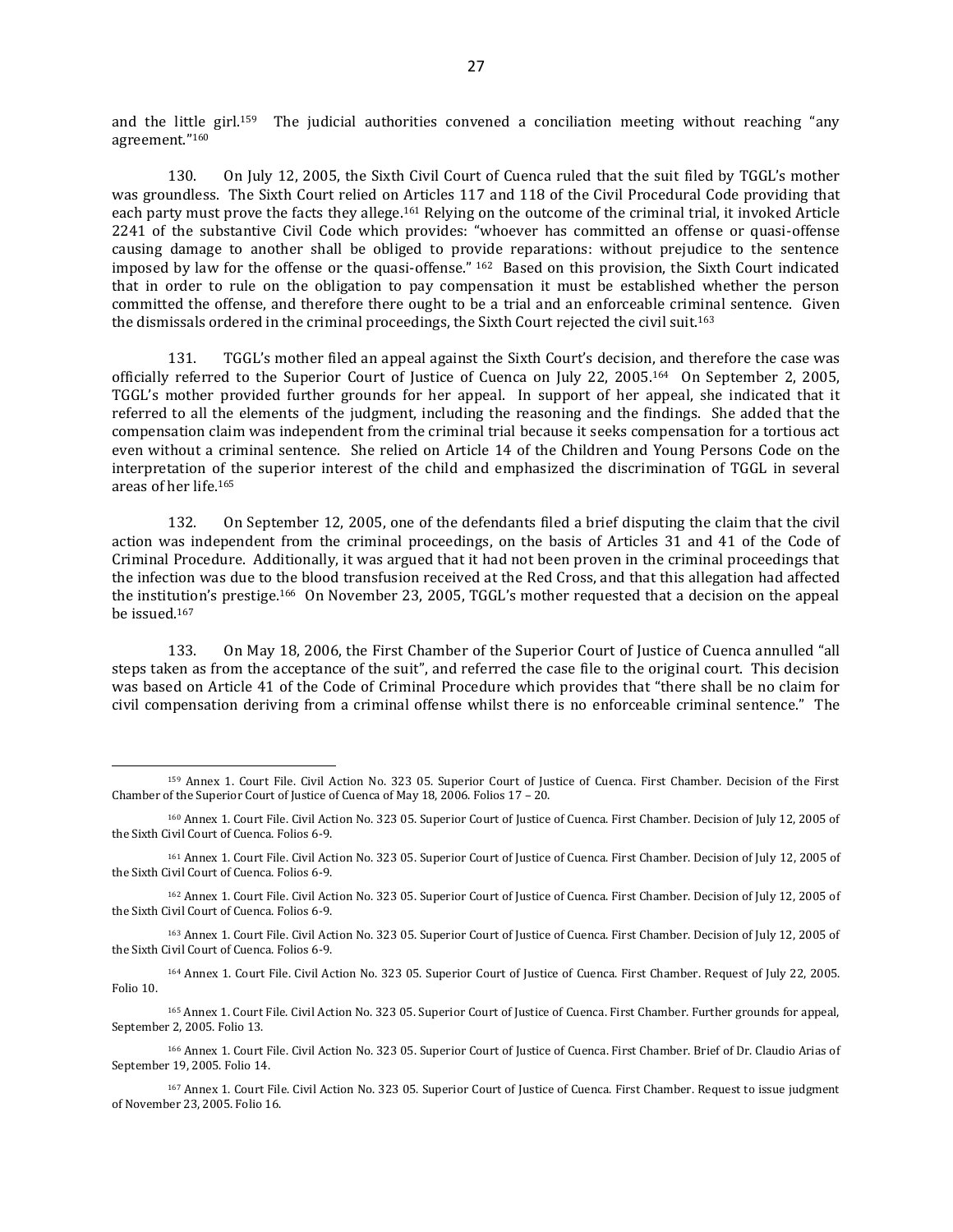and the little girl.[159] The judicial authorities convened a conciliation meeting without reaching "any agreement."[160]

130. On July 12, 2005, the Sixth Civil Court of Cuenca ruled that the suit filed by TGGL's mother was groundless. The Sixth Court relied on Articles 117 and 118 of the Civil Procedural Code providing that each party must prove the facts they allege.[161] Relying on the outcome of the criminal trial, it invoked Article 2241 of the substantive Civil Code which provides: "whoever has committed an offense or quasi-offense causing damage to another shall be obliged to provide reparations: without prejudice to the sentence imposed by law for the offense or the quasi-offense." [162] Based on this provision, the Sixth Court indicated that in order to rule on the obligation to pay compensation it must be established whether the person committed the offense, and therefore there ought to be a trial and an enforceable criminal sentence. Given the dismissals ordered in the criminal proceedings, the Sixth Court rejected the civil suit.[163]

131. TGGL's mother filed an appeal against the Sixth Court's decision, and therefore the case was officially referred to the Superior Court of Justice of Cuenca on July 22, 2005.[164] On September 2, 2005, TGGL's mother provided further grounds for her appeal. In support of her appeal, she indicated that it referred to all the elements of the judgment, including the reasoning and the findings. She added that the compensation claim was independent from the criminal trial because it seeks compensation for a tortious act even without a criminal sentence. She relied on Article 14 of the Children and Young Persons Code on the interpretation of the superior interest of the child and emphasized the discrimination of TGGL in several areas of her life.[165]

132. On September 12, 2005, one of the defendants filed a brief disputing the claim that the civil action was independent from the criminal proceedings, on the basis of Articles 31 and 41 of the Code of Criminal Procedure. Additionally, it was argued that it had not been proven in the criminal proceedings that the infection was due to the blood transfusion received at the Red Cross, and that this allegation had affected the institution's prestige.[166] On November 23, 2005, TGGL's mother requested that a decision on the appeal be issued.[167]

133. On May 18, 2006, the First Chamber of the Superior Court of Justice of Cuenca annulled "all steps taken as from the acceptance of the suit", and referred the case file to the original court. This decision was based on Article 41 of the Code of Criminal Procedure which provides that "there shall be no claim for civil compensation deriving from a criminal offense whilst there is no enforceable criminal sentence." The

[159] Annex 1. Court File. Civil Action No. 323 05. Superior Court of Justice of Cuenca. First Chamber. Decision of the First Chamber of the Superior Court of Justice of Cuenca of May 18, 2006. Folios 17 – 20.

[160] Annex 1. Court File. Civil Action No. 323 05. Superior Court of Justice of Cuenca. First Chamber. Decision of July 12, 2005 of the Sixth Civil Court of Cuenca. Folios 6-9.

[161] Annex 1. Court File. Civil Action No. 323 05. Superior Court of Justice of Cuenca. First Chamber. Decision of July 12, 2005 of the Sixth Civil Court of Cuenca. Folios 6-9.

[162] Annex 1. Court File. Civil Action No. 323 05. Superior Court of Justice of Cuenca. First Chamber. Decision of July 12, 2005 of the Sixth Civil Court of Cuenca. Folios 6-9.

[163] Annex 1. Court File. Civil Action No. 323 05. Superior Court of Justice of Cuenca. First Chamber. Decision of July 12, 2005 of the Sixth Civil Court of Cuenca. Folios 6-9.

[164] Annex 1. Court File. Civil Action No. 323 05. Superior Court of Justice of Cuenca. First Chamber. Request of July 22, 2005. Folio 10.

[165] Annex 1. Court File. Civil Action No. 323 05. Superior Court of Justice of Cuenca. First Chamber. Further grounds for appeal, September 2, 2005. Folio 13.

[166] Annex 1. Court File. Civil Action No. 323 05. Superior Court of Justice of Cuenca. First Chamber. Brief of Dr. Claudio Arias of September 19, 2005. Folio 14.

[167] Annex 1. Court File. Civil Action No. 323 05. Superior Court of Justice of Cuenca. First Chamber. Request to issue judgment of November 23, 2005. Folio 16.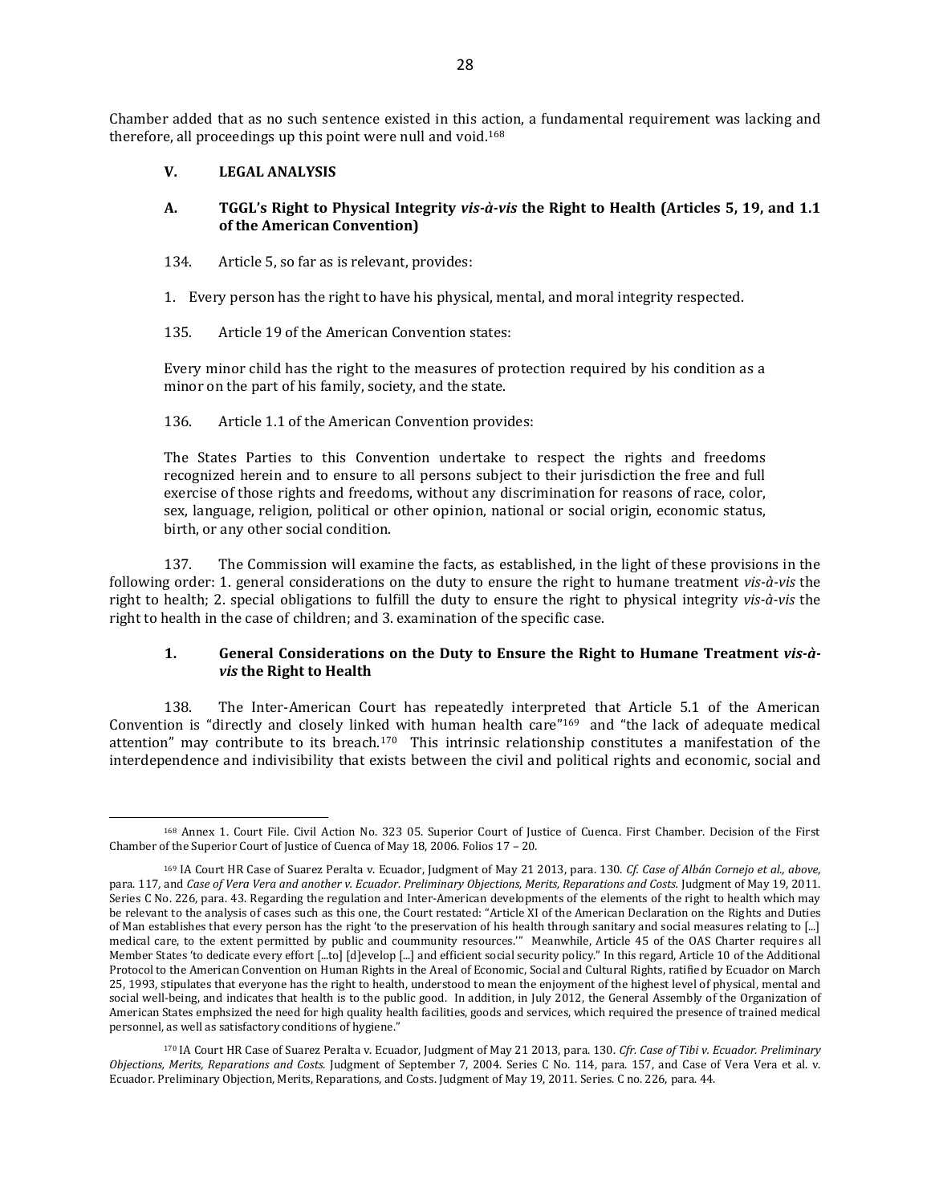Chamber added that as no such sentence existed in this action, a fundamental requirement was lacking and therefore, all proceedings up this point were null and void.[168]

## V. LEGAL ANALYSIS

### A. TGGL's Right to Physical Integrity *vis-à-vis* the Right to Health (Articles 5, 19, and 1.1 of the American Convention)

134. Article 5, so far as is relevant, provides:

1. Every person has the right to have his physical, mental, and moral integrity respected.

135. Article 19 of the American Convention states:

Every minor child has the right to the measures of protection required by his condition as a minor on the part of his family, society, and the state.

136. Article 1.1 of the American Convention provides:

The States Parties to this Convention undertake to respect the rights and freedoms recognized herein and to ensure to all persons subject to their jurisdiction the free and full exercise of those rights and freedoms, without any discrimination for reasons of race, color, sex, language, religion, political or other opinion, national or social origin, economic status, birth, or any other social condition.

137. The Commission will examine the facts, as established, in the light of these provisions in the following order: 1. general considerations on the duty to ensure the right to humane treatment *vis-à-vis* the right to health; 2. special obligations to fulfill the duty to ensure the right to physical integrity *vis-à-vis* the right to health in the case of children; and 3. examination of the specific case.

#### 1. General Considerations on the Duty to Ensure the Right to Humane Treatment *vis-à-vis* the Right to Health

138. The Inter-American Court has repeatedly interpreted that Article 5.1 of the American Convention is "directly and closely linked with human health care"[169] and "the lack of adequate medical attention" may contribute to its breach.[170] This intrinsic relationship constitutes a manifestation of the interdependence and indivisibility that exists between the civil and political rights and economic, social and

---

[168] Annex 1. Court File. Civil Action No. 323 05. Superior Court of Justice of Cuenca. First Chamber. Decision of the First Chamber of the Superior Court of Justice of Cuenca of May 18, 2006. Folios 17 – 20.

[169] IA Court HR Case of Suarez Peralta v. Ecuador, Judgment of May 21 2013, para. 130. *Cf. Case of Albán Cornejo et al., above*, para. 117, and *Case of Vera Vera and another v. Ecuador. Preliminary Objections, Merits, Reparations and Costs*. Judgment of May 19, 2011. Series C No. 226, para. 43. Regarding the regulation and Inter-American developments of the elements of the right to health which may be relevant to the analysis of cases such as this one, the Court restated: "Article XI of the American Declaration on the Rights and Duties of Man establishes that every person has the right 'to the preservation of his health through sanitary and social measures relating to [...] medical care, to the extent permitted by public and coummunity resources.'" Meanwhile, Article 45 of the OAS Charter requires all Member States 'to dedicate every effort [...to] [d]evelop [...] and efficient social security policy." In this regard, Article 10 of the Additional Protocol to the American Convention on Human Rights in the Areal of Economic, Social and Cultural Rights, ratified by Ecuador on March 25, 1993, stipulates that everyone has the right to health, understood to mean the enjoyment of the highest level of physical, mental and social well-being, and indicates that health is to the public good. In addition, in July 2012, the General Assembly of the Organization of American States emphsized the need for high quality health facilities, goods and services, which required the presence of trained medical personnel, as well as satisfactory conditions of hygiene."

[170] IA Court HR Case of Suarez Peralta v. Ecuador, Judgment of May 21 2013, para. 130. *Cfr. Case of Tibi v. Ecuador. Preliminary Objections, Merits, Reparations and Costs.* Judgment of September 7, 2004. Series C No. 114, para. 157, and Case of Vera Vera et al. v. Ecuador. Preliminary Objection, Merits, Reparations, and Costs. Judgment of May 19, 2011. Series. C no. 226, para. 44.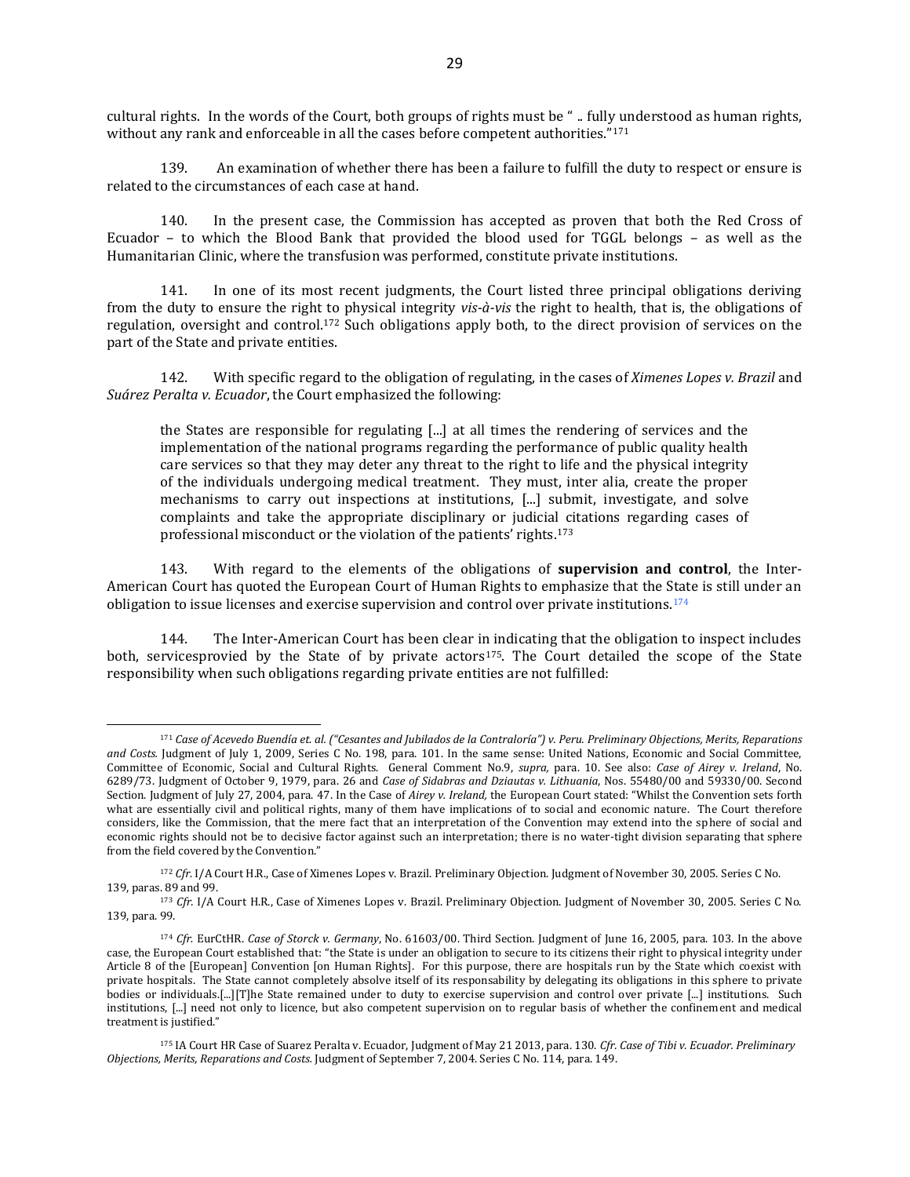cultural rights. In the words of the Court, both groups of rights must be " .. fully understood as human rights, without any rank and enforceable in all the cases before competent authorities."[171]

139. An examination of whether there has been a failure to fulfill the duty to respect or ensure is related to the circumstances of each case at hand.

140. In the present case, the Commission has accepted as proven that both the Red Cross of Ecuador – to which the Blood Bank that provided the blood used for TGGL belongs – as well as the Humanitarian Clinic, where the transfusion was performed, constitute private institutions.

141. In one of its most recent judgments, the Court listed three principal obligations deriving from the duty to ensure the right to physical integrity *vis-à-vis* the right to health, that is, the obligations of regulation, oversight and control.[172] Such obligations apply both, to the direct provision of services on the part of the State and private entities.

142. With specific regard to the obligation of regulating, in the cases of *Ximenes Lopes v. Brazil* and *Suárez Peralta v. Ecuador*, the Court emphasized the following:

> the States are responsible for regulating [...] at all times the rendering of services and the implementation of the national programs regarding the performance of public quality health care services so that they may deter any threat to the right to life and the physical integrity of the individuals undergoing medical treatment. They must, inter alia, create the proper mechanisms to carry out inspections at institutions, [...] submit, investigate, and solve complaints and take the appropriate disciplinary or judicial citations regarding cases of professional misconduct or the violation of the patients' rights.[173]

143. With regard to the elements of the obligations of **supervision and control**, the Inter-American Court has quoted the European Court of Human Rights to emphasize that the State is still under an obligation to issue licenses and exercise supervision and control over private institutions.[174]

144. The Inter-American Court has been clear in indicating that the obligation to inspect includes both, servicesprovied by the State of by private actors[175]. The Court detailed the scope of the State responsibility when such obligations regarding private entities are not fulfilled:

---

[171] *Case of Acevedo Buendía et. al. ("Cesantes and Jubilados de la Contraloría") v. Peru. Preliminary Objections, Merits, Reparations and Costs.* Judgment of July 1, 2009, Series C No. 198, para. 101. In the same sense: United Nations, Economic and Social Committee, Committee of Economic, Social and Cultural Rights. General Comment No.9, *supra,* para. 10. See also: *Case of Airey v. Ireland*, No. 6289/73. Judgment of October 9, 1979, para. 26 and *Case of Sidabras and Dziautas v. Lithuania*, Nos. 55480/00 and 59330/00. Second Section. Judgment of July 27, 2004, para. 47. In the Case of *Airey v. Ireland,* the European Court stated: "Whilst the Convention sets forth what are essentially civil and political rights, many of them have implications of to social and economic nature. The Court therefore considers, like the Commission, that the mere fact that an interpretation of the Convention may extend into the sphere of social and economic rights should not be to decisive factor against such an interpretation; there is no water-tight division separating that sphere from the field covered by the Convention."

[172] *Cfr.* I/A Court H.R., Case of Ximenes Lopes v. Brazil. Preliminary Objection. Judgment of November 30, 2005. Series C No. 139, paras. 89 and 99.

[173] *Cfr.* I/A Court H.R., Case of Ximenes Lopes v. Brazil. Preliminary Objection. Judgment of November 30, 2005. Series C No. 139, para. 99.

[174] *Cfr.* EurCtHR. *Case of Storck v. Germany*, No. 61603/00. Third Section. Judgment of June 16, 2005, para. 103. In the above case, the European Court established that: "the State is under an obligation to secure to its citizens their right to physical integrity under Article 8 of the [European] Convention [on Human Rights]. For this purpose, there are hospitals run by the State which coexist with private hospitals. The State cannot completely absolve itself of its responsability by delegating its obligations in this sphere to private bodies or individuals.[...][T]he State remained under to duty to exercise supervision and control over private [...] institutions. Such institutions, [...] need not only to licence, but also competent supervision on to regular basis of whether the confinement and medical treatment is justified."

[175] IA Court HR Case of Suarez Peralta v. Ecuador, Judgment of May 21 2013, para. 130. *Cfr. Case of Tibi v. Ecuador. Preliminary Objections, Merits, Reparations and Costs.* Judgment of September 7, 2004. Series C No. 114, para. 149.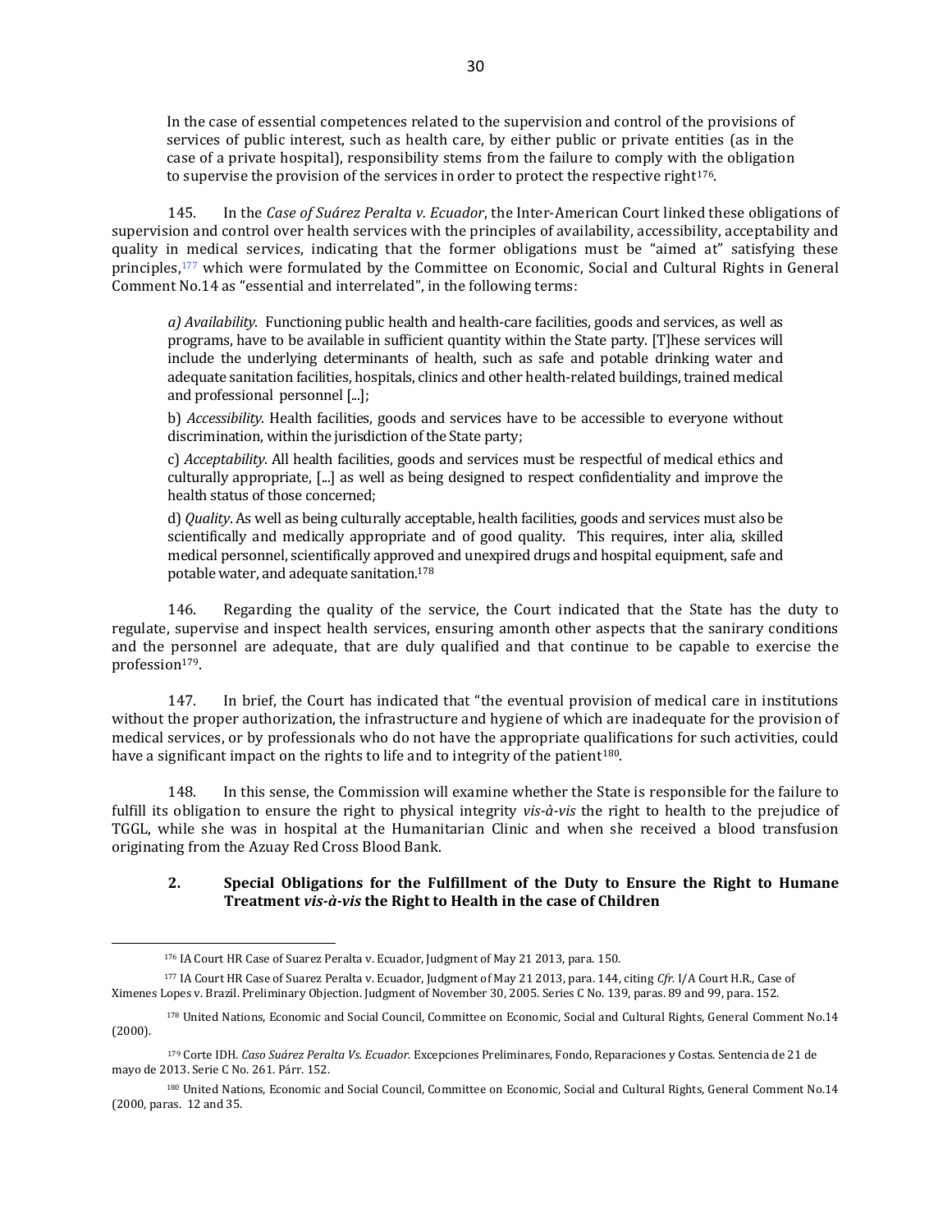In the case of essential competences related to the supervision and control of the provisions of services of public interest, such as health care, by either public or private entities (as in the case of a private hospital), responsibility stems from the failure to comply with the obligation to supervise the provision of the services in order to protect the respective right[176].

145. In the *Case of Suárez Peralta v. Ecuador*, the Inter-American Court linked these obligations of supervision and control over health services with the principles of availability, accessibility, acceptability and quality in medical services, indicating that the former obligations must be "aimed at" satisfying these principles,[177] which were formulated by the Committee on Economic, Social and Cultural Rights in General Comment No.14 as "essential and interrelated", in the following terms:

> *a) Availability*. Functioning public health and health-care facilities, goods and services, as well as programs, have to be available in sufficient quantity within the State party. [T]hese services will include the underlying determinants of health, such as safe and potable drinking water and adequate sanitation facilities, hospitals, clinics and other health-related buildings, trained medical and professional personnel [...];
>
> b) *Accessibility*. Health facilities, goods and services have to be accessible to everyone without discrimination, within the jurisdiction of the State party;
>
> c) *Acceptability*. All health facilities, goods and services must be respectful of medical ethics and culturally appropriate, [...] as well as being designed to respect confidentiality and improve the health status of those concerned;
>
> d) *Quality*. As well as being culturally acceptable, health facilities, goods and services must also be scientifically and medically appropriate and of good quality. This requires, inter alia, skilled medical personnel, scientifically approved and unexpired drugs and hospital equipment, safe and potable water, and adequate sanitation.[178]

146. Regarding the quality of the service, the Court indicated that the State has the duty to regulate, supervise and inspect health services, ensuring amonth other aspects that the sanirary conditions and the personnel are adequate, that are duly qualified and that continue to be capable to exercise the profession[179].

147. In brief, the Court has indicated that "the eventual provision of medical care in institutions without the proper authorization, the infrastructure and hygiene of which are inadequate for the provision of medical services, or by professionals who do not have the appropriate qualifications for such activities, could have a significant impact on the rights to life and to integrity of the patient[180].

148. In this sense, the Commission will examine whether the State is responsible for the failure to fulfill its obligation to ensure the right to physical integrity *vis-à-vis* the right to health to the prejudice of TGGL, while she was in hospital at the Humanitarian Clinic and when she received a blood transfusion originating from the Azuay Red Cross Blood Bank.

### 2. Special Obligations for the Fulfillment of the Duty to Ensure the Right to Humane Treatment *vis-à-vis* the Right to Health in the case of Children

---

[176] IA Court HR Case of Suarez Peralta v. Ecuador, Judgment of May 21 2013, para. 150.

[177] IA Court HR Case of Suarez Peralta v. Ecuador, Judgment of May 21 2013, para. 144, citing *Cfr.* I/A Court H.R., Case of Ximenes Lopes v. Brazil. Preliminary Objection. Judgment of November 30, 2005. Series C No. 139, paras. 89 and 99, para. 152.

[178] United Nations, Economic and Social Council, Committee on Economic, Social and Cultural Rights, General Comment No.14 (2000).

[179] Corte IDH. *Caso Suárez Peralta Vs. Ecuador.* Excepciones Preliminares, Fondo, Reparaciones y Costas. Sentencia de 21 de mayo de 2013. Serie C No. 261. Párr. 152.

[180] United Nations, Economic and Social Council, Committee on Economic, Social and Cultural Rights, General Comment No.14 (2000, paras. 12 and 35.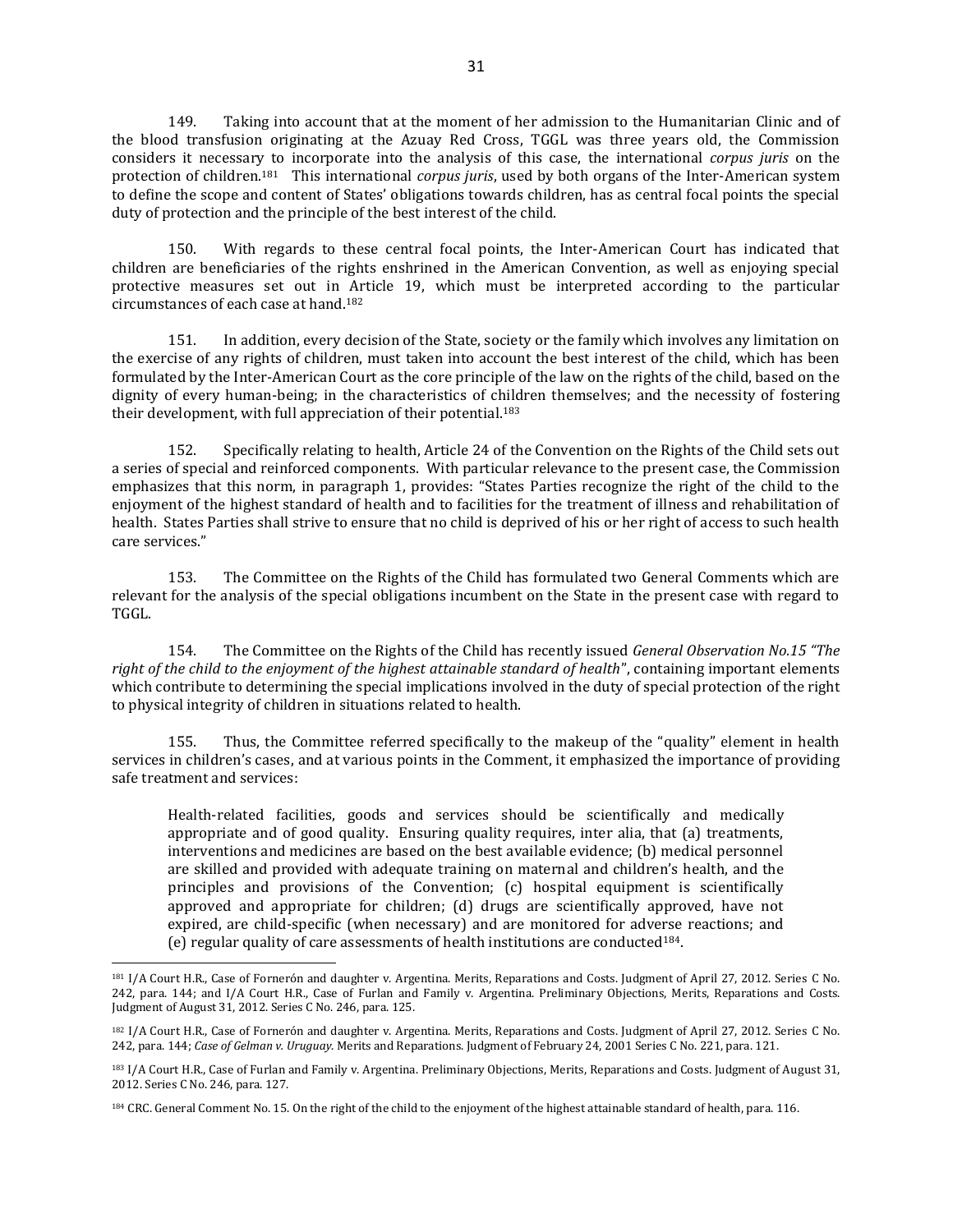149. Taking into account that at the moment of her admission to the Humanitarian Clinic and of the blood transfusion originating at the Azuay Red Cross, TGGL was three years old, the Commission considers it necessary to incorporate into the analysis of this case, the international *corpus juris* on the protection of children.[181] This international *corpus juris*, used by both organs of the Inter-American system to define the scope and content of States' obligations towards children, has as central focal points the special duty of protection and the principle of the best interest of the child.

150. With regards to these central focal points, the Inter-American Court has indicated that children are beneficiaries of the rights enshrined in the American Convention, as well as enjoying special protective measures set out in Article 19, which must be interpreted according to the particular circumstances of each case at hand.[182]

151. In addition, every decision of the State, society or the family which involves any limitation on the exercise of any rights of children, must taken into account the best interest of the child, which has been formulated by the Inter-American Court as the core principle of the law on the rights of the child, based on the dignity of every human-being; in the characteristics of children themselves; and the necessity of fostering their development, with full appreciation of their potential.[183]

152. Specifically relating to health, Article 24 of the Convention on the Rights of the Child sets out a series of special and reinforced components. With particular relevance to the present case, the Commission emphasizes that this norm, in paragraph 1, provides: "States Parties recognize the right of the child to the enjoyment of the highest standard of health and to facilities for the treatment of illness and rehabilitation of health. States Parties shall strive to ensure that no child is deprived of his or her right of access to such health care services."

153. The Committee on the Rights of the Child has formulated two General Comments which are relevant for the analysis of the special obligations incumbent on the State in the present case with regard to TGGL.

154. The Committee on the Rights of the Child has recently issued *General Observation No.15 "The right of the child to the enjoyment of the highest attainable standard of health*", containing important elements which contribute to determining the special implications involved in the duty of special protection of the right to physical integrity of children in situations related to health.

155. Thus, the Committee referred specifically to the makeup of the "quality" element in health services in children's cases, and at various points in the Comment, it emphasized the importance of providing safe treatment and services:

> Health-related facilities, goods and services should be scientifically and medically appropriate and of good quality. Ensuring quality requires, inter alia, that (a) treatments, interventions and medicines are based on the best available evidence; (b) medical personnel are skilled and provided with adequate training on maternal and children's health, and the principles and provisions of the Convention; (c) hospital equipment is scientifically approved and appropriate for children; (d) drugs are scientifically approved, have not expired, are child-specific (when necessary) and are monitored for adverse reactions; and (e) regular quality of care assessments of health institutions are conducted[184].

---

[181] I/A Court H.R., Case of Fornerón and daughter v. Argentina. Merits, Reparations and Costs. Judgment of April 27, 2012. Series C No. 242, para. 144; and I/A Court H.R., Case of Furlan and Family v. Argentina. Preliminary Objections, Merits, Reparations and Costs. Judgment of August 31, 2012. Series C No. 246, para. 125.

[182] I/A Court H.R., Case of Fornerón and daughter v. Argentina. Merits, Reparations and Costs. Judgment of April 27, 2012. Series C No. 242, para. 144; *Case of Gelman v. Uruguay.* Merits and Reparations. Judgment of February 24, 2001 Series C No. 221, para. 121.

[183] I/A Court H.R., Case of Furlan and Family v. Argentina. Preliminary Objections, Merits, Reparations and Costs. Judgment of August 31, 2012. Series C No. 246, para. 127.

[184] CRC. General Comment No. 15. On the right of the child to the enjoyment of the highest attainable standard of health, para. 116.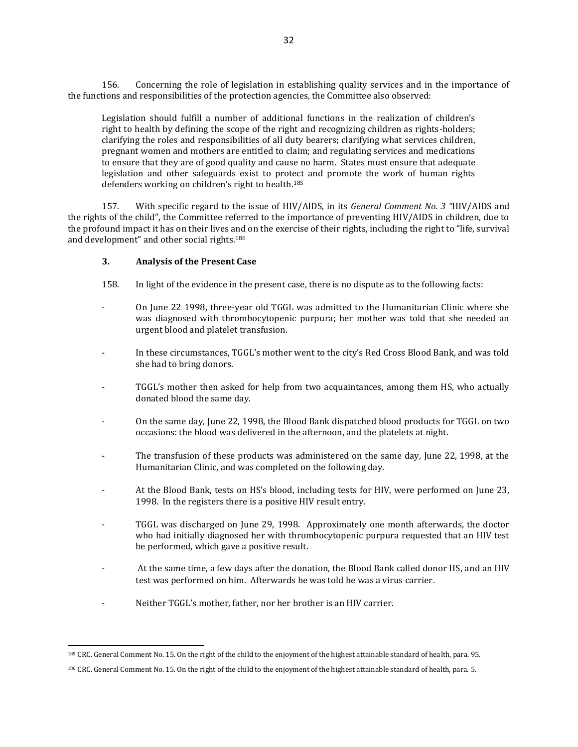156. Concerning the role of legislation in establishing quality services and in the importance of the functions and responsibilities of the protection agencies, the Committee also observed:

> Legislation should fulfill a number of additional functions in the realization of children's right to health by defining the scope of the right and recognizing children as rights-holders; clarifying the roles and responsibilities of all duty bearers; clarifying what services children, pregnant women and mothers are entitled to claim; and regulating services and medications to ensure that they are of good quality and cause no harm. States must ensure that adequate legislation and other safeguards exist to protect and promote the work of human rights defenders working on children's right to health.[185]

157. With specific regard to the issue of HIV/AIDS, in its *General Comment No. 3* "HIV/AIDS and the rights of the child", the Committee referred to the importance of preventing HIV/AIDS in children, due to the profound impact it has on their lives and on the exercise of their rights, including the right to "life, survival and development" and other social rights.[186]

### 3. Analysis of the Present Case

158. In light of the evidence in the present case, there is no dispute as to the following facts:

- On June 22 1998, three-year old TGGL was admitted to the Humanitarian Clinic where she was diagnosed with thrombocytopenic purpura; her mother was told that she needed an urgent blood and platelet transfusion.
- In these circumstances, TGGL's mother went to the city's Red Cross Blood Bank, and was told she had to bring donors.
- TGGL's mother then asked for help from two acquaintances, among them HS, who actually donated blood the same day.
- On the same day, June 22, 1998, the Blood Bank dispatched blood products for TGGL on two occasions: the blood was delivered in the afternoon, and the platelets at night.
- The transfusion of these products was administered on the same day, June 22, 1998, at the Humanitarian Clinic, and was completed on the following day.
- At the Blood Bank, tests on HS's blood, including tests for HIV, were performed on June 23, 1998. In the registers there is a positive HIV result entry.
- TGGL was discharged on June 29, 1998. Approximately one month afterwards, the doctor who had initially diagnosed her with thrombocytopenic purpura requested that an HIV test be performed, which gave a positive result.
- At the same time, a few days after the donation, the Blood Bank called donor HS, and an HIV test was performed on him. Afterwards he was told he was a virus carrier.
- Neither TGGL's mother, father, nor her brother is an HIV carrier.

---

[185] CRC. General Comment No. 15. On the right of the child to the enjoyment of the highest attainable standard of health, para. 95.

[186] CRC. General Comment No. 15. On the right of the child to the enjoyment of the highest attainable standard of health, para. 5.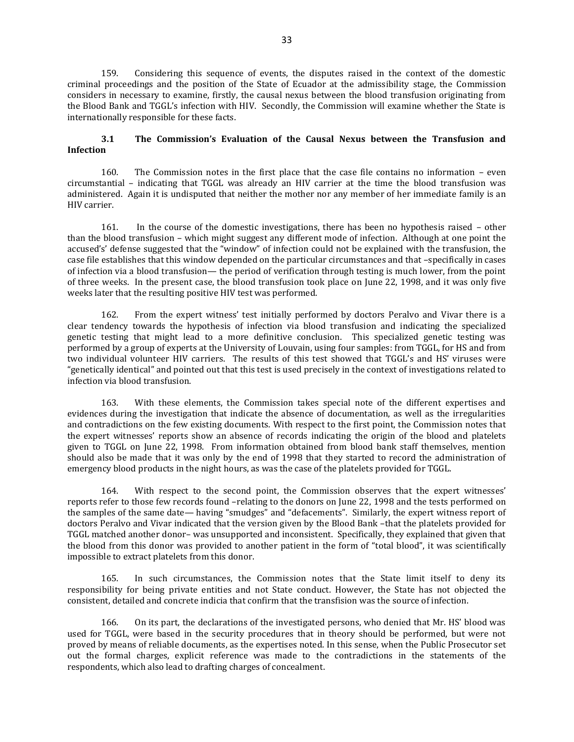159. Considering this sequence of events, the disputes raised in the context of the domestic criminal proceedings and the position of the State of Ecuador at the admissibility stage, the Commission considers in necessary to examine, firstly, the causal nexus between the blood transfusion originating from the Blood Bank and TGGL's infection with HIV. Secondly, the Commission will examine whether the State is internationally responsible for these facts.

### 3.1 The Commission's Evaluation of the Causal Nexus between the Transfusion and Infection

160. The Commission notes in the first place that the case file contains no information – even circumstantial – indicating that TGGL was already an HIV carrier at the time the blood transfusion was administered. Again it is undisputed that neither the mother nor any member of her immediate family is an HIV carrier.

161. In the course of the domestic investigations, there has been no hypothesis raised – other than the blood transfusion – which might suggest any different mode of infection. Although at one point the accused's' defense suggested that the "window" of infection could not be explained with the transfusion, the case file establishes that this window depended on the particular circumstances and that –specifically in cases of infection via a blood transfusion— the period of verification through testing is much lower, from the point of three weeks. In the present case, the blood transfusion took place on June 22, 1998, and it was only five weeks later that the resulting positive HIV test was performed.

162. From the expert witness' test initially performed by doctors Peralvo and Vivar there is a clear tendency towards the hypothesis of infection via blood transfusion and indicating the specialized genetic testing that might lead to a more definitive conclusion. This specialized genetic testing was performed by a group of experts at the University of Louvain, using four samples: from TGGL, for HS and from two individual volunteer HIV carriers. The results of this test showed that TGGL's and HS' viruses were "genetically identical" and pointed out that this test is used precisely in the context of investigations related to infection via blood transfusion.

163. With these elements, the Commission takes special note of the different expertises and evidences during the investigation that indicate the absence of documentation, as well as the irregularities and contradictions on the few existing documents. With respect to the first point, the Commission notes that the expert witnesses' reports show an absence of records indicating the origin of the blood and platelets given to TGGL on June 22, 1998. From information obtained from blood bank staff themselves, mention should also be made that it was only by the end of 1998 that they started to record the administration of emergency blood products in the night hours, as was the case of the platelets provided for TGGL.

164. With respect to the second point, the Commission observes that the expert witnesses' reports refer to those few records found –relating to the donors on June 22, 1998 and the tests performed on the samples of the same date— having "smudges" and "defacements". Similarly, the expert witness report of doctors Peralvo and Vivar indicated that the version given by the Blood Bank –that the platelets provided for TGGL matched another donor– was unsupported and inconsistent. Specifically, they explained that given that the blood from this donor was provided to another patient in the form of "total blood", it was scientifically impossible to extract platelets from this donor.

165. In such circumstances, the Commission notes that the State limit itself to deny its responsibility for being private entities and not State conduct. However, the State has not objected the consistent, detailed and concrete indicia that confirm that the transfision was the source of infection.

166. On its part, the declarations of the investigated persons, who denied that Mr. HS' blood was used for TGGL, were based in the security procedures that in theory should be performed, but were not proved by means of reliable documents, as the expertises noted. In this sense, when the Public Prosecutor set out the formal charges, explicit reference was made to the contradictions in the statements of the respondents, which also lead to drafting charges of concealment.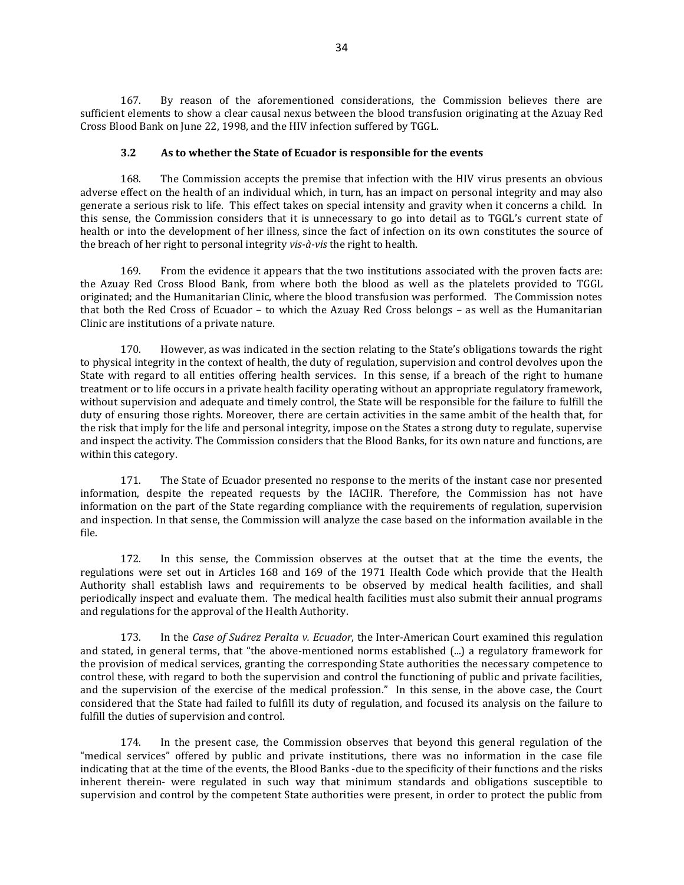167. By reason of the aforementioned considerations, the Commission believes there are sufficient elements to show a clear causal nexus between the blood transfusion originating at the Azuay Red Cross Blood Bank on June 22, 1998, and the HIV infection suffered by TGGL.

### 3.2 As to whether the State of Ecuador is responsible for the events

168. The Commission accepts the premise that infection with the HIV virus presents an obvious adverse effect on the health of an individual which, in turn, has an impact on personal integrity and may also generate a serious risk to life. This effect takes on special intensity and gravity when it concerns a child. In this sense, the Commission considers that it is unnecessary to go into detail as to TGGL's current state of health or into the development of her illness, since the fact of infection on its own constitutes the source of the breach of her right to personal integrity *vis-à-vis* the right to health.

169. From the evidence it appears that the two institutions associated with the proven facts are: the Azuay Red Cross Blood Bank, from where both the blood as well as the platelets provided to TGGL originated; and the Humanitarian Clinic, where the blood transfusion was performed. The Commission notes that both the Red Cross of Ecuador – to which the Azuay Red Cross belongs – as well as the Humanitarian Clinic are institutions of a private nature.

170. However, as was indicated in the section relating to the State's obligations towards the right to physical integrity in the context of health, the duty of regulation, supervision and control devolves upon the State with regard to all entities offering health services. In this sense, if a breach of the right to humane treatment or to life occurs in a private health facility operating without an appropriate regulatory framework, without supervision and adequate and timely control, the State will be responsible for the failure to fulfill the duty of ensuring those rights. Moreover, there are certain activities in the same ambit of the health that, for the risk that imply for the life and personal integrity, impose on the States a strong duty to regulate, supervise and inspect the activity. The Commission considers that the Blood Banks, for its own nature and functions, are within this category.

171. The State of Ecuador presented no response to the merits of the instant case nor presented information, despite the repeated requests by the IACHR. Therefore, the Commission has not have information on the part of the State regarding compliance with the requirements of regulation, supervision and inspection. In that sense, the Commission will analyze the case based on the information available in the file.

172. In this sense, the Commission observes at the outset that at the time the events, the regulations were set out in Articles 168 and 169 of the 1971 Health Code which provide that the Health Authority shall establish laws and requirements to be observed by medical health facilities, and shall periodically inspect and evaluate them. The medical health facilities must also submit their annual programs and regulations for the approval of the Health Authority.

173. In the *Case of Suárez Peralta v. Ecuador*, the Inter-American Court examined this regulation and stated, in general terms, that "the above-mentioned norms established (...) a regulatory framework for the provision of medical services, granting the corresponding State authorities the necessary competence to control these, with regard to both the supervision and control the functioning of public and private facilities, and the supervision of the exercise of the medical profession." In this sense, in the above case, the Court considered that the State had failed to fulfill its duty of regulation, and focused its analysis on the failure to fulfill the duties of supervision and control.

174. In the present case, the Commission observes that beyond this general regulation of the "medical services" offered by public and private institutions, there was no information in the case file indicating that at the time of the events, the Blood Banks -due to the specificity of their functions and the risks inherent therein- were regulated in such way that minimum standards and obligations susceptible to supervision and control by the competent State authorities were present, in order to protect the public from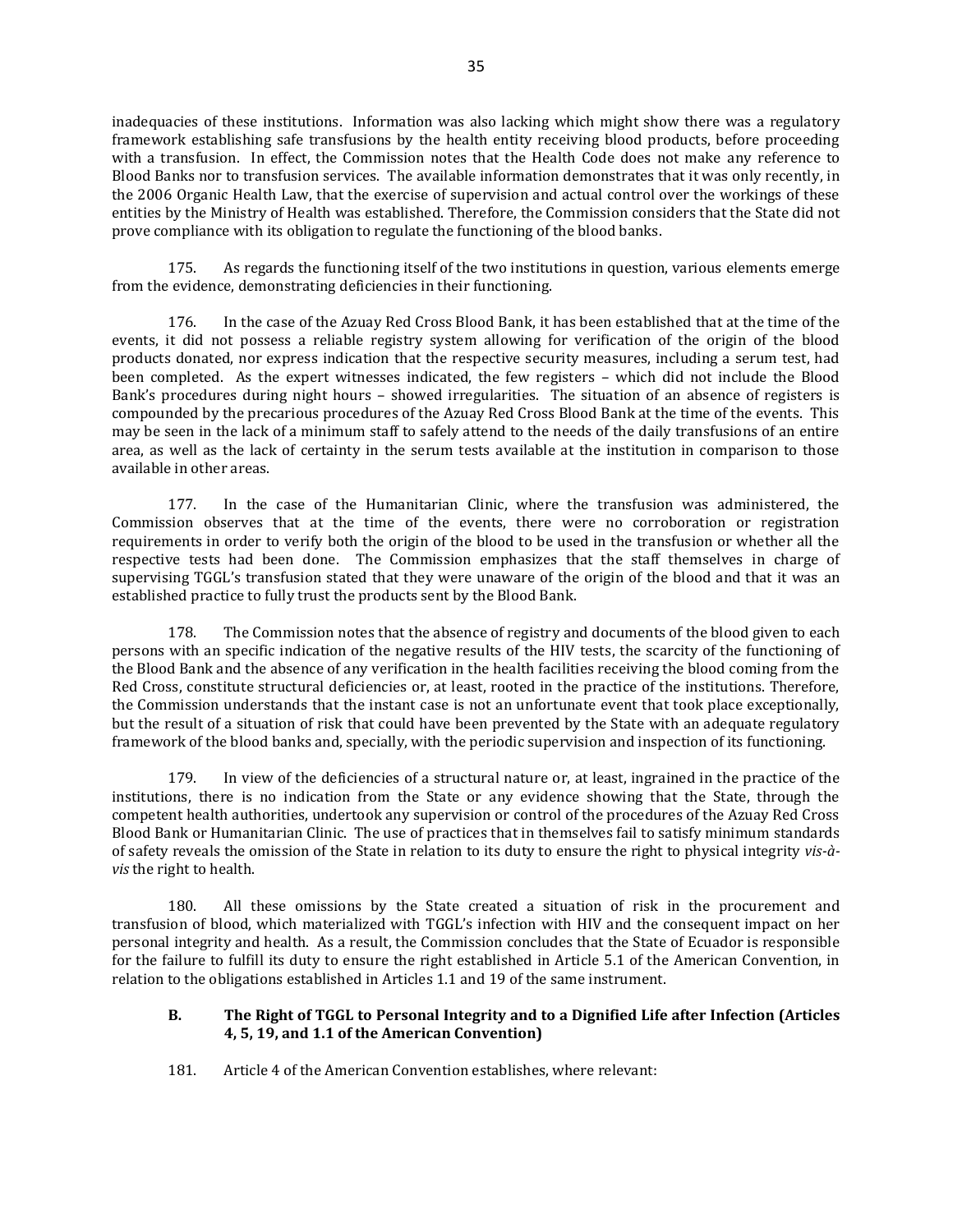inadequacies of these institutions. Information was also lacking which might show there was a regulatory framework establishing safe transfusions by the health entity receiving blood products, before proceeding with a transfusion. In effect, the Commission notes that the Health Code does not make any reference to Blood Banks nor to transfusion services. The available information demonstrates that it was only recently, in the 2006 Organic Health Law, that the exercise of supervision and actual control over the workings of these entities by the Ministry of Health was established. Therefore, the Commission considers that the State did not prove compliance with its obligation to regulate the functioning of the blood banks.

175. As regards the functioning itself of the two institutions in question, various elements emerge from the evidence, demonstrating deficiencies in their functioning.

176. In the case of the Azuay Red Cross Blood Bank, it has been established that at the time of the events, it did not possess a reliable registry system allowing for verification of the origin of the blood products donated, nor express indication that the respective security measures, including a serum test, had been completed. As the expert witnesses indicated, the few registers – which did not include the Blood Bank's procedures during night hours – showed irregularities. The situation of an absence of registers is compounded by the precarious procedures of the Azuay Red Cross Blood Bank at the time of the events. This may be seen in the lack of a minimum staff to safely attend to the needs of the daily transfusions of an entire area, as well as the lack of certainty in the serum tests available at the institution in comparison to those available in other areas.

177. In the case of the Humanitarian Clinic, where the transfusion was administered, the Commission observes that at the time of the events, there were no corroboration or registration requirements in order to verify both the origin of the blood to be used in the transfusion or whether all the respective tests had been done. The Commission emphasizes that the staff themselves in charge of supervising TGGL's transfusion stated that they were unaware of the origin of the blood and that it was an established practice to fully trust the products sent by the Blood Bank.

178. The Commission notes that the absence of registry and documents of the blood given to each persons with an specific indication of the negative results of the HIV tests, the scarcity of the functioning of the Blood Bank and the absence of any verification in the health facilities receiving the blood coming from the Red Cross, constitute structural deficiencies or, at least, rooted in the practice of the institutions. Therefore, the Commission understands that the instant case is not an unfortunate event that took place exceptionally, but the result of a situation of risk that could have been prevented by the State with an adequate regulatory framework of the blood banks and, specially, with the periodic supervision and inspection of its functioning.

179. In view of the deficiencies of a structural nature or, at least, ingrained in the practice of the institutions, there is no indication from the State or any evidence showing that the State, through the competent health authorities, undertook any supervision or control of the procedures of the Azuay Red Cross Blood Bank or Humanitarian Clinic. The use of practices that in themselves fail to satisfy minimum standards of safety reveals the omission of the State in relation to its duty to ensure the right to physical integrity *vis-à-vis* the right to health.

180. All these omissions by the State created a situation of risk in the procurement and transfusion of blood, which materialized with TGGL's infection with HIV and the consequent impact on her personal integrity and health. As a result, the Commission concludes that the State of Ecuador is responsible for the failure to fulfill its duty to ensure the right established in Article 5.1 of the American Convention, in relation to the obligations established in Articles 1.1 and 19 of the same instrument.

### B. The Right of TGGL to Personal Integrity and to a Dignified Life after Infection (Articles 4, 5, 19, and 1.1 of the American Convention)

181. Article 4 of the American Convention establishes, where relevant: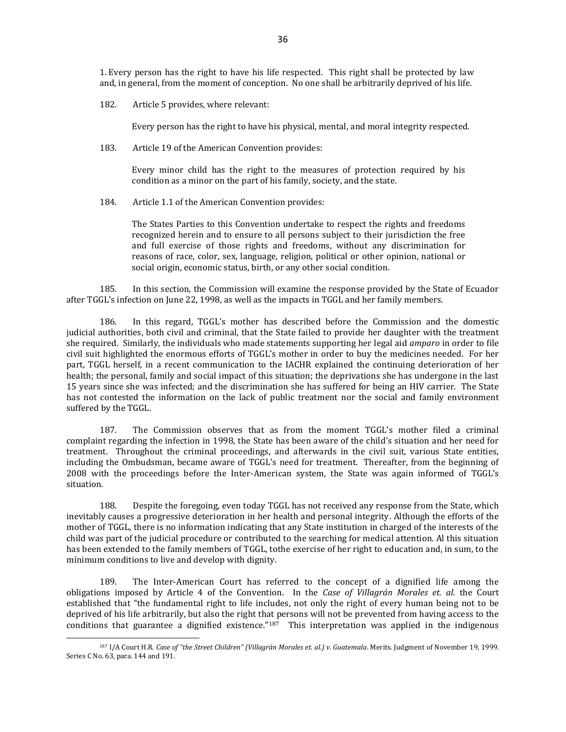> 1. Every person has the right to have his life respected. This right shall be protected by law and, in general, from the moment of conception. No one shall be arbitrarily deprived of his life.

182. Article 5 provides, where relevant:

> Every person has the right to have his physical, mental, and moral integrity respected.

183. Article 19 of the American Convention provides:

> Every minor child has the right to the measures of protection required by his condition as a minor on the part of his family, society, and the state.

184. Article 1.1 of the American Convention provides:

> The States Parties to this Convention undertake to respect the rights and freedoms recognized herein and to ensure to all persons subject to their jurisdiction the free and full exercise of those rights and freedoms, without any discrimination for reasons of race, color, sex, language, religion, political or other opinion, national or social origin, economic status, birth, or any other social condition.

185. In this section, the Commission will examine the response provided by the State of Ecuador after TGGL's infection on June 22, 1998, as well as the impacts in TGGL and her family members.

186. In this regard, TGGL's mother has described before the Commission and the domestic judicial authorities, both civil and criminal, that the State failed to provide her daughter with the treatment she required. Similarly, the individuals who made statements supporting her legal aid *amparo* in order to file civil suit highlighted the enormous efforts of TGGL's mother in order to buy the medicines needed. For her part, TGGL herself, in a recent communication to the IACHR explained the continuing deterioration of her health; the personal, family and social impact of this situation; the deprivations she has undergone in the last 15 years since she was infected; and the discrimination she has suffered for being an HIV carrier. The State has not contested the information on the lack of public treatment nor the social and family environment suffered by the TGGL.

187. The Commission observes that as from the moment TGGL's mother filed a criminal complaint regarding the infection in 1998, the State has been aware of the child's situation and her need for treatment. Throughout the criminal proceedings, and afterwards in the civil suit, various State entities, including the Ombudsman, became aware of TGGL's need for treatment. Thereafter, from the beginning of 2008 with the proceedings before the Inter-American system, the State was again informed of TGGL's situation.

188. Despite the foregoing, even today TGGL has not received any response from the State, which inevitably causes a progressive deterioration in her health and personal integrity. Although the efforts of the mother of TGGL, there is no information indicating that any State institution in charged of the interests of the child was part of the judicial procedure or contributed to the searching for medical attention. Al this situation has been extended to the family members of TGGL, tothe exercise of her right to education and, in sum, to the mínimum conditions to live and develop with dignity.

189. The Inter-American Court has referred to the concept of a dignified life among the obligations imposed by Article 4 of the Convention. In the *Case of Villagrán Morales et. al.* the Court established that "the fundamental right to life includes, not only the right of every human being not to be deprived of his life arbitrarily, but also the right that persons will not be prevented from having access to the conditions that guarantee a dignified existence."[187] This interpretation was applied in the indigenous

---

[187] I/A Court H.R. *Case of "the Street Children" (Villagrán Morales et. al.) v. Guatemala*. Merits. Judgment of November 19, 1999. Series C No. 63, para. 144 and 191.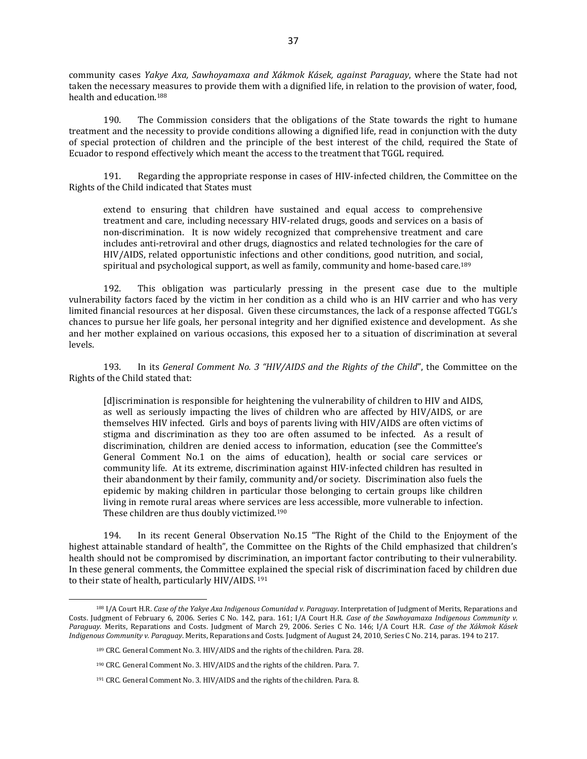community cases *Yakye Axa, Sawhoyamaxa and Xákmok Kásek, against Paraguay*, where the State had not taken the necessary measures to provide them with a dignified life, in relation to the provision of water, food, health and education.[188]

190. The Commission considers that the obligations of the State towards the right to humane treatment and the necessity to provide conditions allowing a dignified life, read in conjunction with the duty of special protection of children and the principle of the best interest of the child, required the State of Ecuador to respond effectively which meant the access to the treatment that TGGL required.

191. Regarding the appropriate response in cases of HIV-infected children, the Committee on the Rights of the Child indicated that States must

> extend to ensuring that children have sustained and equal access to comprehensive treatment and care, including necessary HIV-related drugs, goods and services on a basis of non-discrimination. It is now widely recognized that comprehensive treatment and care includes anti-retroviral and other drugs, diagnostics and related technologies for the care of HIV/AIDS, related opportunistic infections and other conditions, good nutrition, and social, spiritual and psychological support, as well as family, community and home-based care.[189]

192. This obligation was particularly pressing in the present case due to the multiple vulnerability factors faced by the victim in her condition as a child who is an HIV carrier and who has very limited financial resources at her disposal. Given these circumstances, the lack of a response affected TGGL's chances to pursue her life goals, her personal integrity and her dignified existence and development. As she and her mother explained on various occasions, this exposed her to a situation of discrimination at several levels.

193. In its *General Comment No. 3 "HIV/AIDS and the Rights of the Child*", the Committee on the Rights of the Child stated that:

> [d]iscrimination is responsible for heightening the vulnerability of children to HIV and AIDS, as well as seriously impacting the lives of children who are affected by HIV/AIDS, or are themselves HIV infected. Girls and boys of parents living with HIV/AIDS are often victims of stigma and discrimination as they too are often assumed to be infected. As a result of discrimination, children are denied access to information, education (see the Committee's General Comment No.1 on the aims of education), health or social care services or community life. At its extreme, discrimination against HIV-infected children has resulted in their abandonment by their family, community and/or society. Discrimination also fuels the epidemic by making children in particular those belonging to certain groups like children living in remote rural areas where services are less accessible, more vulnerable to infection. These children are thus doubly victimized.[190]

194. In its recent General Observation No.15 "The Right of the Child to the Enjoyment of the highest attainable standard of health", the Committee on the Rights of the Child emphasized that children's health should not be compromised by discrimination, an important factor contributing to their vulnerability. In these general comments, the Committee explained the special risk of discrimination faced by children due to their state of health, particularly HIV/AIDS.[191]

---

[188] I/A Court H.R. *Case of the Yakye Axa Indigenous Comunidad v. Paraguay*. Interpretation of Judgment of Merits, Reparations and Costs. Judgment of February 6, 2006. Series C No. 142, para. 161; I/A Court H.R. *Case of the Sawhoyamaxa Indigenous Community v. Paraguay*. Merits, Reparations and Costs. Judgment of March 29, 2006. Series C No. 146; I/A Court H.R. *Case of the Xákmok Kásek Indigenous Community v. Paraguay*. Merits, Reparations and Costs. Judgment of August 24, 2010, Series C No. 214, paras. 194 to 217.

[189] CRC. General Comment No. 3. HIV/AIDS and the rights of the children. Para. 28.

[190] CRC. General Comment No. 3. HIV/AIDS and the rights of the children. Para. 7.

[191] CRC. General Comment No. 3. HIV/AIDS and the rights of the children. Para. 8.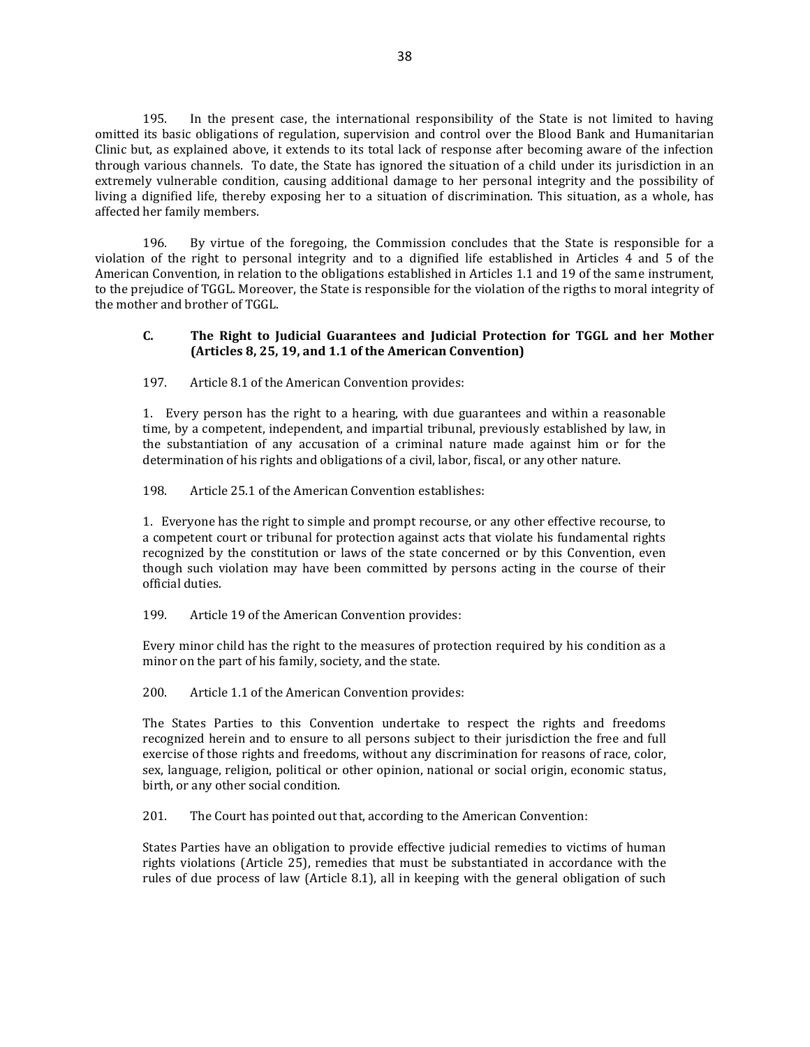195. In the present case, the international responsibility of the State is not limited to having omitted its basic obligations of regulation, supervision and control over the Blood Bank and Humanitarian Clinic but, as explained above, it extends to its total lack of response after becoming aware of the infection through various channels. To date, the State has ignored the situation of a child under its jurisdiction in an extremely vulnerable condition, causing additional damage to her personal integrity and the possibility of living a dignified life, thereby exposing her to a situation of discrimination. This situation, as a whole, has affected her family members.

196. By virtue of the foregoing, the Commission concludes that the State is responsible for a violation of the right to personal integrity and to a dignified life established in Articles 4 and 5 of the American Convention, in relation to the obligations established in Articles 1.1 and 19 of the same instrument, to the prejudice of TGGL. Moreover, the State is responsible for the violation of the rigths to moral integrity of the mother and brother of TGGL.

### C. The Right to Judicial Guarantees and Judicial Protection for TGGL and her Mother (Articles 8, 25, 19, and 1.1 of the American Convention)

197. Article 8.1 of the American Convention provides:

> 1. Every person has the right to a hearing, with due guarantees and within a reasonable time, by a competent, independent, and impartial tribunal, previously established by law, in the substantiation of any accusation of a criminal nature made against him or for the determination of his rights and obligations of a civil, labor, fiscal, or any other nature.

198. Article 25.1 of the American Convention establishes:

> 1. Everyone has the right to simple and prompt recourse, or any other effective recourse, to a competent court or tribunal for protection against acts that violate his fundamental rights recognized by the constitution or laws of the state concerned or by this Convention, even though such violation may have been committed by persons acting in the course of their official duties.

199. Article 19 of the American Convention provides:

> Every minor child has the right to the measures of protection required by his condition as a minor on the part of his family, society, and the state.

200. Article 1.1 of the American Convention provides:

> The States Parties to this Convention undertake to respect the rights and freedoms recognized herein and to ensure to all persons subject to their jurisdiction the free and full exercise of those rights and freedoms, without any discrimination for reasons of race, color, sex, language, religion, political or other opinion, national or social origin, economic status, birth, or any other social condition.

201. The Court has pointed out that, according to the American Convention:

> States Parties have an obligation to provide effective judicial remedies to victims of human rights violations (Article 25), remedies that must be substantiated in accordance with the rules of due process of law (Article 8.1), all in keeping with the general obligation of such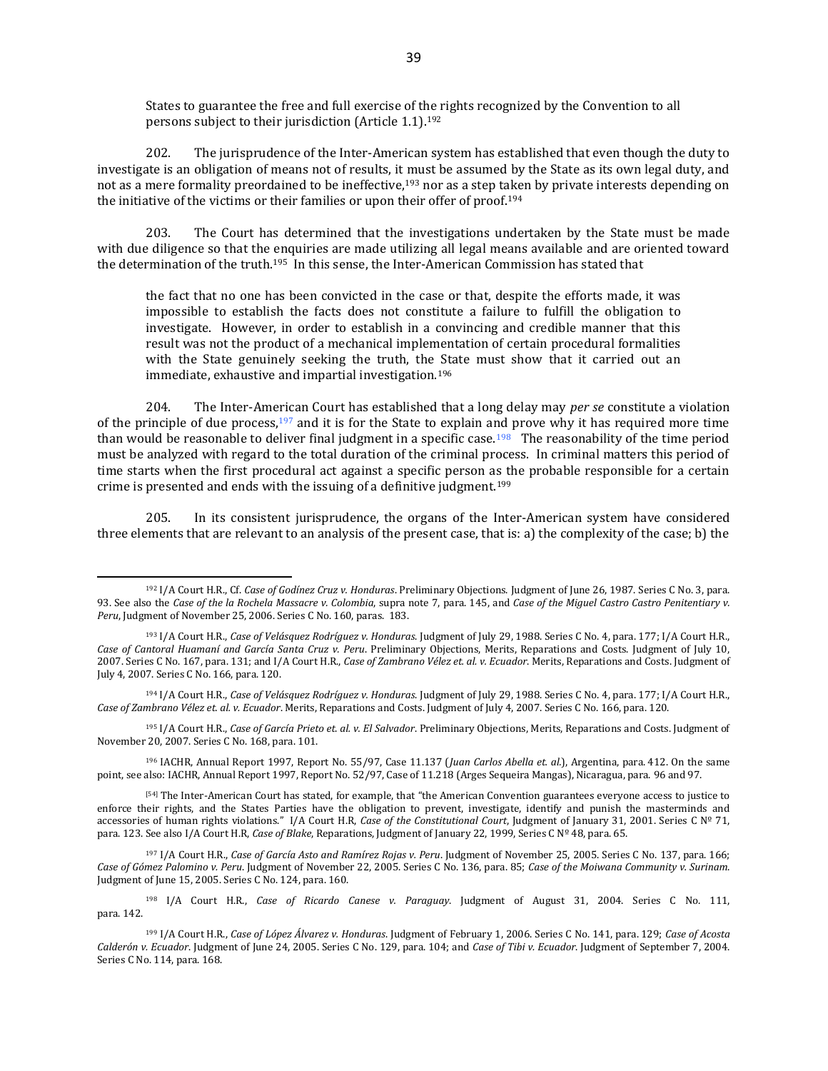States to guarantee the free and full exercise of the rights recognized by the Convention to all persons subject to their jurisdiction (Article 1.1).[192]

202. The jurisprudence of the Inter-American system has established that even though the duty to investigate is an obligation of means not of results, it must be assumed by the State as its own legal duty, and not as a mere formality preordained to be ineffective,[193] nor as a step taken by private interests depending on the initiative of the victims or their families or upon their offer of proof.[194]

203. The Court has determined that the investigations undertaken by the State must be made with due diligence so that the enquiries are made utilizing all legal means available and are oriented toward the determination of the truth.[195] In this sense, the Inter-American Commission has stated that

> the fact that no one has been convicted in the case or that, despite the efforts made, it was impossible to establish the facts does not constitute a failure to fulfill the obligation to investigate. However, in order to establish in a convincing and credible manner that this result was not the product of a mechanical implementation of certain procedural formalities with the State genuinely seeking the truth, the State must show that it carried out an immediate, exhaustive and impartial investigation.[196]

204. The Inter-American Court has established that a long delay may *per se* constitute a violation of the principle of due process,[197] and it is for the State to explain and prove why it has required more time than would be reasonable to deliver final judgment in a specific case.[198] The reasonability of the time period must be analyzed with regard to the total duration of the criminal process. In criminal matters this period of time starts when the first procedural act against a specific person as the probable responsible for a certain crime is presented and ends with the issuing of a definitive judgment.[199]

205. In its consistent jurisprudence, the organs of the Inter-American system have considered three elements that are relevant to an analysis of the present case, that is: a) the complexity of the case; b) the

---

[192] I/A Court H.R., Cf. *Case of Godínez Cruz v. Honduras*. Preliminary Objections. Judgment of June 26, 1987. Series C No. 3, para. 93. See also the *Case of the la Rochela Massacre v. Colombia*, supra note 7, para. 145, and *Case of the Miguel Castro Castro Penitentiary v. Peru*, Judgment of November 25, 2006. Series C No. 160, paras. 183.

[193] I/A Court H.R., *Case of Velásquez Rodríguez v. Honduras*. Judgment of July 29, 1988. Series C No. 4, para. 177; I/A Court H.R., *Case of Cantoral Huamaní and García Santa Cruz v. Peru*. Preliminary Objections, Merits, Reparations and Costs. Judgment of July 10, 2007. Series C No. 167, para. 131; and I/A Court H.R., *Case of Zambrano Vélez et. al. v. Ecuador*. Merits, Reparations and Costs. Judgment of July 4, 2007. Series C No. 166, para. 120.

[194] I/A Court H.R., *Case of Velásquez Rodríguez v. Honduras*. Judgment of July 29, 1988. Series C No. 4, para. 177; I/A Court H.R., *Case of Zambrano Vélez et. al. v. Ecuador*. Merits, Reparations and Costs. Judgment of July 4, 2007. Series C No. 166, para. 120.

[195] I/A Court H.R., *Case of García Prieto et. al. v. El Salvador*. Preliminary Objections, Merits, Reparations and Costs. Judgment of November 20, 2007. Series C No. 168, para. 101.

[196] IACHR, Annual Report 1997, Report No. 55/97, Case 11.137 (*Juan Carlos Abella et. al.*), Argentina, para. 412. On the same point, see also: IACHR, Annual Report 1997, Report No. 52/97, Case of 11.218 (Arges Sequeira Mangas), Nicaragua, para. 96 and 97.

[54] The Inter-American Court has stated, for example, that "the American Convention guarantees everyone access to justice to enforce their rights, and the States Parties have the obligation to prevent, investigate, identify and punish the masterminds and accessories of human rights violations." I/A Court H.R, *Case of the Constitutional Court*, Judgment of January 31, 2001. Series C Nº 71, para. 123. See also I/A Court H.R, *Case of Blake*, Reparations, Judgment of January 22, 1999, Series C Nº 48, para. 65.

[197] I/A Court H.R., *Case of García Asto and Ramírez Rojas v. Peru*. Judgment of November 25, 2005. Series C No. 137, para. 166; *Case of Gómez Palomino v. Peru*. Judgment of November 22, 2005. Series C No. 136, para. 85; *Case of the Moiwana Community v. Surinam*. Judgment of June 15, 2005. Series C No. 124, para. 160.

[198] I/A Court H.R., *Case of Ricardo Canese v. Paraguay*. Judgment of August 31, 2004. Series C No. 111, para. 142.

[199] I/A Court H.R., *Case of López Álvarez v. Honduras*. Judgment of February 1, 2006. Series C No. 141, para. 129; *Case of Acosta Calderón v. Ecuador*. Judgment of June 24, 2005. Series C No. 129, para. 104; and *Case of Tibi v. Ecuador*. Judgment of September 7, 2004. Series C No. 114, para. 168.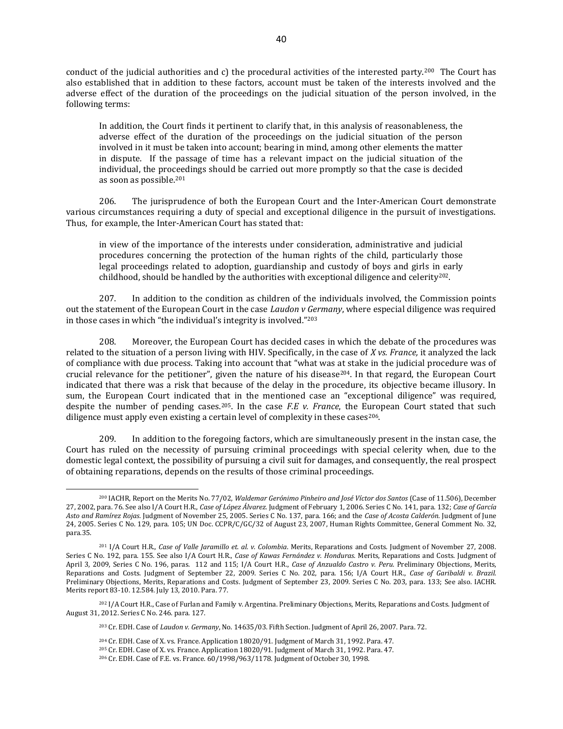conduct of the judicial authorities and c) the procedural activities of the interested party.[200] The Court has also established that in addition to these factors, account must be taken of the interests involved and the adverse effect of the duration of the proceedings on the judicial situation of the person involved, in the following terms:

> In addition, the Court finds it pertinent to clarify that, in this analysis of reasonableness, the adverse effect of the duration of the proceedings on the judicial situation of the person involved in it must be taken into account; bearing in mind, among other elements the matter in dispute. If the passage of time has a relevant impact on the judicial situation of the individual, the proceedings should be carried out more promptly so that the case is decided as soon as possible.[201]

206. The jurisprudence of both the European Court and the Inter-American Court demonstrate various circumstances requiring a duty of special and exceptional diligence in the pursuit of investigations. Thus, for example, the Inter-American Court has stated that:

> in view of the importance of the interests under consideration, administrative and judicial procedures concerning the protection of the human rights of the child, particularly those legal proceedings related to adoption, guardianship and custody of boys and girls in early childhood, should be handled by the authorities with exceptional diligence and celerity[202].

207. In addition to the condition as children of the individuals involved, the Commission points out the statement of the European Court in the case *Laudon v Germany*, where especial diligence was required in those cases in which "the individual's integrity is involved."[203]

208. Moreover, the European Court has decided cases in which the debate of the procedures was related to the situation of a person living with HIV. Specifically, in the case of *X vs. France,* it analyzed the lack of compliance with due process. Taking into account that "what was at stake in the judicial procedure was of crucial relevance for the petitioner", given the nature of his disease[204]. In that regard, the European Court indicated that there was a risk that because of the delay in the procedure, its objective became illusory. In sum, the European Court indicated that in the mentioned case an "exceptional diligence" was required, despite the number of pending cases.[205]. In the case *F.E v. France*, the European Court stated that such diligence must apply even existing a certain level of complexity in these cases[206].

209. In addition to the foregoing factors, which are simultaneously present in the instan case, the Court has ruled on the necessity of pursuing criminal proceedings with special celerity when, due to the domestic legal context, the possibility of pursuing a civil suit for damages, and consequently, the real prospect of obtaining reparations, depends on the results of those criminal proceedings.

---

[200] IACHR, Report on the Merits No. 77/02, *Waldemar Gerónimo Pinheiro and José Víctor dos Santos* (Case of 11.506), December 27, 2002, para. 76. See also I/A Court H.R., *Case of López Álvarez.* Judgment of February 1, 2006. Series C No. 141, para. 132; *Case of García Asto and Ramírez Rojas.* Judgment of November 25, 2005. Series C No. 137, para. 166; and the *Case of Acosta Calderón.* Judgment of June 24, 2005. Series C No. 129, para. 105; UN Doc. CCPR/C/GC/32 of August 23, 2007, Human Rights Committee, General Comment No. 32, para.35.

[201] I/A Court H.R., *Case of Valle Jaramillo et. al. v. Colombia*. Merits, Reparations and Costs. Judgment of November 27, 2008. Series C No. 192, para. 155. See also I/A Court H.R., *Case of Kawas Fernández v. Honduras.* Merits, Reparations and Costs. Judgment of April 3, 2009, Series C No. 196, paras. 112 and 115; I/A Court H.R., *Case of Anzualdo Castro v. Peru.* Preliminary Objections, Merits, Reparations and Costs. Judgment of September 22, 2009. Series C No. 202, para. 156; I/A Court H.R., *Case of Garibaldi v. Brazil.* Preliminary Objections, Merits, Reparations and Costs. Judgment of September 23, 2009. Series C No. 203, para. 133; See also. IACHR. Merits report 83-10. 12.584. July 13, 2010. Para. 77.

[202] I/A Court H.R., Case of Furlan and Family v. Argentina. Preliminary Objections, Merits, Reparations and Costs. Judgment of August 31, 2012. Series C No. 246. para. 127.

[203] Cr. EDH. Case of *Laudon v. Germany*, No. 14635/03. Fifth Section. Judgment of April 26, 2007. Para. 72.

[204] Cr. EDH. Case of X. vs. France. Application 18020/91. Judgment of March 31, 1992. Para. 47.

[205] Cr. EDH. Case of X. vs. France. Application 18020/91. Judgment of March 31, 1992. Para. 47.

[206] Cr. EDH. Case of F.E. vs. France. 60/1998/963/1178. Judgment of October 30, 1998.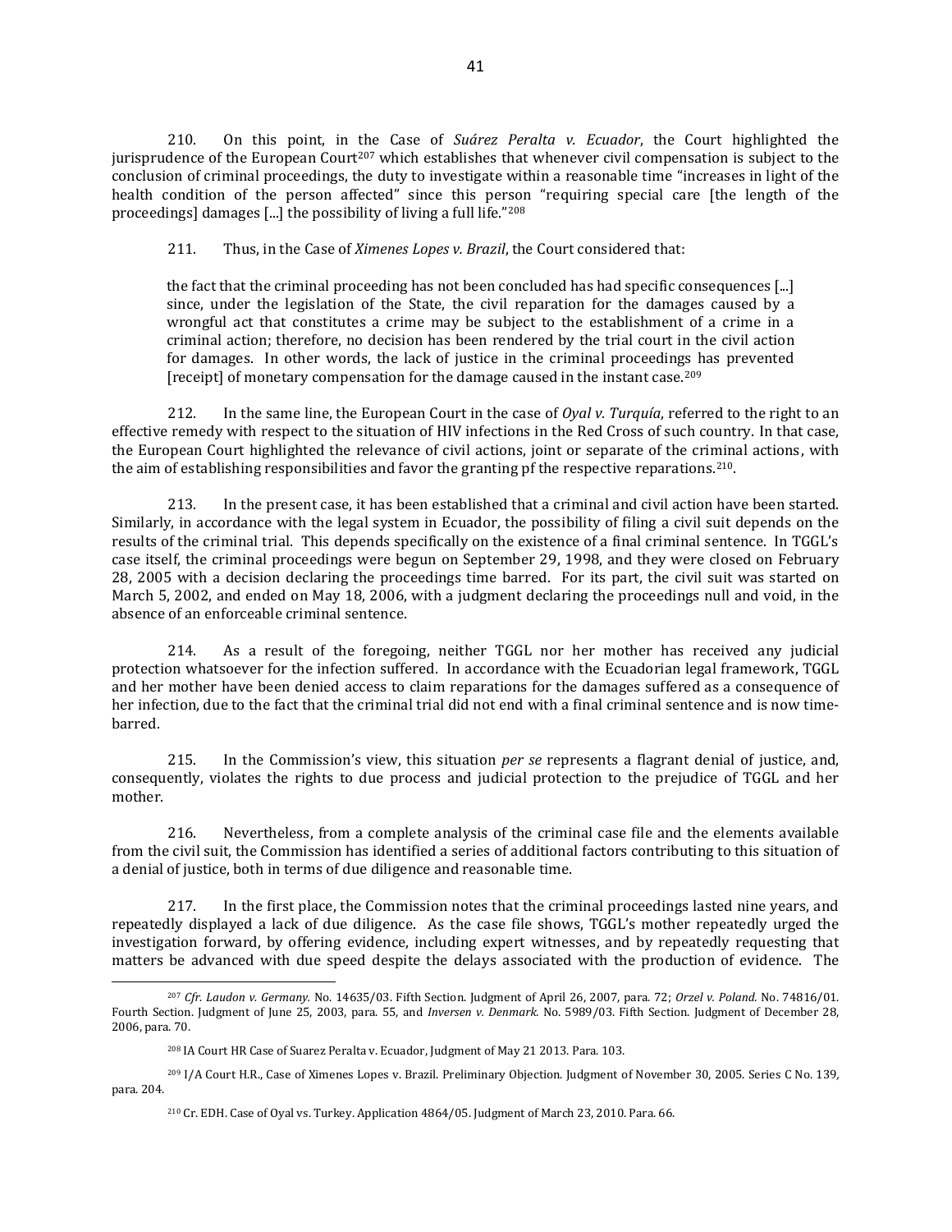210. On this point, in the Case of *Suárez Peralta v. Ecuador*, the Court highlighted the jurisprudence of the European Court[207] which establishes that whenever civil compensation is subject to the conclusion of criminal proceedings, the duty to investigate within a reasonable time "increases in light of the health condition of the person affected" since this person "requiring special care [the length of the proceedings] damages [...] the possibility of living a full life."[208]

211. Thus, in the Case of *Ximenes Lopes v. Brazil*, the Court considered that:

> the fact that the criminal proceeding has not been concluded has had specific consequences [...] since, under the legislation of the State, the civil reparation for the damages caused by a wrongful act that constitutes a crime may be subject to the establishment of a crime in a criminal action; therefore, no decision has been rendered by the trial court in the civil action for damages. In other words, the lack of justice in the criminal proceedings has prevented [receipt] of monetary compensation for the damage caused in the instant case.[209]

212. In the same line, the European Court in the case of *Oyal v. Turquía*, referred to the right to an effective remedy with respect to the situation of HIV infections in the Red Cross of such country. In that case, the European Court highlighted the relevance of civil actions, joint or separate of the criminal actions, with the aim of establishing responsibilities and favor the granting pf the respective reparations.[210].

213. In the present case, it has been established that a criminal and civil action have been started. Similarly, in accordance with the legal system in Ecuador, the possibility of filing a civil suit depends on the results of the criminal trial. This depends specifically on the existence of a final criminal sentence. In TGGL's case itself, the criminal proceedings were begun on September 29, 1998, and they were closed on February 28, 2005 with a decision declaring the proceedings time barred. For its part, the civil suit was started on March 5, 2002, and ended on May 18, 2006, with a judgment declaring the proceedings null and void, in the absence of an enforceable criminal sentence.

214. As a result of the foregoing, neither TGGL nor her mother has received any judicial protection whatsoever for the infection suffered. In accordance with the Ecuadorian legal framework, TGGL and her mother have been denied access to claim reparations for the damages suffered as a consequence of her infection, due to the fact that the criminal trial did not end with a final criminal sentence and is now time-barred.

215. In the Commission's view, this situation *per se* represents a flagrant denial of justice, and, consequently, violates the rights to due process and judicial protection to the prejudice of TGGL and her mother.

216. Nevertheless, from a complete analysis of the criminal case file and the elements available from the civil suit, the Commission has identified a series of additional factors contributing to this situation of a denial of justice, both in terms of due diligence and reasonable time.

217. In the first place, the Commission notes that the criminal proceedings lasted nine years, and repeatedly displayed a lack of due diligence. As the case file shows, TGGL's mother repeatedly urged the investigation forward, by offering evidence, including expert witnesses, and by repeatedly requesting that matters be advanced with due speed despite the delays associated with the production of evidence. The

---

[207] *Cfr. Laudon v. Germany.* No. 14635/03. Fifth Section. Judgment of April 26, 2007, para. 72; *Orzel v. Poland.* No. 74816/01. Fourth Section. Judgment of June 25, 2003, para. 55, and *Inversen v. Denmark.* No. 5989/03. Fifth Section. Judgment of December 28, 2006, para. 70.

[208] IA Court HR Case of Suarez Peralta v. Ecuador, Judgment of May 21 2013. Para. 103.

[209] I/A Court H.R., Case of Ximenes Lopes v. Brazil. Preliminary Objection. Judgment of November 30, 2005. Series C No. 139, para. 204.

[210] Cr. EDH. Case of Oyal vs. Turkey. Application 4864/05. Judgment of March 23, 2010. Para. 66.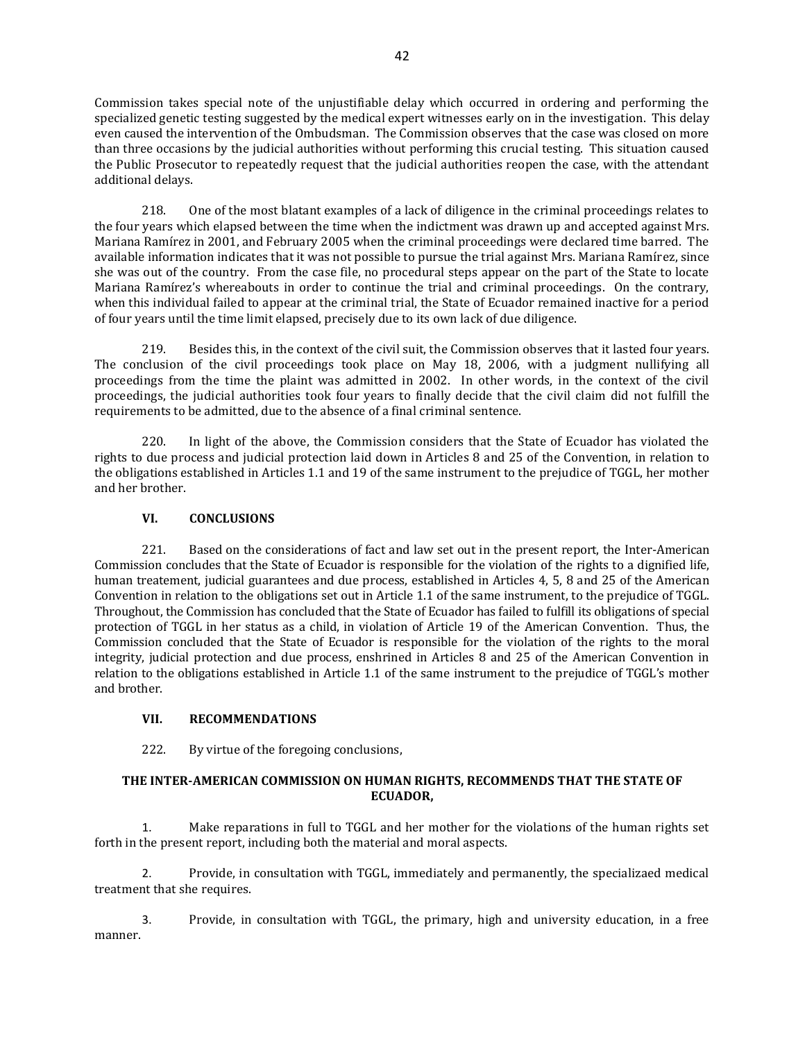Commission takes special note of the unjustifiable delay which occurred in ordering and performing the specialized genetic testing suggested by the medical expert witnesses early on in the investigation. This delay even caused the intervention of the Ombudsman. The Commission observes that the case was closed on more than three occasions by the judicial authorities without performing this crucial testing. This situation caused the Public Prosecutor to repeatedly request that the judicial authorities reopen the case, with the attendant additional delays.

218. One of the most blatant examples of a lack of diligence in the criminal proceedings relates to the four years which elapsed between the time when the indictment was drawn up and accepted against Mrs. Mariana Ramírez in 2001, and February 2005 when the criminal proceedings were declared time barred. The available information indicates that it was not possible to pursue the trial against Mrs. Mariana Ramírez, since she was out of the country. From the case file, no procedural steps appear on the part of the State to locate Mariana Ramírez's whereabouts in order to continue the trial and criminal proceedings. On the contrary, when this individual failed to appear at the criminal trial, the State of Ecuador remained inactive for a period of four years until the time limit elapsed, precisely due to its own lack of due diligence.

219. Besides this, in the context of the civil suit, the Commission observes that it lasted four years. The conclusion of the civil proceedings took place on May 18, 2006, with a judgment nullifying all proceedings from the time the plaint was admitted in 2002. In other words, in the context of the civil proceedings, the judicial authorities took four years to finally decide that the civil claim did not fulfill the requirements to be admitted, due to the absence of a final criminal sentence.

220. In light of the above, the Commission considers that the State of Ecuador has violated the rights to due process and judicial protection laid down in Articles 8 and 25 of the Convention, in relation to the obligations established in Articles 1.1 and 19 of the same instrument to the prejudice of TGGL, her mother and her brother.

## VI. CONCLUSIONS

221. Based on the considerations of fact and law set out in the present report, the Inter-American Commission concludes that the State of Ecuador is responsible for the violation of the rights to a dignified life, human treatement, judicial guarantees and due process, established in Articles 4, 5, 8 and 25 of the American Convention in relation to the obligations set out in Article 1.1 of the same instrument, to the prejudice of TGGL. Throughout, the Commission has concluded that the State of Ecuador has failed to fulfill its obligations of special protection of TGGL in her status as a child, in violation of Article 19 of the American Convention. Thus, the Commission concluded that the State of Ecuador is responsible for the violation of the rights to the moral integrity, judicial protection and due process, enshrined in Articles 8 and 25 of the American Convention in relation to the obligations established in Article 1.1 of the same instrument to the prejudice of TGGL's mother and brother.

## VII. RECOMMENDATIONS

222. By virtue of the foregoing conclusions,

**THE INTER-AMERICAN COMMISSION ON HUMAN RIGHTS, RECOMMENDS THAT THE STATE OF ECUADOR,**

1. Make reparations in full to TGGL and her mother for the violations of the human rights set forth in the present report, including both the material and moral aspects.

2. Provide, in consultation with TGGL, immediately and permanently, the specializaed medical treatment that she requires.

3. Provide, in consultation with TGGL, the primary, high and university education, in a free manner.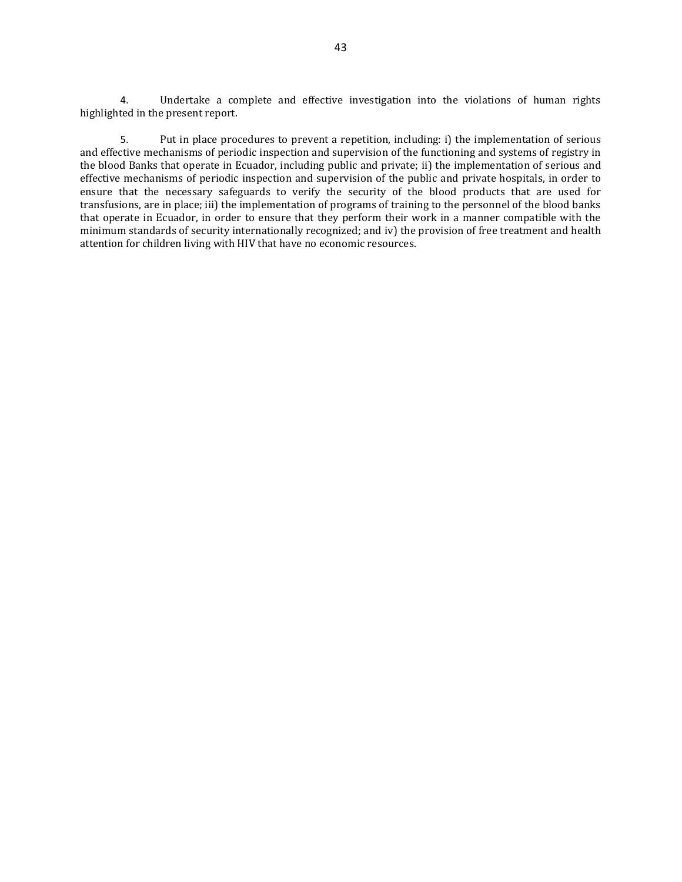4. Undertake a complete and effective investigation into the violations of human rights highlighted in the present report.

5. Put in place procedures to prevent a repetition, including: i) the implementation of serious and effective mechanisms of periodic inspection and supervision of the functioning and systems of registry in the blood Banks that operate in Ecuador, including public and private; ii) the implementation of serious and effective mechanisms of periodic inspection and supervision of the public and private hospitals, in order to ensure that the necessary safeguards to verify the security of the blood products that are used for transfusions, are in place; iii) the implementation of programs of training to the personnel of the blood banks that operate in Ecuador, in order to ensure that they perform their work in a manner compatible with the minimum standards of security internationally recognized; and iv) the provision of free treatment and health attention for children living with HIV that have no economic resources.